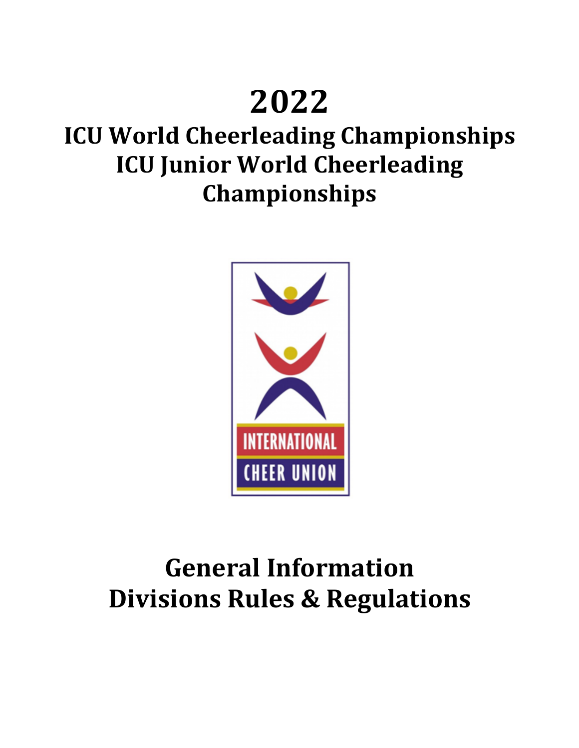# 2022

## ICU World Cheerleading Championships
## ICU Junior World Cheerleading Championships

INTERNATIONAL CHEER UNION

# General Information
# Divisions Rules & Regulations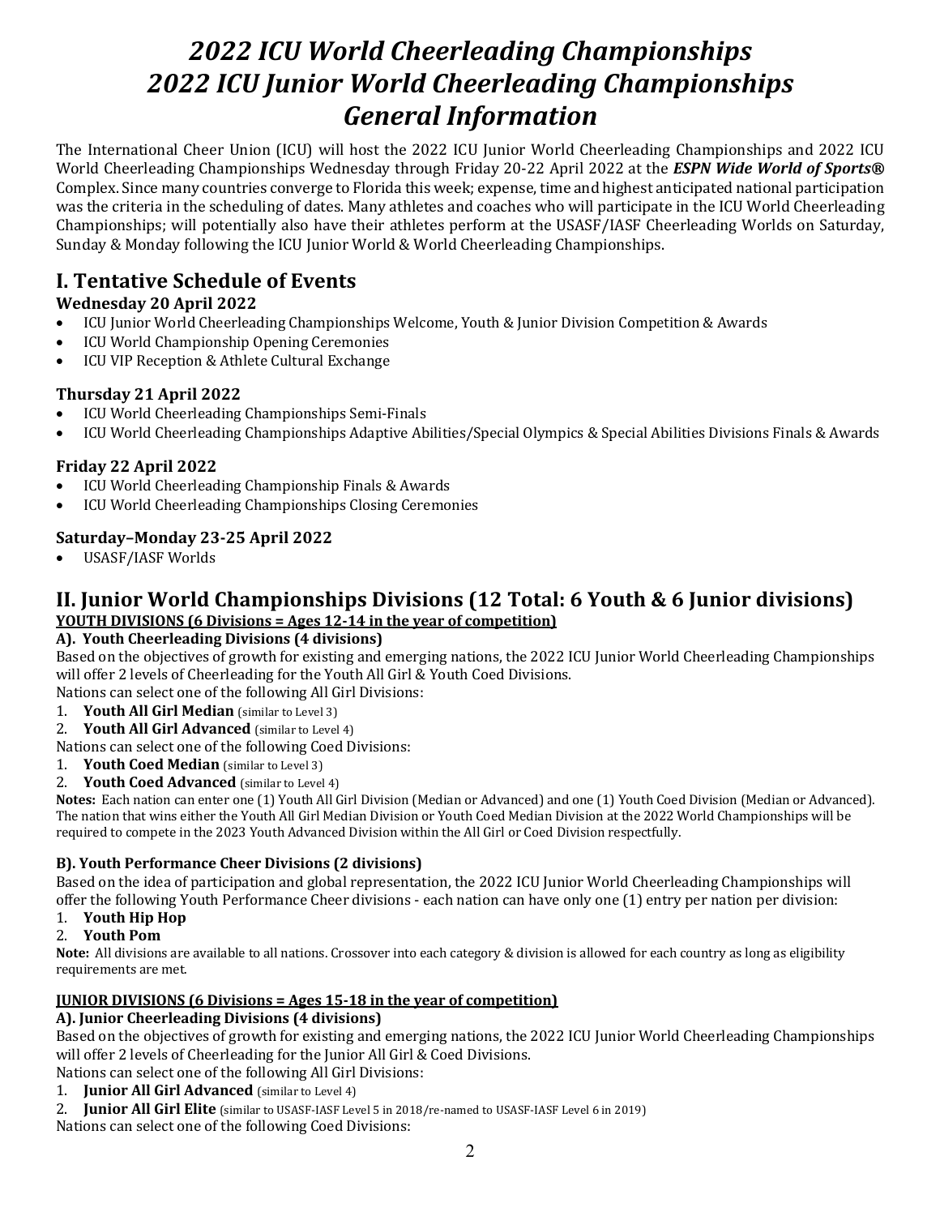// 2022 ICU World Cheerleading Championships
# *2022 ICU World Cheerleading Championships*
# *2022 ICU Junior World Cheerleading Championships*
# *General Information*

The International Cheer Union (ICU) will host the 2022 ICU Junior World Cheerleading Championships and 2022 ICU World Cheerleading Championships Wednesday through Friday 20-22 April 2022 at the ***ESPN Wide World of Sports®*** Complex. Since many countries converge to Florida this week; expense, time and highest anticipated national participation was the criteria in the scheduling of dates. Many athletes and coaches who will participate in the ICU World Cheerleading Championships; will potentially also have their athletes perform at the USASF/IASF Cheerleading Worlds on Saturday, Sunday & Monday following the ICU Junior World & World Cheerleading Championships.

## I. Tentative Schedule of Events

### Wednesday 20 April 2022

- ICU Junior World Cheerleading Championships Welcome, Youth & Junior Division Competition & Awards
- ICU World Championship Opening Ceremonies
- ICU VIP Reception & Athlete Cultural Exchange

### Thursday 21 April 2022

- ICU World Cheerleading Championships Semi-Finals
- ICU World Cheerleading Championships Adaptive Abilities/Special Olympics & Special Abilities Divisions Finals & Awards

### Friday 22 April 2022

- ICU World Cheerleading Championship Finals & Awards
- ICU World Cheerleading Championships Closing Ceremonies

### Saturday–Monday 23-25 April 2022

- USASF/IASF Worlds

## II. Junior World Championships Divisions (12 Total: 6 Youth & 6 Junior divisions)

**YOUTH DIVISIONS (6 Divisions = Ages 12-14 in the year of competition)**

**A). Youth Cheerleading Divisions (4 divisions)**

Based on the objectives of growth for existing and emerging nations, the 2022 ICU Junior World Cheerleading Championships will offer 2 levels of Cheerleading for the Youth All Girl & Youth Coed Divisions.

Nations can select one of the following All Girl Divisions:

1. **Youth All Girl Median** (similar to Level 3)
2. **Youth All Girl Advanced** (similar to Level 4)

Nations can select one of the following Coed Divisions:

1. **Youth Coed Median** (similar to Level 3)
2. **Youth Coed Advanced** (similar to Level 4)

**Notes:** Each nation can enter one (1) Youth All Girl Division (Median or Advanced) and one (1) Youth Coed Division (Median or Advanced). The nation that wins either the Youth All Girl Median Division or Youth Coed Median Division at the 2022 World Championships will be required to compete in the 2023 Youth Advanced Division within the All Girl or Coed Division respectfully.

**B). Youth Performance Cheer Divisions (2 divisions)**

Based on the idea of participation and global representation, the 2022 ICU Junior World Cheerleading Championships will offer the following Youth Performance Cheer divisions - each nation can have only one (1) entry per nation per division:

1. **Youth Hip Hop**
2. **Youth Pom**

**Note:** All divisions are available to all nations. Crossover into each category & division is allowed for each country as long as eligibility requirements are met.

**JUNIOR DIVISIONS (6 Divisions = Ages 15-18 in the year of competition)**

**A). Junior Cheerleading Divisions (4 divisions)**

Based on the objectives of growth for existing and emerging nations, the 2022 ICU Junior World Cheerleading Championships will offer 2 levels of Cheerleading for the Junior All Girl & Coed Divisions.

Nations can select one of the following All Girl Divisions:

1. **Junior All Girl Advanced** (similar to Level 4)
2. **Junior All Girl Elite** (similar to USASF-IASF Level 5 in 2018/re-named to USASF-IASF Level 6 in 2019)

Nations can select one of the following Coed Divisions: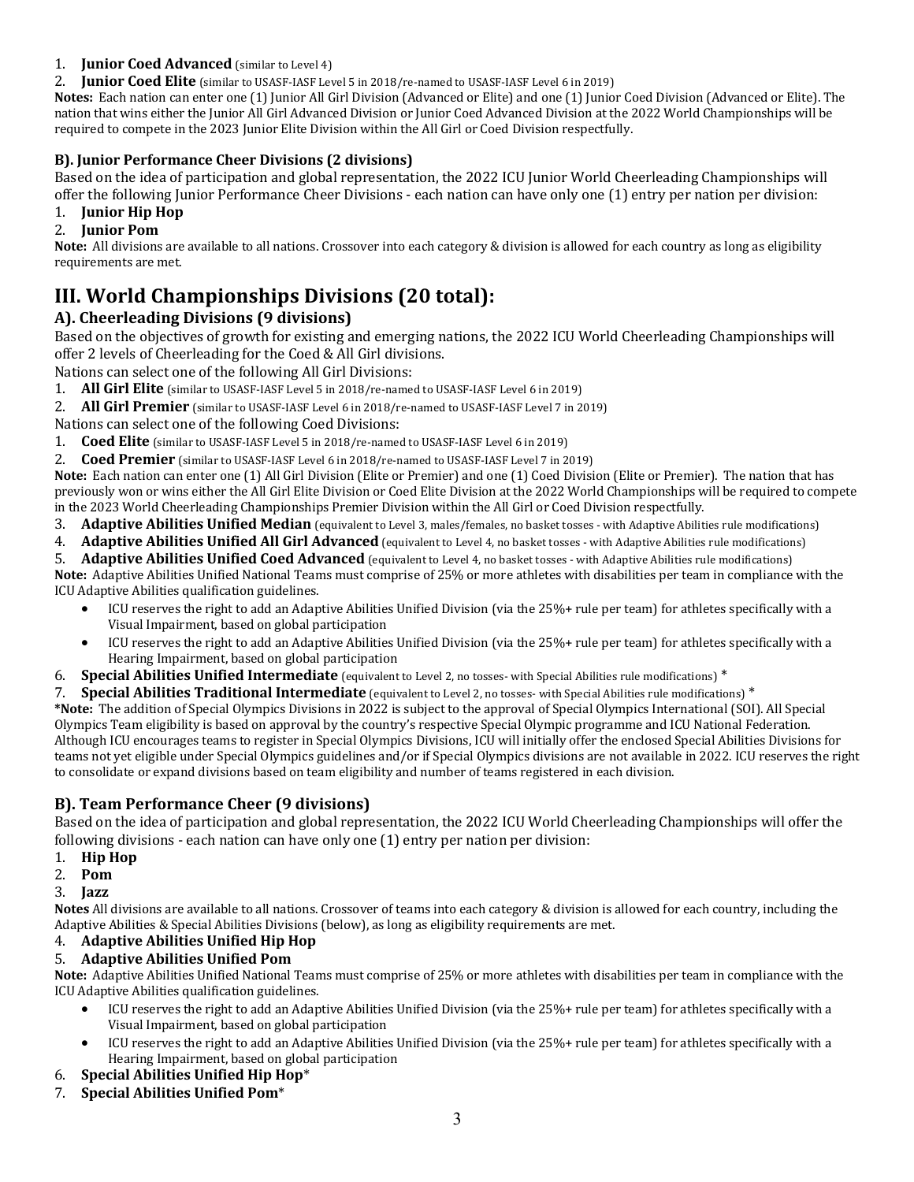1. **Junior Coed Advanced** (similar to Level 4)
2. **Junior Coed Elite** (similar to USASF-IASF Level 5 in 2018/re-named to USASF-IASF Level 6 in 2019)

**Notes:** Each nation can enter one (1) Junior All Girl Division (Advanced or Elite) and one (1) Junior Coed Division (Advanced or Elite). The nation that wins either the Junior All Girl Advanced Division or Junior Coed Advanced Division at the 2022 World Championships will be required to compete in the 2023 Junior Elite Division within the All Girl or Coed Division respectfully.

### B). Junior Performance Cheer Divisions (2 divisions)

Based on the idea of participation and global representation, the 2022 ICU Junior World Cheerleading Championships will offer the following Junior Performance Cheer Divisions - each nation can have only one (1) entry per nation per division:

1. **Junior Hip Hop**
2. **Junior Pom**

**Note:** All divisions are available to all nations. Crossover into each category & division is allowed for each country as long as eligibility requirements are met.

## III. World Championships Divisions (20 total):

### A). Cheerleading Divisions (9 divisions)

Based on the objectives of growth for existing and emerging nations, the 2022 ICU World Cheerleading Championships will offer 2 levels of Cheerleading for the Coed & All Girl divisions.

Nations can select one of the following All Girl Divisions:

1. **All Girl Elite** (similar to USASF-IASF Level 5 in 2018/re-named to USASF-IASF Level 6 in 2019)
2. **All Girl Premier** (similar to USASF-IASF Level 6 in 2018/re-named to USASF-IASF Level 7 in 2019)

Nations can select one of the following Coed Divisions:

1. **Coed Elite** (similar to USASF-IASF Level 5 in 2018/re-named to USASF-IASF Level 6 in 2019)
2. **Coed Premier** (similar to USASF-IASF Level 6 in 2018/re-named to USASF-IASF Level 7 in 2019)

**Note:** Each nation can enter one (1) All Girl Division (Elite or Premier) and one (1) Coed Division (Elite or Premier). The nation that has previously won or wins either the All Girl Elite Division or Coed Elite Division at the 2022 World Championships will be required to compete in the 2023 World Cheerleading Championships Premier Division within the All Girl or Coed Division respectfully.

3. **Adaptive Abilities Unified Median** (equivalent to Level 3, males/females, no basket tosses - with Adaptive Abilities rule modifications)
4. **Adaptive Abilities Unified All Girl Advanced** (equivalent to Level 4, no basket tosses - with Adaptive Abilities rule modifications)
5. **Adaptive Abilities Unified Coed Advanced** (equivalent to Level 4, no basket tosses - with Adaptive Abilities rule modifications)

**Note:** Adaptive Abilities Unified National Teams must comprise of 25% or more athletes with disabilities per team in compliance with the ICU Adaptive Abilities qualification guidelines.

- ICU reserves the right to add an Adaptive Abilities Unified Division (via the 25%+ rule per team) for athletes specifically with a Visual Impairment, based on global participation
- ICU reserves the right to add an Adaptive Abilities Unified Division (via the 25%+ rule per team) for athletes specifically with a Hearing Impairment, based on global participation

6. **Special Abilities Unified Intermediate** (equivalent to Level 2, no tosses- with Special Abilities rule modifications) *
7. **Special Abilities Traditional Intermediate** (equivalent to Level 2, no tosses- with Special Abilities rule modifications) *

***Note:** The addition of Special Olympics Divisions in 2022 is subject to the approval of Special Olympics International (SOI). All Special Olympics Team eligibility is based on approval by the country's respective Special Olympic programme and ICU National Federation. Although ICU encourages teams to register in Special Olympics Divisions, ICU will initially offer the enclosed Special Abilities Divisions for teams not yet eligible under Special Olympics guidelines and/or if Special Olympics divisions are not available in 2022. ICU reserves the right to consolidate or expand divisions based on team eligibility and number of teams registered in each division.

### B). Team Performance Cheer (9 divisions)

Based on the idea of participation and global representation, the 2022 ICU World Cheerleading Championships will offer the following divisions - each nation can have only one (1) entry per nation per division:

1. **Hip Hop**
2. **Pom**
3. **Jazz**

**Notes** All divisions are available to all nations. Crossover of teams into each category & division is allowed for each country, including the Adaptive Abilities & Special Abilities Divisions (below), as long as eligibility requirements are met.

4. **Adaptive Abilities Unified Hip Hop**
5. **Adaptive Abilities Unified Pom**

**Note:** Adaptive Abilities Unified National Teams must comprise of 25% or more athletes with disabilities per team in compliance with the ICU Adaptive Abilities qualification guidelines.

- ICU reserves the right to add an Adaptive Abilities Unified Division (via the 25%+ rule per team) for athletes specifically with a Visual Impairment, based on global participation
- ICU reserves the right to add an Adaptive Abilities Unified Division (via the 25%+ rule per team) for athletes specifically with a Hearing Impairment, based on global participation

6. **Special Abilities Unified Hip Hop***
7. **Special Abilities Unified Pom***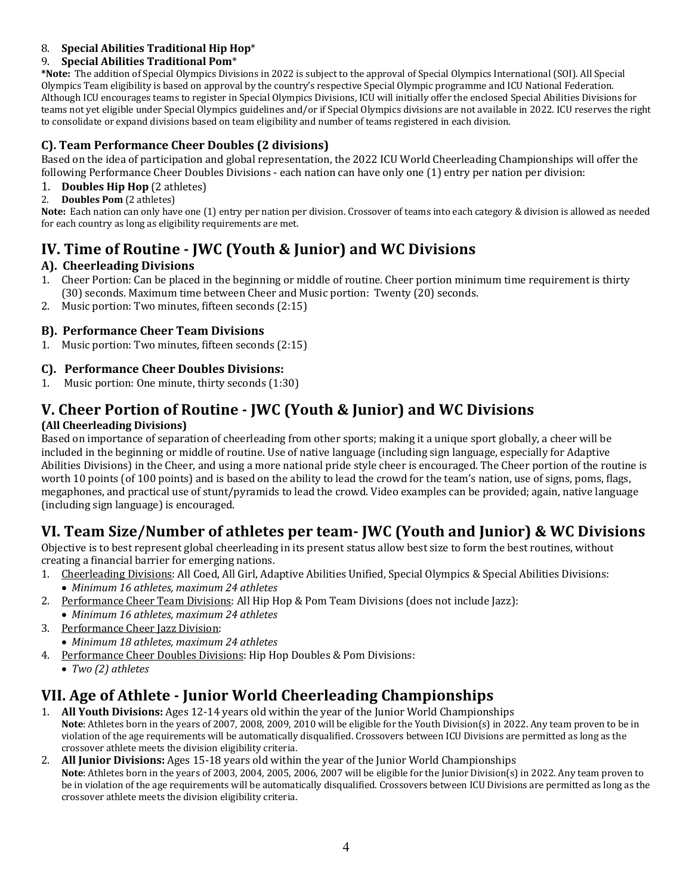8. **Special Abilities Traditional Hip Hop***
9. **Special Abilities Traditional Pom***

***Note:** The addition of Special Olympics Divisions in 2022 is subject to the approval of Special Olympics International (SOI). All Special Olympics Team eligibility is based on approval by the country's respective Special Olympic programme and ICU National Federation. Although ICU encourages teams to register in Special Olympics Divisions, ICU will initially offer the enclosed Special Abilities Divisions for teams not yet eligible under Special Olympics guidelines and/or if Special Olympics divisions are not available in 2022. ICU reserves the right to consolidate or expand divisions based on team eligibility and number of teams registered in each division.

### C). Team Performance Cheer Doubles (2 divisions)

Based on the idea of participation and global representation, the 2022 ICU World Cheerleading Championships will offer the following Performance Cheer Doubles Divisions - each nation can have only one (1) entry per nation per division:

1. **Doubles Hip Hop** (2 athletes)
2. **Doubles Pom** (2 athletes)

**Note:** Each nation can only have one (1) entry per nation per division. Crossover of teams into each category & division is allowed as needed for each country as long as eligibility requirements are met.

## IV. Time of Routine - JWC (Youth & Junior) and WC Divisions

### A). Cheerleading Divisions

1. Cheer Portion: Can be placed in the beginning or middle of routine. Cheer portion minimum time requirement is thirty (30) seconds. Maximum time between Cheer and Music portion: Twenty (20) seconds.
2. Music portion: Two minutes, fifteen seconds (2:15)

### B). Performance Cheer Team Divisions

1. Music portion: Two minutes, fifteen seconds (2:15)

### C). Performance Cheer Doubles Divisions:

1. Music portion: One minute, thirty seconds (1:30)

## V. Cheer Portion of Routine - JWC (Youth & Junior) and WC Divisions

**(All Cheerleading Divisions)**

Based on importance of separation of cheerleading from other sports; making it a unique sport globally, a cheer will be included in the beginning or middle of routine. Use of native language (including sign language, especially for Adaptive Abilities Divisions) in the Cheer, and using a more national pride style cheer is encouraged. The Cheer portion of the routine is worth 10 points (of 100 points) and is based on the ability to lead the crowd for the team's nation, use of signs, poms, flags, megaphones, and practical use of stunt/pyramids to lead the crowd. Video examples can be provided; again, native language (including sign language) is encouraged.

## VI. Team Size/Number of athletes per team- JWC (Youth and Junior) & WC Divisions

Objective is to best represent global cheerleading in its present status allow best size to form the best routines, without creating a financial barrier for emerging nations.

1. Cheerleading Divisions: All Coed, All Girl, Adaptive Abilities Unified, Special Olympics & Special Abilities Divisions:
   - *Minimum 16 athletes, maximum 24 athletes*
2. Performance Cheer Team Divisions: All Hip Hop & Pom Team Divisions (does not include Jazz):
   - *Minimum 16 athletes, maximum 24 athletes*
3. Performance Cheer Jazz Division:
   - *Minimum 18 athletes, maximum 24 athletes*
4. Performance Cheer Doubles Divisions: Hip Hop Doubles & Pom Divisions:
   - *Two (2) athletes*

## VII. Age of Athlete - Junior World Cheerleading Championships

1. **All Youth Divisions:** Ages 12-14 years old within the year of the Junior World Championships
   **Note**: Athletes born in the years of 2007, 2008, 2009, 2010 will be eligible for the Youth Division(s) in 2022. Any team proven to be in violation of the age requirements will be automatically disqualified. Crossovers between ICU Divisions are permitted as long as the crossover athlete meets the division eligibility criteria.
2. **All Junior Divisions:** Ages 15-18 years old within the year of the Junior World Championships
   **Note**: Athletes born in the years of 2003, 2004, 2005, 2006, 2007 will be eligible for the Junior Division(s) in 2022. Any team proven to be in violation of the age requirements will be automatically disqualified. Crossovers between ICU Divisions are permitted as long as the crossover athlete meets the division eligibility criteria.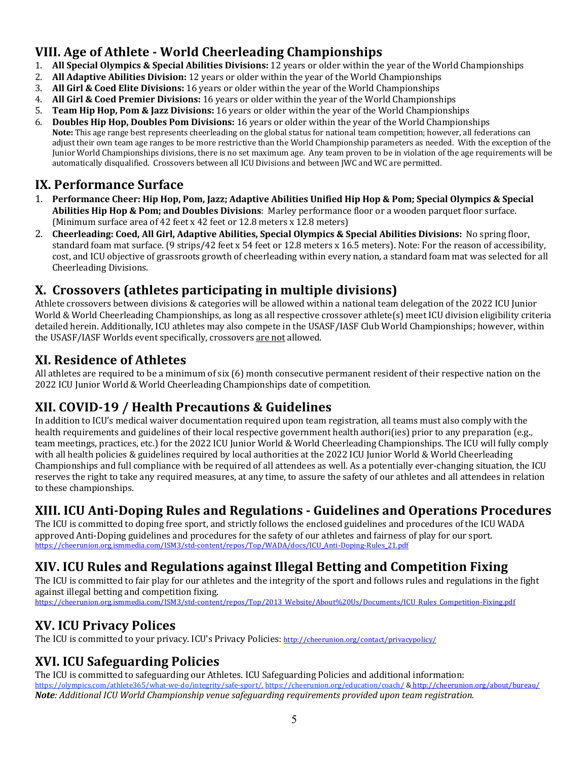## VIII. Age of Athlete - World Cheerleading Championships

1. **All Special Olympics & Special Abilities Divisions:** 12 years or older within the year of the World Championships
2. **All Adaptive Abilities Division:** 12 years or older within the year of the World Championships
3. **All Girl & Coed Elite Divisions:** 16 years or older within the year of the World Championships
4. **All Girl & Coed Premier Divisions:** 16 years or older within the year of the World Championships
5. **Team Hip Hop, Pom & Jazz Divisions:** 16 years or older within the year of the World Championships
6. **Doubles Hip Hop, Doubles Pom Divisions:** 16 years or older within the year of the World Championships
   **Note:** This age range best represents cheerleading on the global status for national team competition; however, all federations can adjust their own team age ranges to be more restrictive than the World Championship parameters as needed. With the exception of the Junior World Championships divisions, there is no set maximum age. Any team proven to be in violation of the age requirements will be automatically disqualified. Crossovers between all ICU Divisions and between JWC and WC are permitted.

## IX. Performance Surface

1. **Performance Cheer: Hip Hop, Pom, Jazz; Adaptive Abilities Unified Hip Hop & Pom; Special Olympics & Special Abilities Hip Hop & Pom; and Doubles Divisions**: Marley performance floor or a wooden parquet floor surface. (Minimum surface area of 42 feet x 42 feet or 12.8 meters x 12.8 meters)
2. **Cheerleading: Coed, All Girl, Adaptive Abilities, Special Olympics & Special Abilities Divisions:** No spring floor, standard foam mat surface. (9 strips/42 feet x 54 feet or 12.8 meters x 16.5 meters). Note: For the reason of accessibility, cost, and ICU objective of grassroots growth of cheerleading within every nation, a standard foam mat was selected for all Cheerleading Divisions.

## X. Crossovers (athletes participating in multiple divisions)

Athlete crossovers between divisions & categories will be allowed within a national team delegation of the 2022 ICU Junior World & World Cheerleading Championships, as long as all respective crossover athlete(s) meet ICU division eligibility criteria detailed herein. Additionally, ICU athletes may also compete in the USASF/IASF Club World Championships; however, within the USASF/IASF Worlds event specifically, crossovers are not allowed.

## XI. Residence of Athletes

All athletes are required to be a minimum of six (6) month consecutive permanent resident of their respective nation on the 2022 ICU Junior World & World Cheerleading Championships date of competition.

## XII. COVID-19 / Health Precautions & Guidelines

In addition to ICU's medical waiver documentation required upon team registration, all teams must also comply with the health requirements and guidelines of their local respective government health authori(ies) prior to any preparation (e.g., team meetings, practices, etc.) for the 2022 ICU Junior World & World Cheerleading Championships. The ICU will fully comply with all health policies & guidelines required by local authorities at the 2022 ICU Junior World & World Cheerleading Championships and full compliance with be required of all attendees as well. As a potentially ever-changing situation, the ICU reserves the right to take any required measures, at any time, to assure the safety of our athletes and all attendees in relation to these championships.

## XIII. ICU Anti-Doping Rules and Regulations - Guidelines and Operations Procedures

The ICU is committed to doping free sport, and strictly follows the enclosed guidelines and procedures of the ICU WADA approved Anti-Doping guidelines and procedures for the safety of our athletes and fairness of play for our sport.
https://cheerunion.org.ismmedia.com/ISM3/std-content/repos/Top/WADA/docs/ICU_Anti-Doping-Rules_21.pdf

## XIV. ICU Rules and Regulations against Illegal Betting and Competition Fixing

The ICU is committed to fair play for our athletes and the integrity of the sport and follows rules and regulations in the fight against illegal betting and competition fixing.
https://cheerunion.org.ismmedia.com/ISM3/std-content/repos/Top/2013_Website/About%20Us/Documents/ICU_Rules_Competition-Fixing.pdf

## XV. ICU Privacy Polices

The ICU is committed to your privacy. ICU's Privacy Policies: http://cheerunion.org/contact/privacypolicy/

## XVI. ICU Safeguarding Policies

The ICU is committed to safeguarding our Athletes. ICU Safeguarding Policies and additional information:
https://olympics.com/athlete365/what-we-do/integrity/safe-sport/, https://cheerunion.org/education/coach/ & http://cheerunion.org/about/bureau/
***Note**: Additional ICU World Championship venue safeguarding requirements provided upon team registration.*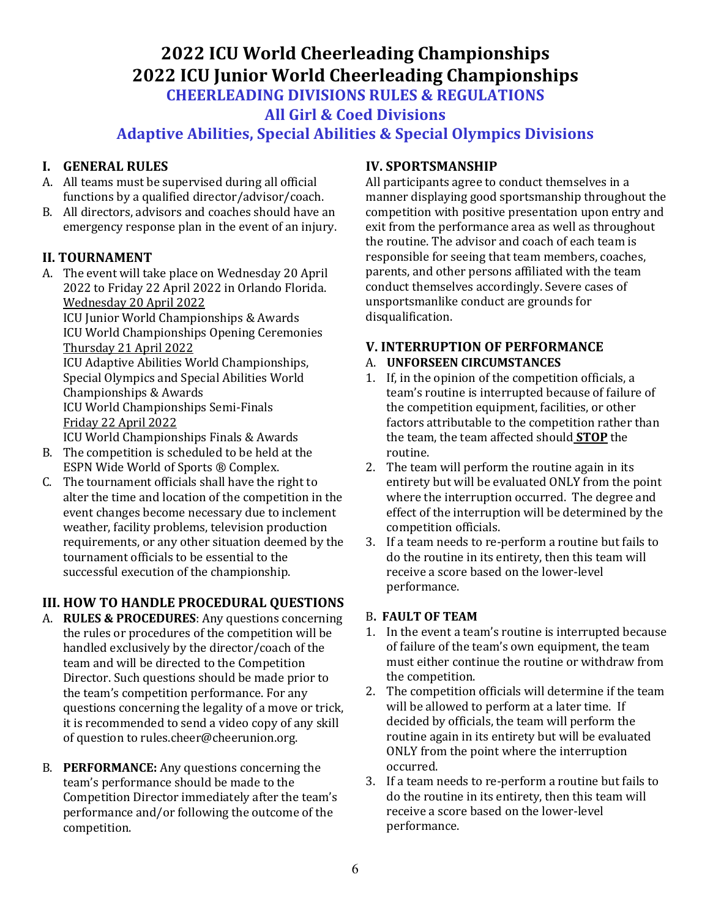# 2022 ICU World Cheerleading Championships
# 2022 ICU Junior World Cheerleading Championships

## CHEERLEADING DIVISIONS RULES & REGULATIONS

## All Girl & Coed Divisions

## Adaptive Abilities, Special Abilities & Special Olympics Divisions

### I. GENERAL RULES

A. All teams must be supervised during all official functions by a qualified director/advisor/coach.

B. All directors, advisors and coaches should have an emergency response plan in the event of an injury.

### II. TOURNAMENT

A. The event will take place on Wednesday 20 April 2022 to Friday 22 April 2022 in Orlando Florida.
Wednesday 20 April 2022
ICU Junior World Championships & Awards
ICU World Championships Opening Ceremonies
Thursday 21 April 2022
ICU Adaptive Abilities World Championships, Special Olympics and Special Abilities World Championships & Awards
ICU World Championships Semi-Finals
Friday 22 April 2022
ICU World Championships Finals & Awards

B. The competition is scheduled to be held at the ESPN Wide World of Sports ® Complex.

C. The tournament officials shall have the right to alter the time and location of the competition in the event changes become necessary due to inclement weather, facility problems, television production requirements, or any other situation deemed by the tournament officials to be essential to the successful execution of the championship.

### III. HOW TO HANDLE PROCEDURAL QUESTIONS

A. **RULES & PROCEDURES**: Any questions concerning the rules or procedures of the competition will be handled exclusively by the director/coach of the team and will be directed to the Competition Director. Such questions should be made prior to the team's competition performance. For any questions concerning the legality of a move or trick, it is recommended to send a video copy of any skill of question to rules.cheer@cheerunion.org.

B. **PERFORMANCE:** Any questions concerning the team's performance should be made to the Competition Director immediately after the team's performance and/or following the outcome of the competition.

### IV. SPORTSMANSHIP

All participants agree to conduct themselves in a manner displaying good sportsmanship throughout the competition with positive presentation upon entry and exit from the performance area as well as throughout the routine. The advisor and coach of each team is responsible for seeing that team members, coaches, parents, and other persons affiliated with the team conduct themselves accordingly. Severe cases of unsportsmanlike conduct are grounds for disqualification.

### V. INTERRUPTION OF PERFORMANCE

A. **UNFORSEEN CIRCUMSTANCES**

1. If, in the opinion of the competition officials, a team's routine is interrupted because of failure of the competition equipment, facilities, or other factors attributable to the competition rather than the team, the team affected should **STOP** the routine.
2. The team will perform the routine again in its entirety but will be evaluated ONLY from the point where the interruption occurred. The degree and effect of the interruption will be determined by the competition officials.
3. If a team needs to re-perform a routine but fails to do the routine in its entirety, then this team will receive a score based on the lower-level performance.

B. **FAULT OF TEAM**

1. In the event a team's routine is interrupted because of failure of the team's own equipment, the team must either continue the routine or withdraw from the competition.
2. The competition officials will determine if the team will be allowed to perform at a later time. If decided by officials, the team will perform the routine again in its entirety but will be evaluated ONLY from the point where the interruption occurred.
3. If a team needs to re-perform a routine but fails to do the routine in its entirety, then this team will receive a score based on the lower-level performance.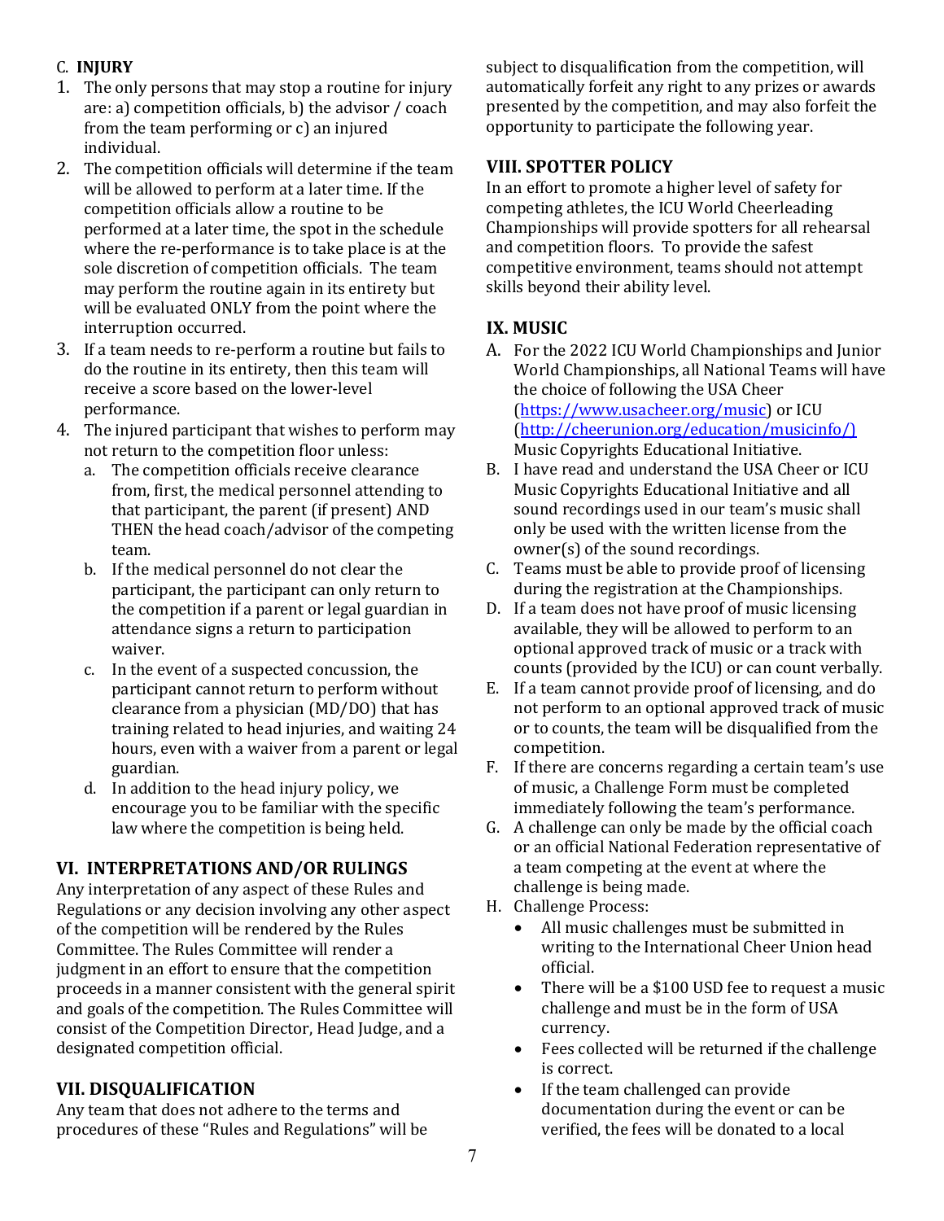C. **INJURY**

1. The only persons that may stop a routine for injury are: a) competition officials, b) the advisor / coach from the team performing or c) an injured individual.
2. The competition officials will determine if the team will be allowed to perform at a later time. If the competition officials allow a routine to be performed at a later time, the spot in the schedule where the re-performance is to take place is at the sole discretion of competition officials. The team may perform the routine again in its entirety but will be evaluated ONLY from the point where the interruption occurred.
3. If a team needs to re-perform a routine but fails to do the routine in its entirety, then this team will receive a score based on the lower-level performance.
4. The injured participant that wishes to perform may not return to the competition floor unless:
   a. The competition officials receive clearance from, first, the medical personnel attending to that participant, the parent (if present) AND THEN the head coach/advisor of the competing team.
   b. If the medical personnel do not clear the participant, the participant can only return to the competition if a parent or legal guardian in attendance signs a return to participation waiver.
   c. In the event of a suspected concussion, the participant cannot return to perform without clearance from a physician (MD/DO) that has training related to head injuries, and waiting 24 hours, even with a waiver from a parent or legal guardian.
   d. In addition to the head injury policy, we encourage you to be familiar with the specific law where the competition is being held.

## VI. INTERPRETATIONS AND/OR RULINGS

Any interpretation of any aspect of these Rules and Regulations or any decision involving any other aspect of the competition will be rendered by the Rules Committee. The Rules Committee will render a judgment in an effort to ensure that the competition proceeds in a manner consistent with the general spirit and goals of the competition. The Rules Committee will consist of the Competition Director, Head Judge, and a designated competition official.

## VII. DISQUALIFICATION

Any team that does not adhere to the terms and procedures of these "Rules and Regulations" will be subject to disqualification from the competition, will automatically forfeit any right to any prizes or awards presented by the competition, and may also forfeit the opportunity to participate the following year.

## VIII. SPOTTER POLICY

In an effort to promote a higher level of safety for competing athletes, the ICU World Cheerleading Championships will provide spotters for all rehearsal and competition floors. To provide the safest competitive environment, teams should not attempt skills beyond their ability level.

## IX. MUSIC

A. For the 2022 ICU World Championships and Junior World Championships, all National Teams will have the choice of following the USA Cheer (https://www.usacheer.org/music) or ICU (http://cheerunion.org/education/musicinfo/) Music Copyrights Educational Initiative.
B. I have read and understand the USA Cheer or ICU Music Copyrights Educational Initiative and all sound recordings used in our team's music shall only be used with the written license from the owner(s) of the sound recordings.
C. Teams must be able to provide proof of licensing during the registration at the Championships.
D. If a team does not have proof of music licensing available, they will be allowed to perform to an optional approved track of music or a track with counts (provided by the ICU) or can count verbally.
E. If a team cannot provide proof of licensing, and do not perform to an optional approved track of music or to counts, the team will be disqualified from the competition.
F. If there are concerns regarding a certain team's use of music, a Challenge Form must be completed immediately following the team's performance.
G. A challenge can only be made by the official coach or an official National Federation representative of a team competing at the event at where the challenge is being made.
H. Challenge Process:
   - All music challenges must be submitted in writing to the International Cheer Union head official.
   - There will be a $100 USD fee to request a music challenge and must be in the form of USA currency.
   - Fees collected will be returned if the challenge is correct.
   - If the team challenged can provide documentation during the event or can be verified, the fees will be donated to a local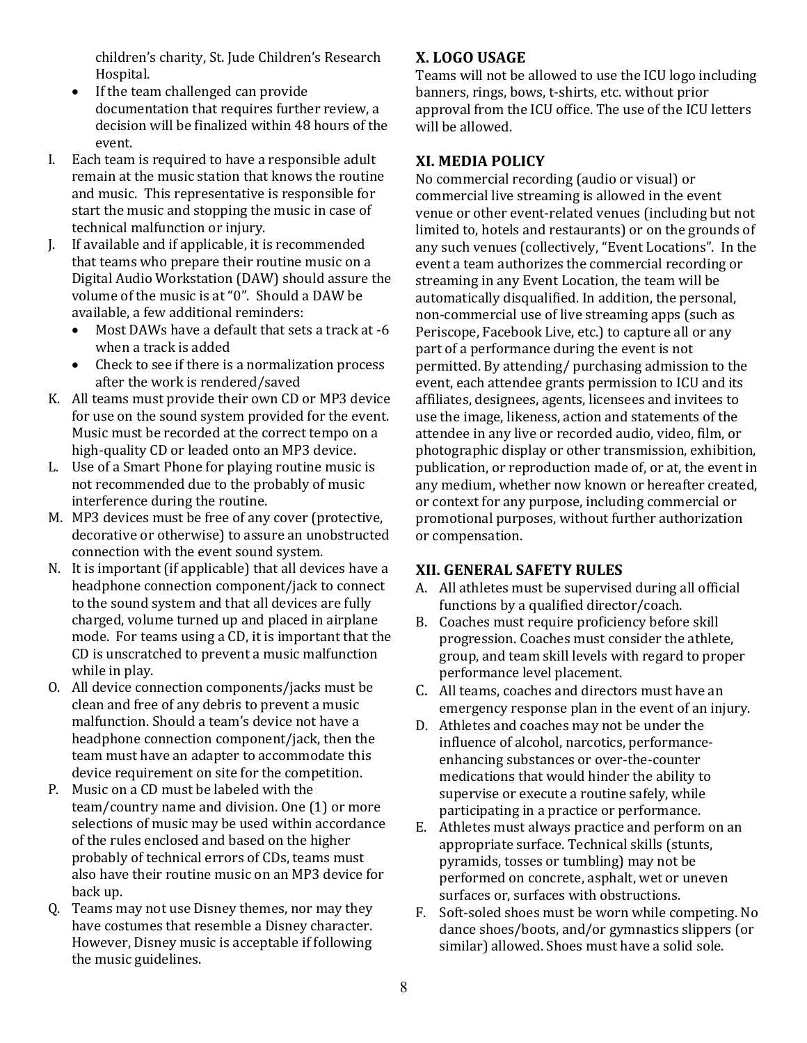children's charity, St. Jude Children's Research Hospital.

- If the team challenged can provide documentation that requires further review, a decision will be finalized within 48 hours of the event.

I. Each team is required to have a responsible adult remain at the music station that knows the routine and music. This representative is responsible for start the music and stopping the music in case of technical malfunction or injury.

J. If available and if applicable, it is recommended that teams who prepare their routine music on a Digital Audio Workstation (DAW) should assure the volume of the music is at "0". Should a DAW be available, a few additional reminders:
   - Most DAWs have a default that sets a track at -6 when a track is added
   - Check to see if there is a normalization process after the work is rendered/saved

K. All teams must provide their own CD or MP3 device for use on the sound system provided for the event. Music must be recorded at the correct tempo on a high-quality CD or leaded onto an MP3 device.

L. Use of a Smart Phone for playing routine music is not recommended due to the probably of music interference during the routine.

M. MP3 devices must be free of any cover (protective, decorative or otherwise) to assure an unobstructed connection with the event sound system.

N. It is important (if applicable) that all devices have a headphone connection component/jack to connect to the sound system and that all devices are fully charged, volume turned up and placed in airplane mode. For teams using a CD, it is important that the CD is unscratched to prevent a music malfunction while in play.

O. All device connection components/jacks must be clean and free of any debris to prevent a music malfunction. Should a team's device not have a headphone connection component/jack, then the team must have an adapter to accommodate this device requirement on site for the competition.

P. Music on a CD must be labeled with the team/country name and division. One (1) or more selections of music may be used within accordance of the rules enclosed and based on the higher probably of technical errors of CDs, teams must also have their routine music on an MP3 device for back up.

Q. Teams may not use Disney themes, nor may they have costumes that resemble a Disney character. However, Disney music is acceptable if following the music guidelines.

## X. LOGO USAGE

Teams will not be allowed to use the ICU logo including banners, rings, bows, t-shirts, etc. without prior approval from the ICU office. The use of the ICU letters will be allowed.

## XI. MEDIA POLICY

No commercial recording (audio or visual) or commercial live streaming is allowed in the event venue or other event-related venues (including but not limited to, hotels and restaurants) or on the grounds of any such venues (collectively, "Event Locations". In the event a team authorizes the commercial recording or streaming in any Event Location, the team will be automatically disqualified. In addition, the personal, non-commercial use of live streaming apps (such as Periscope, Facebook Live, etc.) to capture all or any part of a performance during the event is not permitted. By attending/ purchasing admission to the event, each attendee grants permission to ICU and its affiliates, designees, agents, licensees and invitees to use the image, likeness, action and statements of the attendee in any live or recorded audio, video, film, or photographic display or other transmission, exhibition, publication, or reproduction made of, or at, the event in any medium, whether now known or hereafter created, or context for any purpose, including commercial or promotional purposes, without further authorization or compensation.

## XII. GENERAL SAFETY RULES

A. All athletes must be supervised during all official functions by a qualified director/coach.

B. Coaches must require proficiency before skill progression. Coaches must consider the athlete, group, and team skill levels with regard to proper performance level placement.

C. All teams, coaches and directors must have an emergency response plan in the event of an injury.

D. Athletes and coaches may not be under the influence of alcohol, narcotics, performance-enhancing substances or over-the-counter medications that would hinder the ability to supervise or execute a routine safely, while participating in a practice or performance.

E. Athletes must always practice and perform on an appropriate surface. Technical skills (stunts, pyramids, tosses or tumbling) may not be performed on concrete, asphalt, wet or uneven surfaces or, surfaces with obstructions.

F. Soft-soled shoes must be worn while competing. No dance shoes/boots, and/or gymnastics slippers (or similar) allowed. Shoes must have a solid sole.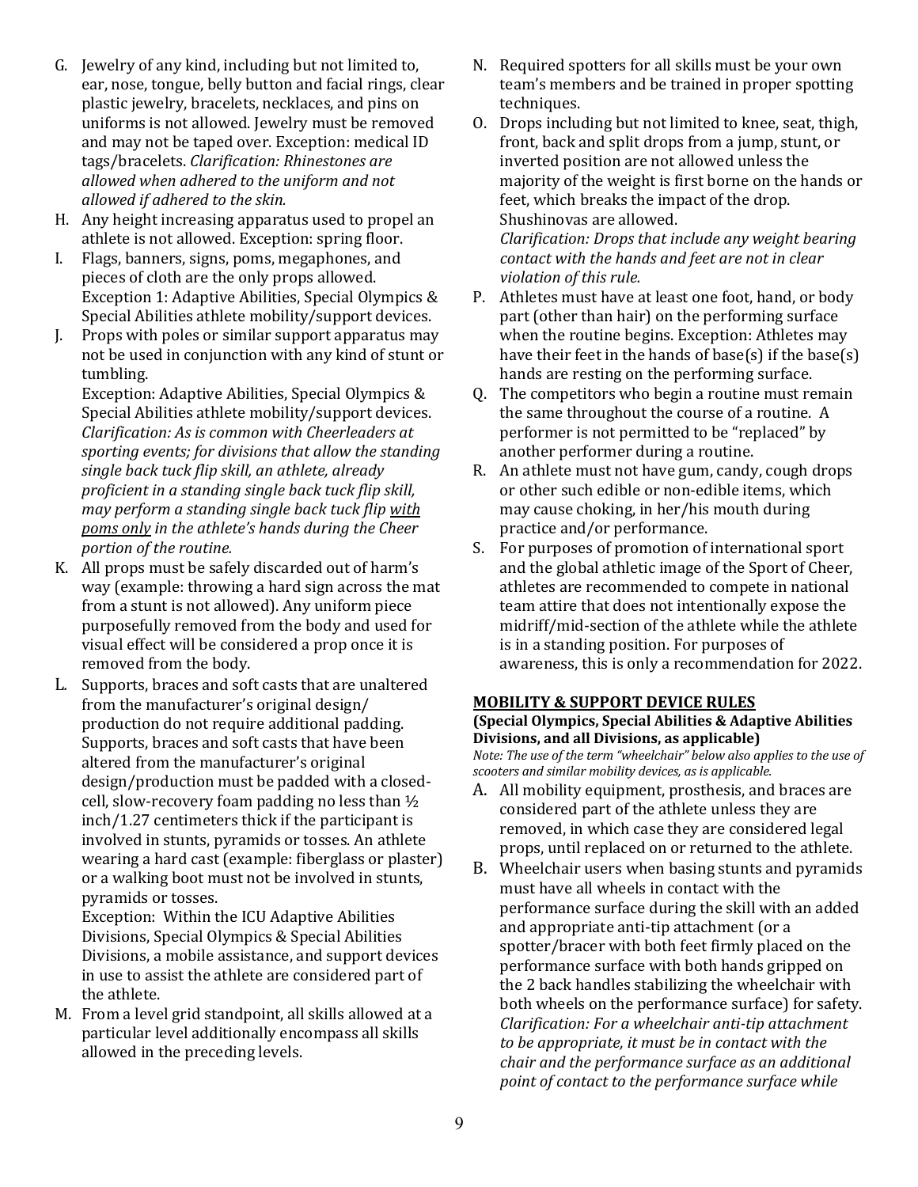G. Jewelry of any kind, including but not limited to, ear, nose, tongue, belly button and facial rings, clear plastic jewelry, bracelets, necklaces, and pins on uniforms is not allowed. Jewelry must be removed and may not be taped over. Exception: medical ID tags/bracelets. *Clarification: Rhinestones are allowed when adhered to the uniform and not allowed if adhered to the skin.*

H. Any height increasing apparatus used to propel an athlete is not allowed. Exception: spring floor.

I. Flags, banners, signs, poms, megaphones, and pieces of cloth are the only props allowed. Exception 1: Adaptive Abilities, Special Olympics & Special Abilities athlete mobility/support devices.

J. Props with poles or similar support apparatus may not be used in conjunction with any kind of stunt or tumbling.
Exception: Adaptive Abilities, Special Olympics & Special Abilities athlete mobility/support devices.
*Clarification: As is common with Cheerleaders at sporting events; for divisions that allow the standing single back tuck flip skill, an athlete, already proficient in a standing single back tuck flip skill, may perform a standing single back tuck flip <u>with poms only</u> in the athlete's hands during the Cheer portion of the routine.*

K. All props must be safely discarded out of harm's way (example: throwing a hard sign across the mat from a stunt is not allowed). Any uniform piece purposefully removed from the body and used for visual effect will be considered a prop once it is removed from the body.

L. Supports, braces and soft casts that are unaltered from the manufacturer's original design/ production do not require additional padding. Supports, braces and soft casts that have been altered from the manufacturer's original design/production must be padded with a closed-cell, slow-recovery foam padding no less than ½ inch/1.27 centimeters thick if the participant is involved in stunts, pyramids or tosses. An athlete wearing a hard cast (example: fiberglass or plaster) or a walking boot must not be involved in stunts, pyramids or tosses.
Exception: Within the ICU Adaptive Abilities Divisions, Special Olympics & Special Abilities Divisions, a mobile assistance, and support devices in use to assist the athlete are considered part of the athlete.

M. From a level grid standpoint, all skills allowed at a particular level additionally encompass all skills allowed in the preceding levels.

N. Required spotters for all skills must be your own team's members and be trained in proper spotting techniques.

O. Drops including but not limited to knee, seat, thigh, front, back and split drops from a jump, stunt, or inverted position are not allowed unless the majority of the weight is first borne on the hands or feet, which breaks the impact of the drop. Shushinovas are allowed.
*Clarification: Drops that include any weight bearing contact with the hands and feet are not in clear violation of this rule.*

P. Athletes must have at least one foot, hand, or body part (other than hair) on the performing surface when the routine begins. Exception: Athletes may have their feet in the hands of base(s) if the base(s) hands are resting on the performing surface.

Q. The competitors who begin a routine must remain the same throughout the course of a routine. A performer is not permitted to be "replaced" by another performer during a routine.

R. An athlete must not have gum, candy, cough drops or other such edible or non-edible items, which may cause choking, in her/his mouth during practice and/or performance.

S. For purposes of promotion of international sport and the global athletic image of the Sport of Cheer, athletes are recommended to compete in national team attire that does not intentionally expose the midriff/mid-section of the athlete while the athlete is in a standing position. For purposes of awareness, this is only a recommendation for 2022.

## MOBILITY & SUPPORT DEVICE RULES

**(Special Olympics, Special Abilities & Adaptive Abilities Divisions, and all Divisions, as applicable)**

*Note: The use of the term "wheelchair" below also applies to the use of scooters and similar mobility devices, as is applicable.*

A. All mobility equipment, prosthesis, and braces are considered part of the athlete unless they are removed, in which case they are considered legal props, until replaced on or returned to the athlete.

B. Wheelchair users when basing stunts and pyramids must have all wheels in contact with the performance surface during the skill with an added and appropriate anti-tip attachment (or a spotter/bracer with both feet firmly placed on the performance surface with both hands gripped on the 2 back handles stabilizing the wheelchair with both wheels on the performance surface) for safety. *Clarification: For a wheelchair anti-tip attachment to be appropriate, it must be in contact with the chair and the performance surface as an additional point of contact to the performance surface while*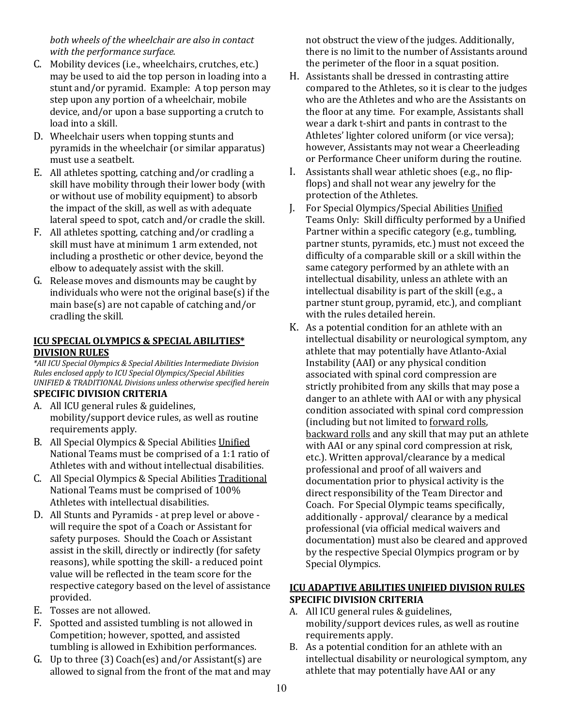*both wheels of the wheelchair are also in contact with the performance surface.*

C. Mobility devices (i.e., wheelchairs, crutches, etc.) may be used to aid the top person in loading into a stunt and/or pyramid. Example: A top person may step upon any portion of a wheelchair, mobile device, and/or upon a base supporting a crutch to load into a skill.
D. Wheelchair users when topping stunts and pyramids in the wheelchair (or similar apparatus) must use a seatbelt.
E. All athletes spotting, catching and/or cradling a skill have mobility through their lower body (with or without use of mobility equipment) to absorb the impact of the skill, as well as with adequate lateral speed to spot, catch and/or cradle the skill.
F. All athletes spotting, catching and/or cradling a skill must have at minimum 1 arm extended, not including a prosthetic or other device, beyond the elbow to adequately assist with the skill.
G. Release moves and dismounts may be caught by individuals who were not the original base(s) if the main base(s) are not capable of catching and/or cradling the skill.

## ICU SPECIAL OLYMPICS & SPECIAL ABILITIES* DIVISION RULES

*\*All ICU Special Olympics & Special Abilities Intermediate Division Rules enclosed apply to ICU Special Olympics/Special Abilities UNIFIED & TRADITIONAL Divisions unless otherwise specified herein*

### SPECIFIC DIVISION CRITERIA

A. All ICU general rules & guidelines, mobility/support device rules, as well as routine requirements apply.
B. All Special Olympics & Special Abilities Unified National Teams must be comprised of a 1:1 ratio of Athletes with and without intellectual disabilities.
C. All Special Olympics & Special Abilities Traditional National Teams must be comprised of 100% Athletes with intellectual disabilities.
D. All Stunts and Pyramids - at prep level or above - will require the spot of a Coach or Assistant for safety purposes. Should the Coach or Assistant assist in the skill, directly or indirectly (for safety reasons), while spotting the skill- a reduced point value will be reflected in the team score for the respective category based on the level of assistance provided.
E. Tosses are not allowed.
F. Spotted and assisted tumbling is not allowed in Competition; however, spotted, and assisted tumbling is allowed in Exhibition performances.
G. Up to three (3) Coach(es) and/or Assistant(s) are allowed to signal from the front of the mat and may not obstruct the view of the judges. Additionally, there is no limit to the number of Assistants around the perimeter of the floor in a squat position.
H. Assistants shall be dressed in contrasting attire compared to the Athletes, so it is clear to the judges who are the Athletes and who are the Assistants on the floor at any time. For example, Assistants shall wear a dark t-shirt and pants in contrast to the Athletes' lighter colored uniform (or vice versa); however, Assistants may not wear a Cheerleading or Performance Cheer uniform during the routine.
I. Assistants shall wear athletic shoes (e.g., no flip-flops) and shall not wear any jewelry for the protection of the Athletes.
J. For Special Olympics/Special Abilities Unified Teams Only: Skill difficulty performed by a Unified Partner within a specific category (e.g., tumbling, partner stunts, pyramids, etc.) must not exceed the difficulty of a comparable skill or a skill within the same category performed by an athlete with an intellectual disability, unless an athlete with an intellectual disability is part of the skill (e.g., a partner stunt group, pyramid, etc.), and compliant with the rules detailed herein.
K. As a potential condition for an athlete with an intellectual disability or neurological symptom, any athlete that may potentially have Atlanto-Axial Instability (AAI) or any physical condition associated with spinal cord compression are strictly prohibited from any skills that may pose a danger to an athlete with AAI or with any physical condition associated with spinal cord compression (including but not limited to forward rolls, backward rolls and any skill that may put an athlete with AAI or any spinal cord compression at risk, etc.). Written approval/clearance by a medical professional and proof of all waivers and documentation prior to physical activity is the direct responsibility of the Team Director and Coach. For Special Olympic teams specifically, additionally - approval/ clearance by a medical professional (via official medical waivers and documentation) must also be cleared and approved by the respective Special Olympics program or by Special Olympics.

## ICU ADAPTIVE ABILITIES UNIFIED DIVISION RULES

### SPECIFIC DIVISION CRITERIA

A. All ICU general rules & guidelines, mobility/support devices rules, as well as routine requirements apply.
B. As a potential condition for an athlete with an intellectual disability or neurological symptom, any athlete that may potentially have AAI or any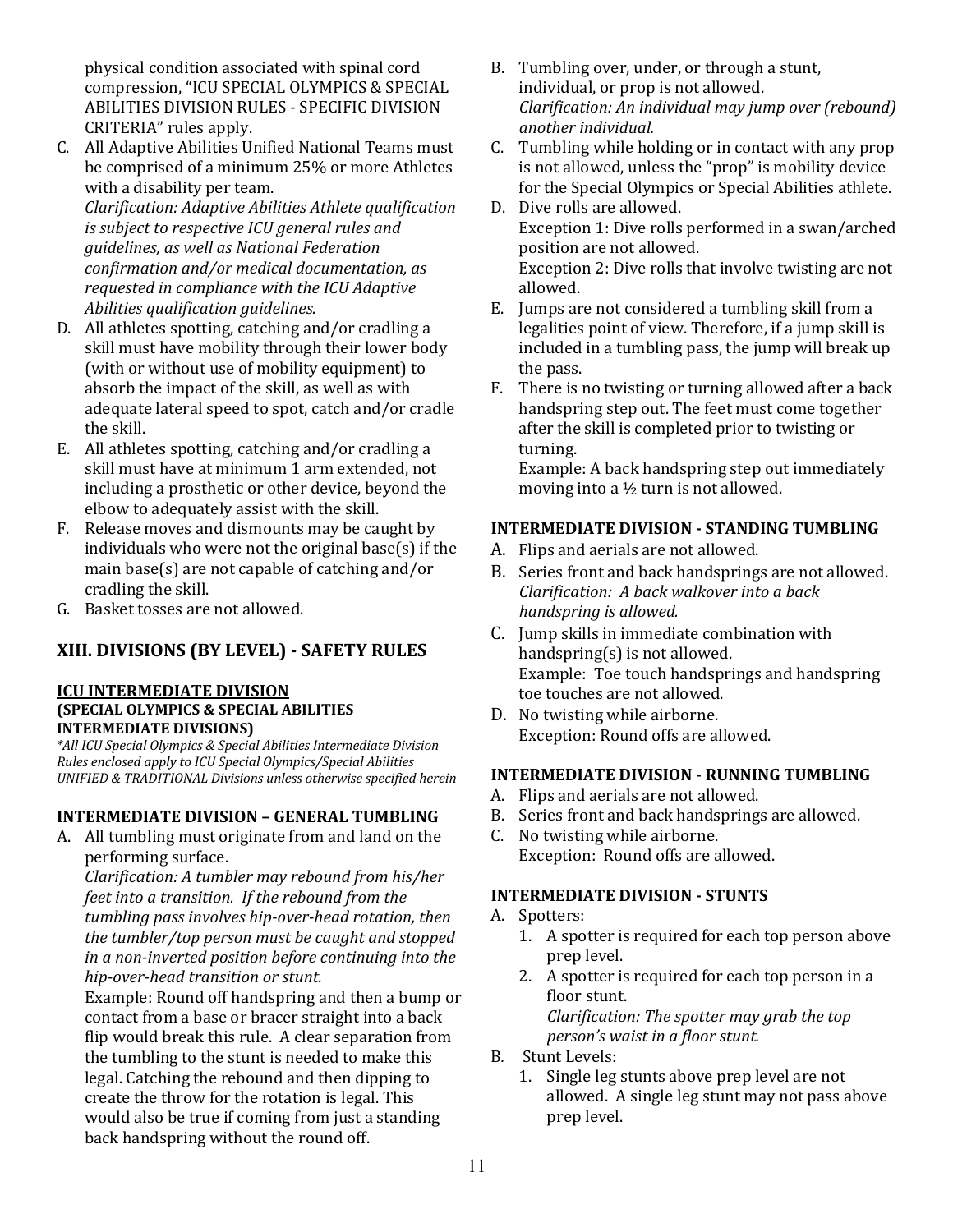physical condition associated with spinal cord compression, "ICU SPECIAL OLYMPICS & SPECIAL ABILITIES DIVISION RULES - SPECIFIC DIVISION CRITERIA" rules apply.

C. All Adaptive Abilities Unified National Teams must be comprised of a minimum 25% or more Athletes with a disability per team.
*Clarification: Adaptive Abilities Athlete qualification is subject to respective ICU general rules and guidelines, as well as National Federation confirmation and/or medical documentation, as requested in compliance with the ICU Adaptive Abilities qualification guidelines.*

D. All athletes spotting, catching and/or cradling a skill must have mobility through their lower body (with or without use of mobility equipment) to absorb the impact of the skill, as well as with adequate lateral speed to spot, catch and/or cradle the skill.

E. All athletes spotting, catching and/or cradling a skill must have at minimum 1 arm extended, not including a prosthetic or other device, beyond the elbow to adequately assist with the skill.

F. Release moves and dismounts may be caught by individuals who were not the original base(s) if the main base(s) are not capable of catching and/or cradling the skill.

G. Basket tosses are not allowed.

## XIII. DIVISIONS (BY LEVEL) - SAFETY RULES

### ICU INTERMEDIATE DIVISION

**(SPECIAL OLYMPICS & SPECIAL ABILITIES INTERMEDIATE DIVISIONS)**

*\*All ICU Special Olympics & Special Abilities Intermediate Division Rules enclosed apply to ICU Special Olympics/Special Abilities UNIFIED & TRADITIONAL Divisions unless otherwise specified herein*

### INTERMEDIATE DIVISION – GENERAL TUMBLING

A. All tumbling must originate from and land on the performing surface.
*Clarification: A tumbler may rebound from his/her feet into a transition. If the rebound from the tumbling pass involves hip-over-head rotation, then the tumbler/top person must be caught and stopped in a non-inverted position before continuing into the hip-over-head transition or stunt.*
Example: Round off handspring and then a bump or contact from a base or bracer straight into a back flip would break this rule. A clear separation from the tumbling to the stunt is needed to make this legal. Catching the rebound and then dipping to create the throw for the rotation is legal. This would also be true if coming from just a standing back handspring without the round off.

B. Tumbling over, under, or through a stunt, individual, or prop is not allowed.
*Clarification: An individual may jump over (rebound) another individual.*

C. Tumbling while holding or in contact with any prop is not allowed, unless the "prop" is mobility device for the Special Olympics or Special Abilities athlete.

D. Dive rolls are allowed.
Exception 1: Dive rolls performed in a swan/arched position are not allowed.
Exception 2: Dive rolls that involve twisting are not allowed.

E. Jumps are not considered a tumbling skill from a legalities point of view. Therefore, if a jump skill is included in a tumbling pass, the jump will break up the pass.

F. There is no twisting or turning allowed after a back handspring step out. The feet must come together after the skill is completed prior to twisting or turning.
Example: A back handspring step out immediately moving into a ½ turn is not allowed.

### INTERMEDIATE DIVISION - STANDING TUMBLING

A. Flips and aerials are not allowed.

B. Series front and back handsprings are not allowed.
*Clarification: A back walkover into a back handspring is allowed.*

C. Jump skills in immediate combination with handspring(s) is not allowed.
Example: Toe touch handsprings and handspring toe touches are not allowed.

D. No twisting while airborne.
Exception: Round offs are allowed.

### INTERMEDIATE DIVISION - RUNNING TUMBLING

A. Flips and aerials are not allowed.

B. Series front and back handsprings are allowed.

C. No twisting while airborne.
Exception: Round offs are allowed.

### INTERMEDIATE DIVISION - STUNTS

A. Spotters:
   1. A spotter is required for each top person above prep level.
   2. A spotter is required for each top person in a floor stunt.
   *Clarification: The spotter may grab the top person's waist in a floor stunt.*

B. Stunt Levels:
   1. Single leg stunts above prep level are not allowed. A single leg stunt may not pass above prep level.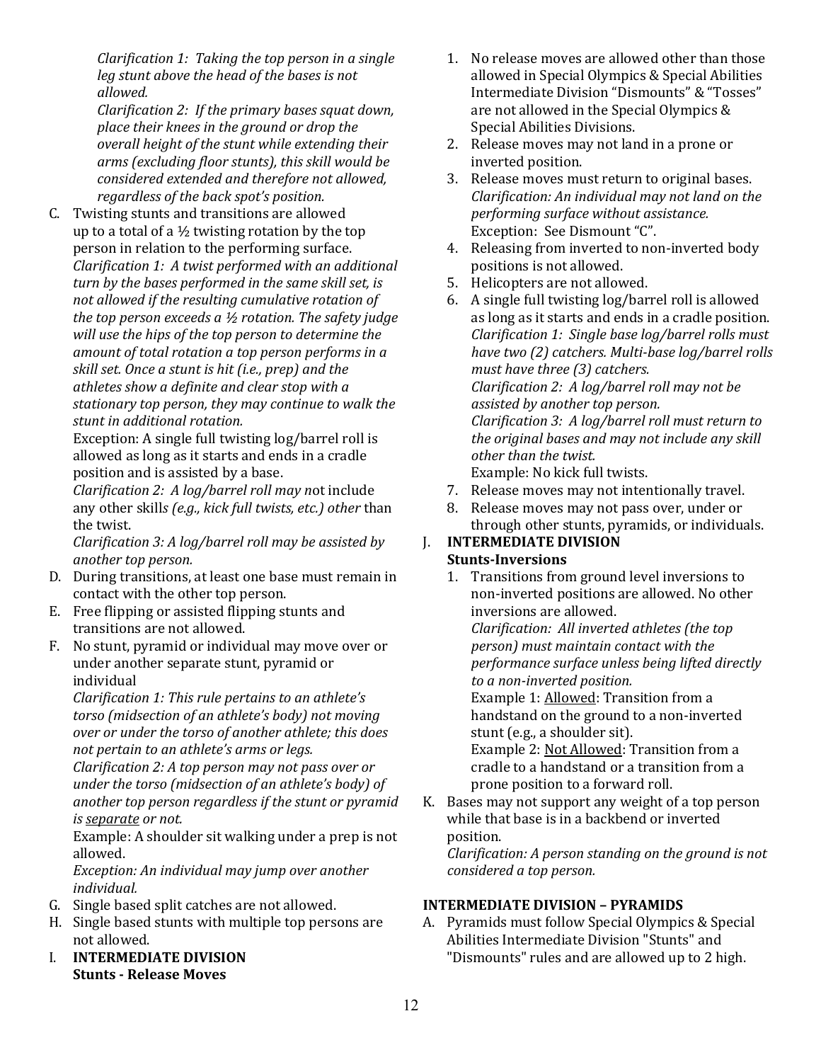*Clarification 1: Taking the top person in a single leg stunt above the head of the bases is not allowed.*
*Clarification 2: If the primary bases squat down, place their knees in the ground or drop the overall height of the stunt while extending their arms (excluding floor stunts), this skill would be considered extended and therefore not allowed, regardless of the back spot's position.*

C. Twisting stunts and transitions are allowed up to a total of a ½ twisting rotation by the top person in relation to the performing surface.
*Clarification 1: A twist performed with an additional turn by the bases performed in the same skill set, is not allowed if the resulting cumulative rotation of the top person exceeds a ½ rotation. The safety judge will use the hips of the top person to determine the amount of total rotation a top person performs in a skill set. Once a stunt is hit (i.e., prep) and the athletes show a definite and clear stop with a stationary top person, they may continue to walk the stunt in additional rotation.*
Exception: A single full twisting log/barrel roll is allowed as long as it starts and ends in a cradle position and is assisted by a base.
*Clarification 2: A log/barrel roll may n*ot include any other skill*s (e.g., kick full twists, etc.) other* than the twist.
*Clarification 3: A log/barrel roll may be assisted by another top person.*

D. During transitions, at least one base must remain in contact with the other top person.

E. Free flipping or assisted flipping stunts and transitions are not allowed.

F. No stunt, pyramid or individual may move over or under another separate stunt, pyramid or individual
*Clarification 1: This rule pertains to an athlete's torso (midsection of an athlete's body) not moving over or under the torso of another athlete; this does not pertain to an athlete's arms or legs.*
*Clarification 2: A top person may not pass over or under the torso (midsection of an athlete's body) of another top person regardless if the stunt or pyramid is <u>separate</u> or not.*
Example: A shoulder sit walking under a prep is not allowed.
*Exception: An individual may jump over another individual.*

G. Single based split catches are not allowed.

H. Single based stunts with multiple top persons are not allowed.

I. **INTERMEDIATE DIVISION**
**Stunts - Release Moves**

1. No release moves are allowed other than those allowed in Special Olympics & Special Abilities Intermediate Division "Dismounts" & "Tosses" are not allowed in the Special Olympics & Special Abilities Divisions.
2. Release moves may not land in a prone or inverted position.
3. Release moves must return to original bases.
*Clarification: An individual may not land on the performing surface without assistance.*
Exception: See Dismount "C".
4. Releasing from inverted to non-inverted body positions is not allowed.
5. Helicopters are not allowed.
6. A single full twisting log/barrel roll is allowed as long as it starts and ends in a cradle position.
*Clarification 1: Single base log/barrel rolls must have two (2) catchers. Multi-base log/barrel rolls must have three (3) catchers.*
*Clarification 2: A log/barrel roll may not be assisted by another top person.*
*Clarification 3: A log/barrel roll must return to the original bases and may not include any skill other than the twist.*
Example: No kick full twists.
7. Release moves may not intentionally travel.
8. Release moves may not pass over, under or through other stunts, pyramids, or individuals.

J. **INTERMEDIATE DIVISION**
**Stunts-Inversions**

1. Transitions from ground level inversions to non-inverted positions are allowed. No other inversions are allowed.
*Clarification: All inverted athletes (the top person) must maintain contact with the performance surface unless being lifted directly to a non-inverted position.*
Example 1: <u>Allowed</u>: Transition from a handstand on the ground to a non-inverted stunt (e.g., a shoulder sit).
Example 2: <u>Not Allowed</u>: Transition from a cradle to a handstand or a transition from a prone position to a forward roll.

K. Bases may not support any weight of a top person while that base is in a backbend or inverted position.
*Clarification: A person standing on the ground is not considered a top person.*

**INTERMEDIATE DIVISION – PYRAMIDS**

A. Pyramids must follow Special Olympics & Special Abilities Intermediate Division "Stunts" and "Dismounts" rules and are allowed up to 2 high.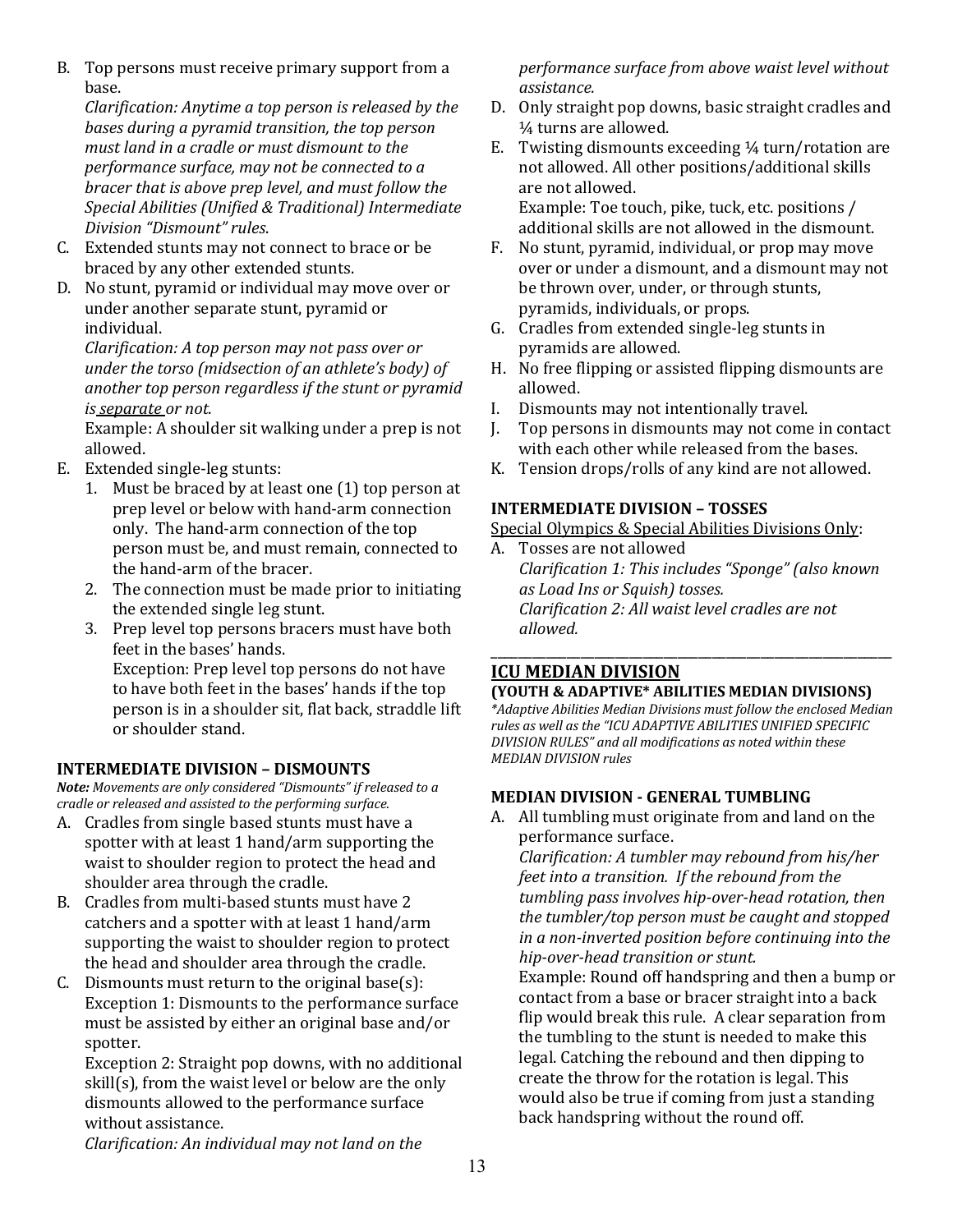B. Top persons must receive primary support from a base.
   *Clarification: Anytime a top person is released by the bases during a pyramid transition, the top person must land in a cradle or must dismount to the performance surface, may not be connected to a bracer that is above prep level, and must follow the Special Abilities (Unified & Traditional) Intermediate Division "Dismount" rules.*
C. Extended stunts may not connect to brace or be braced by any other extended stunts.
D. No stunt, pyramid or individual may move over or under another separate stunt, pyramid or individual.
   *Clarification: A top person may not pass over or under the torso (midsection of an athlete's body) of another top person regardless if the stunt or pyramid is <u>separate</u> or not.*
   Example: A shoulder sit walking under a prep is not allowed.
E. Extended single-leg stunts:
   1. Must be braced by at least one (1) top person at prep level or below with hand-arm connection only. The hand-arm connection of the top person must be, and must remain, connected to the hand-arm of the bracer.
   2. The connection must be made prior to initiating the extended single leg stunt.
   3. Prep level top persons bracers must have both feet in the bases' hands.
      Exception: Prep level top persons do not have to have both feet in the bases' hands if the top person is in a shoulder sit, flat back, straddle lift or shoulder stand.

### INTERMEDIATE DIVISION – DISMOUNTS

***Note:** Movements are only considered "Dismounts" if released to a cradle or released and assisted to the performing surface.*

A. Cradles from single based stunts must have a spotter with at least 1 hand/arm supporting the waist to shoulder region to protect the head and shoulder area through the cradle.
B. Cradles from multi-based stunts must have 2 catchers and a spotter with at least 1 hand/arm supporting the waist to shoulder region to protect the head and shoulder area through the cradle.
C. Dismounts must return to the original base(s):
   Exception 1: Dismounts to the performance surface must be assisted by either an original base and/or spotter.
   Exception 2: Straight pop downs, with no additional skill(s), from the waist level or below are the only dismounts allowed to the performance surface without assistance.
   *Clarification: An individual may not land on the performance surface from above waist level without assistance.*
D. Only straight pop downs, basic straight cradles and ¼ turns are allowed.
E. Twisting dismounts exceeding ¼ turn/rotation are not allowed. All other positions/additional skills are not allowed.
   Example: Toe touch, pike, tuck, etc. positions / additional skills are not allowed in the dismount.
F. No stunt, pyramid, individual, or prop may move over or under a dismount, and a dismount may not be thrown over, under, or through stunts, pyramids, individuals, or props.
G. Cradles from extended single-leg stunts in pyramids are allowed.
H. No free flipping or assisted flipping dismounts are allowed.
I. Dismounts may not intentionally travel.
J. Top persons in dismounts may not come in contact with each other while released from the bases.
K. Tension drops/rolls of any kind are not allowed.

### INTERMEDIATE DIVISION – TOSSES

<u>Special Olympics & Special Abilities Divisions Only</u>:

A. Tosses are not allowed
   *Clarification 1: This includes "Sponge" (also known as Load Ins or Squish) tosses.*
   *Clarification 2: All waist level cradles are not allowed.*

---

## ICU MEDIAN DIVISION

**(YOUTH & ADAPTIVE\* ABILITIES MEDIAN DIVISIONS)**

*\*Adaptive Abilities Median Divisions must follow the enclosed Median rules as well as the "ICU ADAPTIVE ABILITIES UNIFIED SPECIFIC DIVISION RULES" and all modifications as noted within these MEDIAN DIVISION rules*

### MEDIAN DIVISION - GENERAL TUMBLING

A. All tumbling must originate from and land on the performance surface.
   *Clarification: A tumbler may rebound from his/her feet into a transition. If the rebound from the tumbling pass involves hip-over-head rotation, then the tumbler/top person must be caught and stopped in a non-inverted position before continuing into the hip-over-head transition or stunt.*
   Example: Round off handspring and then a bump or contact from a base or bracer straight into a back flip would break this rule. A clear separation from the tumbling to the stunt is needed to make this legal. Catching the rebound and then dipping to create the throw for the rotation is legal. This would also be true if coming from just a standing back handspring without the round off.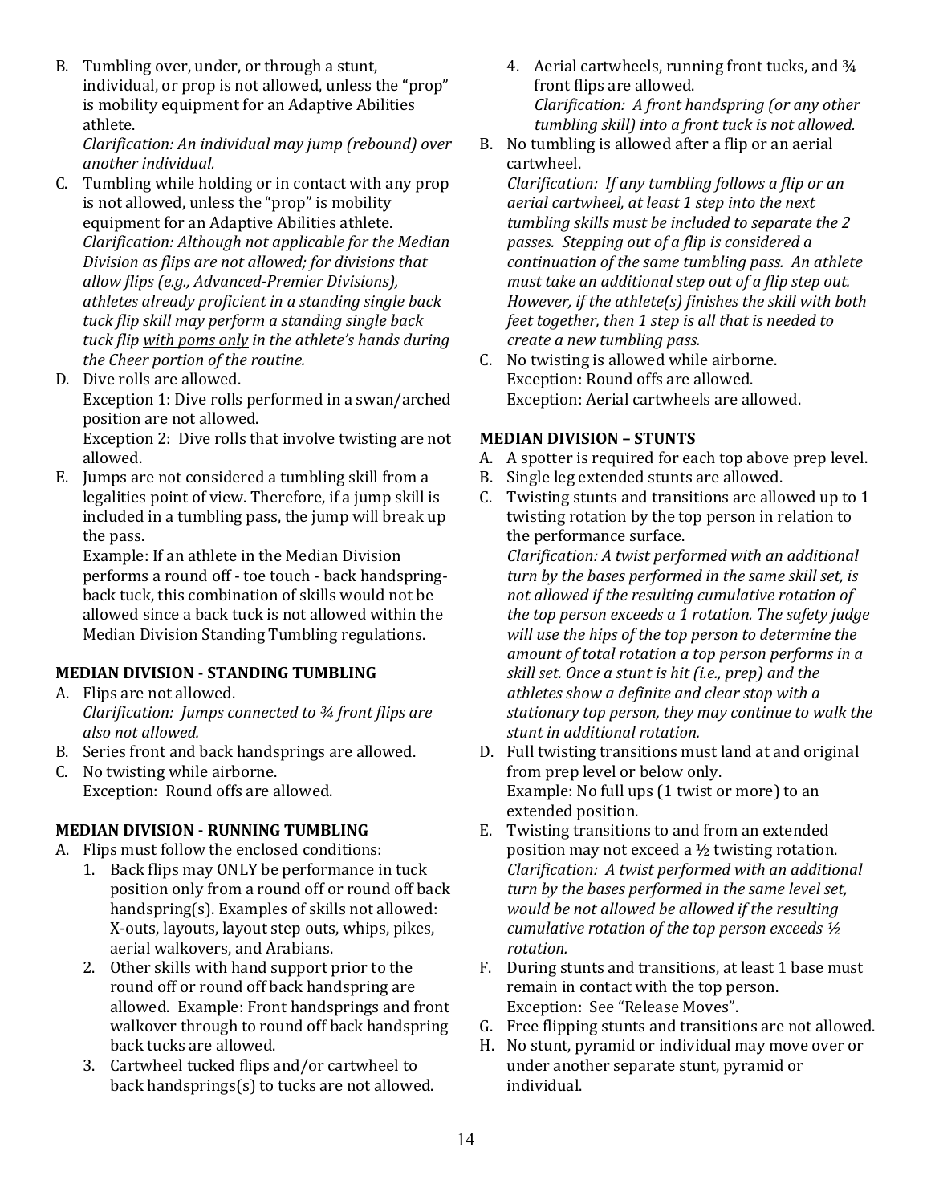B. Tumbling over, under, or through a stunt, individual, or prop is not allowed, unless the "prop" is mobility equipment for an Adaptive Abilities athlete.
*Clarification: An individual may jump (rebound) over another individual.*

C. Tumbling while holding or in contact with any prop is not allowed, unless the "prop" is mobility equipment for an Adaptive Abilities athlete.
*Clarification: Although not applicable for the Median Division as flips are not allowed; for divisions that allow flips (e.g., Advanced-Premier Divisions), athletes already proficient in a standing single back tuck flip skill may perform a standing single back tuck flip <u>with poms only</u> in the athlete's hands during the Cheer portion of the routine.*

D. Dive rolls are allowed.
Exception 1: Dive rolls performed in a swan/arched position are not allowed.
Exception 2: Dive rolls that involve twisting are not allowed.

E. Jumps are not considered a tumbling skill from a legalities point of view. Therefore, if a jump skill is included in a tumbling pass, the jump will break up the pass.
Example: If an athlete in the Median Division performs a round off - toe touch - back handspring-back tuck, this combination of skills would not be allowed since a back tuck is not allowed within the Median Division Standing Tumbling regulations.

**MEDIAN DIVISION - STANDING TUMBLING**

A. Flips are not allowed.
*Clarification: Jumps connected to ¾ front flips are also not allowed.*

B. Series front and back handsprings are allowed.

C. No twisting while airborne.
Exception: Round offs are allowed.

**MEDIAN DIVISION - RUNNING TUMBLING**

A. Flips must follow the enclosed conditions:
   1. Back flips may ONLY be performance in tuck position only from a round off or round off back handspring(s). Examples of skills not allowed: X-outs, layouts, layout step outs, whips, pikes, aerial walkovers, and Arabians.
   2. Other skills with hand support prior to the round off or round off back handspring are allowed. Example: Front handsprings and front walkover through to round off back handspring back tucks are allowed.
   3. Cartwheel tucked flips and/or cartwheel to back handsprings(s) to tucks are not allowed.
   4. Aerial cartwheels, running front tucks, and ¾ front flips are allowed.
   *Clarification: A front handspring (or any other tumbling skill) into a front tuck is not allowed.*

B. No tumbling is allowed after a flip or an aerial cartwheel.
*Clarification: If any tumbling follows a flip or an aerial cartwheel, at least 1 step into the next tumbling skills must be included to separate the 2 passes. Stepping out of a flip is considered a continuation of the same tumbling pass. An athlete must take an additional step out of a flip step out. However, if the athlete(s) finishes the skill with both feet together, then 1 step is all that is needed to create a new tumbling pass.*

C. No twisting is allowed while airborne.
Exception: Round offs are allowed.
Exception: Aerial cartwheels are allowed.

**MEDIAN DIVISION – STUNTS**

A. A spotter is required for each top above prep level.

B. Single leg extended stunts are allowed.

C. Twisting stunts and transitions are allowed up to 1 twisting rotation by the top person in relation to the performance surface.
*Clarification: A twist performed with an additional turn by the bases performed in the same skill set, is not allowed if the resulting cumulative rotation of the top person exceeds a 1 rotation. The safety judge will use the hips of the top person to determine the amount of total rotation a top person performs in a skill set. Once a stunt is hit (i.e., prep) and the athletes show a definite and clear stop with a stationary top person, they may continue to walk the stunt in additional rotation.*

D. Full twisting transitions must land at and original from prep level or below only.
Example: No full ups (1 twist or more) to an extended position.

E. Twisting transitions to and from an extended position may not exceed a ½ twisting rotation.
*Clarification: A twist performed with an additional turn by the bases performed in the same level set, would be not allowed be allowed if the resulting cumulative rotation of the top person exceeds ½ rotation.*

F. During stunts and transitions, at least 1 base must remain in contact with the top person.
Exception: See "Release Moves".

G. Free flipping stunts and transitions are not allowed.

H. No stunt, pyramid or individual may move over or under another separate stunt, pyramid or individual.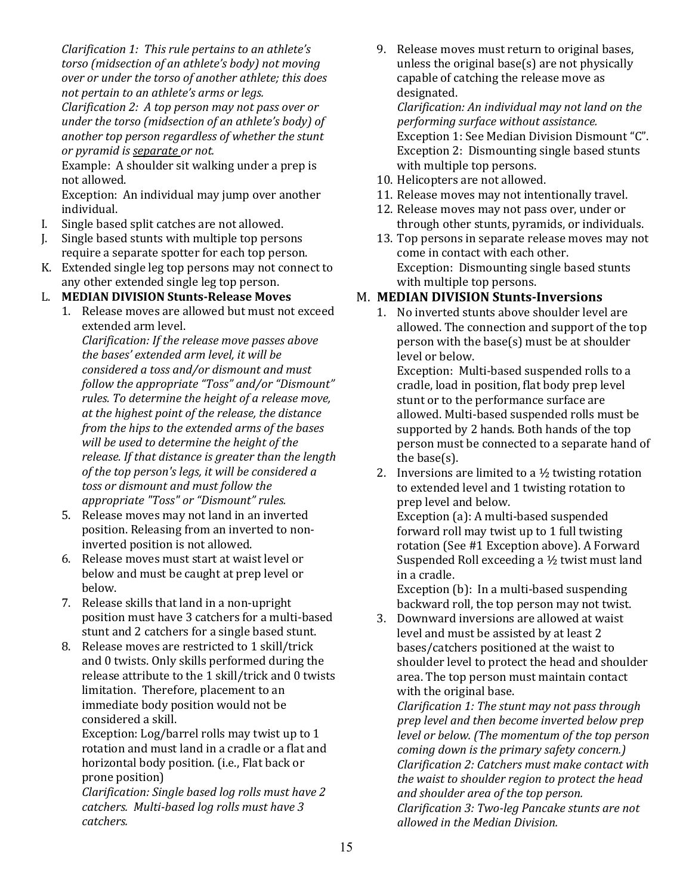*Clarification 1: This rule pertains to an athlete's torso (midsection of an athlete's body) not moving over or under the torso of another athlete; this does not pertain to an athlete's arms or legs.*
*Clarification 2: A top person may not pass over or under the torso (midsection of an athlete's body) of another top person regardless of whether the stunt or pyramid is separate or not.*
Example: A shoulder sit walking under a prep is not allowed.
Exception: An individual may jump over another individual.

I. Single based split catches are not allowed.
J. Single based stunts with multiple top persons require a separate spotter for each top person.
K. Extended single leg top persons may not connect to any other extended single leg top person.
L. **MEDIAN DIVISION Stunts-Release Moves**

1. Release moves are allowed but must not exceed extended arm level.
   *Clarification: If the release move passes above the bases' extended arm level, it will be considered a toss and/or dismount and must follow the appropriate "Toss" and/or "Dismount" rules. To determine the height of a release move, at the highest point of the release, the distance from the hips to the extended arms of the bases will be used to determine the height of the release. If that distance is greater than the length of the top person's legs, it will be considered a toss or dismount and must follow the appropriate "Toss" or "Dismount" rules.*
5. Release moves may not land in an inverted position. Releasing from an inverted to non-inverted position is not allowed.
6. Release moves must start at waist level or below and must be caught at prep level or below.
7. Release skills that land in a non-upright position must have 3 catchers for a multi-based stunt and 2 catchers for a single based stunt.
8. Release moves are restricted to 1 skill/trick and 0 twists. Only skills performed during the release attribute to the 1 skill/trick and 0 twists limitation. Therefore, placement to an immediate body position would not be considered a skill.
   Exception: Log/barrel rolls may twist up to 1 rotation and must land in a cradle or a flat and horizontal body position. (i.e., Flat back or prone position)
   *Clarification: Single based log rolls must have 2 catchers. Multi-based log rolls must have 3 catchers.*
9. Release moves must return to original bases, unless the original base(s) are not physically capable of catching the release move as designated.
   *Clarification: An individual may not land on the performing surface without assistance.*
   Exception 1: See Median Division Dismount "C".
   Exception 2: Dismounting single based stunts with multiple top persons.
10. Helicopters are not allowed.
11. Release moves may not intentionally travel.
12. Release moves may not pass over, under or through other stunts, pyramids, or individuals.
13. Top persons in separate release moves may not come in contact with each other.
    Exception: Dismounting single based stunts with multiple top persons.

M. **MEDIAN DIVISION Stunts-Inversions**

1. No inverted stunts above shoulder level are allowed. The connection and support of the top person with the base(s) must be at shoulder level or below.
   Exception: Multi-based suspended rolls to a cradle, load in position, flat body prep level stunt or to the performance surface are allowed. Multi-based suspended rolls must be supported by 2 hands. Both hands of the top person must be connected to a separate hand of the base(s).
2. Inversions are limited to a ½ twisting rotation to extended level and 1 twisting rotation to prep level and below.
   Exception (a): A multi-based suspended forward roll may twist up to 1 full twisting rotation (See #1 Exception above). A Forward Suspended Roll exceeding a ½ twist must land in a cradle.
   Exception (b): In a multi-based suspending backward roll, the top person may not twist.
3. Downward inversions are allowed at waist level and must be assisted by at least 2 bases/catchers positioned at the waist to shoulder level to protect the head and shoulder area. The top person must maintain contact with the original base.
   *Clarification 1: The stunt may not pass through prep level and then become inverted below prep level or below. (The momentum of the top person coming down is the primary safety concern.)*
   *Clarification 2: Catchers must make contact with the waist to shoulder region to protect the head and shoulder area of the top person.*
   *Clarification 3: Two-leg Pancake stunts are not allowed in the Median Division.*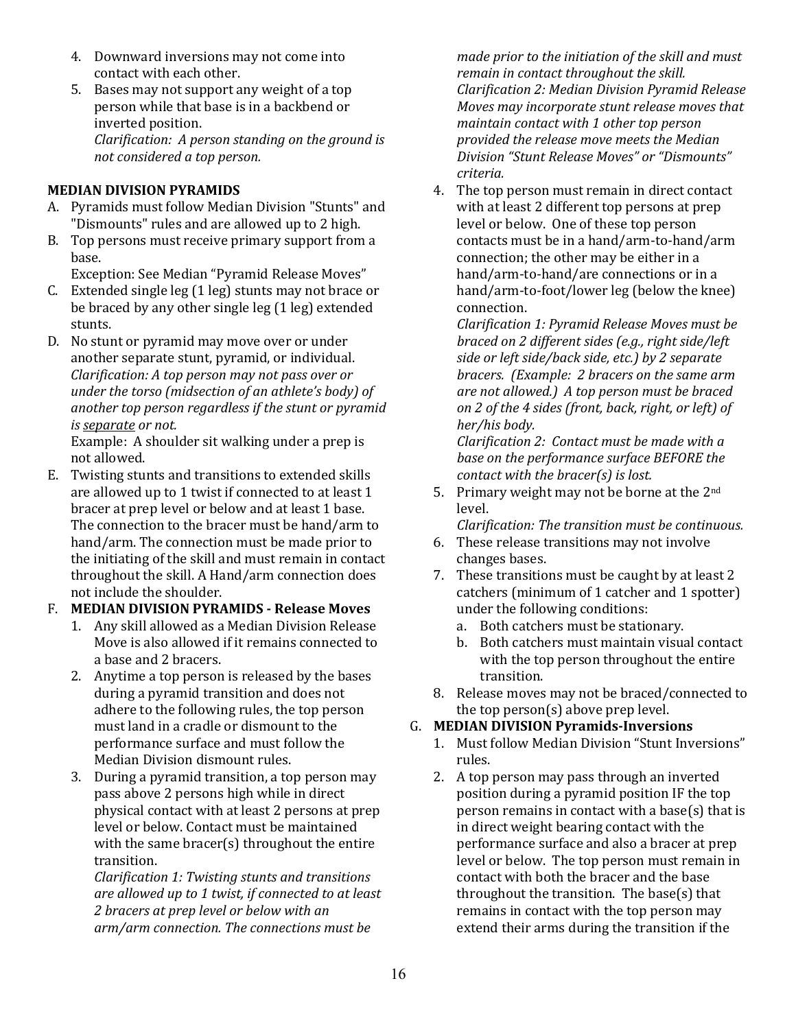4. Downward inversions may not come into contact with each other.
5. Bases may not support any weight of a top person while that base is in a backbend or inverted position.
   *Clarification: A person standing on the ground is not considered a top person.*

**MEDIAN DIVISION PYRAMIDS**

A. Pyramids must follow Median Division "Stunts" and "Dismounts" rules and are allowed up to 2 high.

B. Top persons must receive primary support from a base.
   Exception: See Median "Pyramid Release Moves"

C. Extended single leg (1 leg) stunts may not brace or be braced by any other single leg (1 leg) extended stunts.

D. No stunt or pyramid may move over or under another separate stunt, pyramid, or individual.
   *Clarification: A top person may not pass over or under the torso (midsection of an athlete's body) of another top person regardless if the stunt or pyramid is <u>separate</u> or not.*
   Example: A shoulder sit walking under a prep is not allowed.

E. Twisting stunts and transitions to extended skills are allowed up to 1 twist if connected to at least 1 bracer at prep level or below and at least 1 base. The connection to the bracer must be hand/arm to hand/arm. The connection must be made prior to the initiating of the skill and must remain in contact throughout the skill. A Hand/arm connection does not include the shoulder.

F. **MEDIAN DIVISION PYRAMIDS - Release Moves**
   1. Any skill allowed as a Median Division Release Move is also allowed if it remains connected to a base and 2 bracers.
   2. Anytime a top person is released by the bases during a pyramid transition and does not adhere to the following rules, the top person must land in a cradle or dismount to the performance surface and must follow the Median Division dismount rules.
   3. During a pyramid transition, a top person may pass above 2 persons high while in direct physical contact with at least 2 persons at prep level or below. Contact must be maintained with the same bracer(s) throughout the entire transition.
      *Clarification 1: Twisting stunts and transitions are allowed up to 1 twist, if connected to at least 2 bracers at prep level or below with an arm/arm connection. The connections must be made prior to the initiation of the skill and must remain in contact throughout the skill.*
      *Clarification 2: Median Division Pyramid Release Moves may incorporate stunt release moves that maintain contact with 1 other top person provided the release move meets the Median Division "Stunt Release Moves" or "Dismounts" criteria.*
   4. The top person must remain in direct contact with at least 2 different top persons at prep level or below. One of these top person contacts must be in a hand/arm-to-hand/arm connection; the other may be either in a hand/arm-to-hand/are connections or in a hand/arm-to-foot/lower leg (below the knee) connection.
      *Clarification 1: Pyramid Release Moves must be braced on 2 different sides (e.g., right side/left side or left side/back side, etc.) by 2 separate bracers. (Example: 2 bracers on the same arm are not allowed.) A top person must be braced on 2 of the 4 sides (front, back, right, or left) of her/his body.*
      *Clarification 2: Contact must be made with a base on the performance surface BEFORE the contact with the bracer(s) is lost.*
   5. Primary weight may not be borne at the 2nd level.
      *Clarification: The transition must be continuous.*
   6. These release transitions may not involve changes bases.
   7. These transitions must be caught by at least 2 catchers (minimum of 1 catcher and 1 spotter) under the following conditions:
      a. Both catchers must be stationary.
      b. Both catchers must maintain visual contact with the top person throughout the entire transition.
   8. Release moves may not be braced/connected to the top person(s) above prep level.

G. **MEDIAN DIVISION Pyramids-Inversions**
   1. Must follow Median Division "Stunt Inversions" rules.
   2. A top person may pass through an inverted position during a pyramid position IF the top person remains in contact with a base(s) that is in direct weight bearing contact with the performance surface and also a bracer at prep level or below. The top person must remain in contact with both the bracer and the base throughout the transition. The base(s) that remains in contact with the top person may extend their arms during the transition if the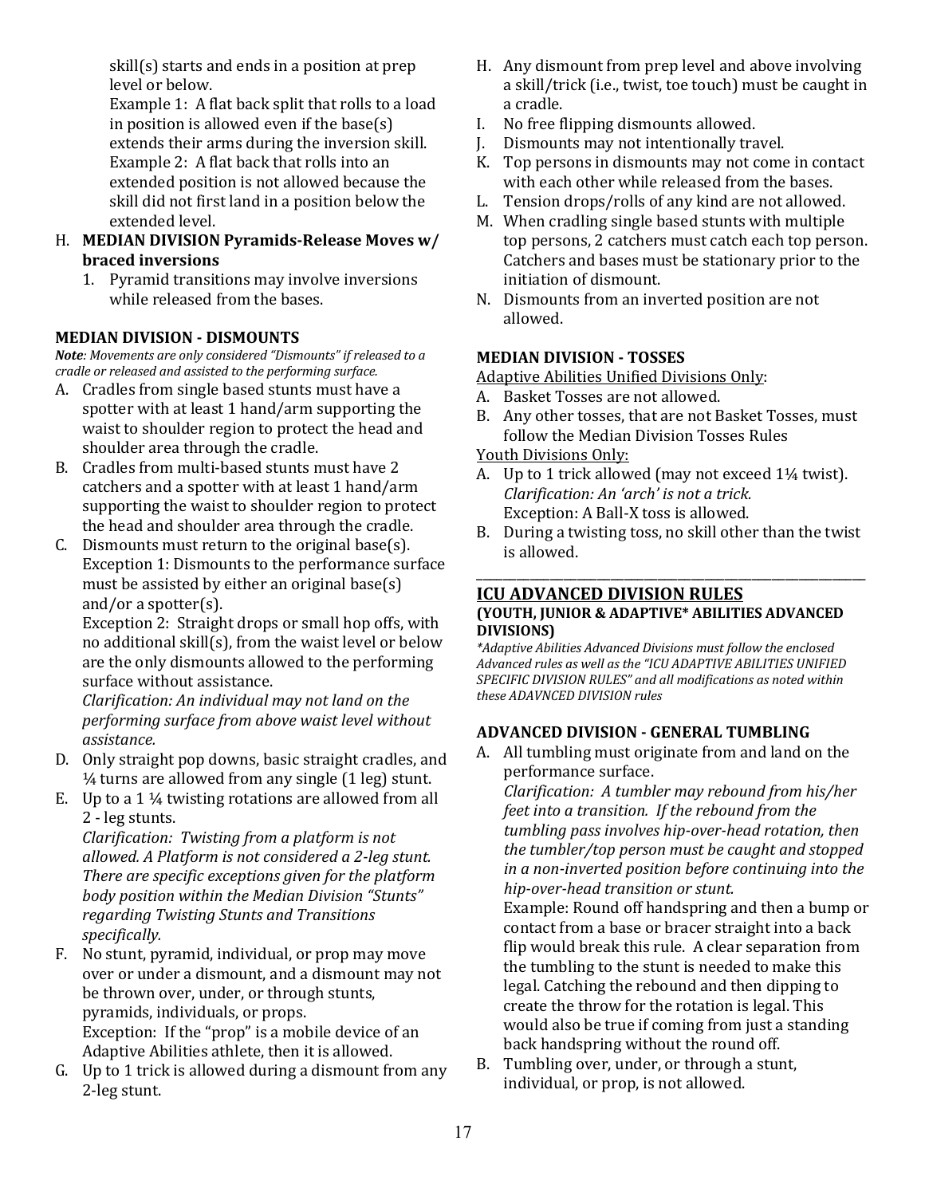skill(s) starts and ends in a position at prep level or below.

Example 1: A flat back split that rolls to a load in position is allowed even if the base(s) extends their arms during the inversion skill.

Example 2: A flat back that rolls into an extended position is not allowed because the skill did not first land in a position below the extended level.

H. **MEDIAN DIVISION Pyramids-Release Moves w/ braced inversions**
   1. Pyramid transitions may involve inversions while released from the bases.

**MEDIAN DIVISION - DISMOUNTS**

***Note**: Movements are only considered "Dismounts" if released to a cradle or released and assisted to the performing surface.*

A. Cradles from single based stunts must have a spotter with at least 1 hand/arm supporting the waist to shoulder region to protect the head and shoulder area through the cradle.
B. Cradles from multi-based stunts must have 2 catchers and a spotter with at least 1 hand/arm supporting the waist to shoulder region to protect the head and shoulder area through the cradle.
C. Dismounts must return to the original base(s).
   Exception 1: Dismounts to the performance surface must be assisted by either an original base(s) and/or a spotter(s).
   Exception 2: Straight drops or small hop offs, with no additional skill(s), from the waist level or below are the only dismounts allowed to the performing surface without assistance.
   *Clarification: An individual may not land on the performing surface from above waist level without assistance.*
D. Only straight pop downs, basic straight cradles, and ¼ turns are allowed from any single (1 leg) stunt.
E. Up to a 1 ¼ twisting rotations are allowed from all 2 - leg stunts.
   *Clarification: Twisting from a platform is not allowed. A Platform is not considered a 2-leg stunt. There are specific exceptions given for the platform body position within the Median Division "Stunts" regarding Twisting Stunts and Transitions specifically.*
F. No stunt, pyramid, individual, or prop may move over or under a dismount, and a dismount may not be thrown over, under, or through stunts, pyramids, individuals, or props.
   Exception: If the "prop" is a mobile device of an Adaptive Abilities athlete, then it is allowed.
G. Up to 1 trick is allowed during a dismount from any 2-leg stunt.
H. Any dismount from prep level and above involving a skill/trick (i.e., twist, toe touch) must be caught in a cradle.
I. No free flipping dismounts allowed.
J. Dismounts may not intentionally travel.
K. Top persons in dismounts may not come in contact with each other while released from the bases.
L. Tension drops/rolls of any kind are not allowed.
M. When cradling single based stunts with multiple top persons, 2 catchers must catch each top person. Catchers and bases must be stationary prior to the initiation of dismount.
N. Dismounts from an inverted position are not allowed.

**MEDIAN DIVISION - TOSSES**

Adaptive Abilities Unified Divisions Only:

A. Basket Tosses are not allowed.
B. Any other tosses, that are not Basket Tosses, must follow the Median Division Tosses Rules

Youth Divisions Only:

A. Up to 1 trick allowed (may not exceed 1¼ twist).
   *Clarification: An 'arch' is not a trick.*
   Exception: A Ball-X toss is allowed.
B. During a twisting toss, no skill other than the twist is allowed.

---

## ICU ADVANCED DIVISION RULES

**(YOUTH, JUNIOR & ADAPTIVE\* ABILITIES ADVANCED DIVISIONS)**

*\*Adaptive Abilities Advanced Divisions must follow the enclosed Advanced rules as well as the "ICU ADAPTIVE ABILITIES UNIFIED SPECIFIC DIVISION RULES" and all modifications as noted within these ADAVNCED DIVISION rules*

**ADVANCED DIVISION - GENERAL TUMBLING**

A. All tumbling must originate from and land on the performance surface.
   *Clarification: A tumbler may rebound from his/her feet into a transition. If the rebound from the tumbling pass involves hip-over-head rotation, then the tumbler/top person must be caught and stopped in a non-inverted position before continuing into the hip-over-head transition or stunt.*
   Example: Round off handspring and then a bump or contact from a base or bracer straight into a back flip would break this rule. A clear separation from the tumbling to the stunt is needed to make this legal. Catching the rebound and then dipping to create the throw for the rotation is legal. This would also be true if coming from just a standing back handspring without the round off.
B. Tumbling over, under, or through a stunt, individual, or prop, is not allowed.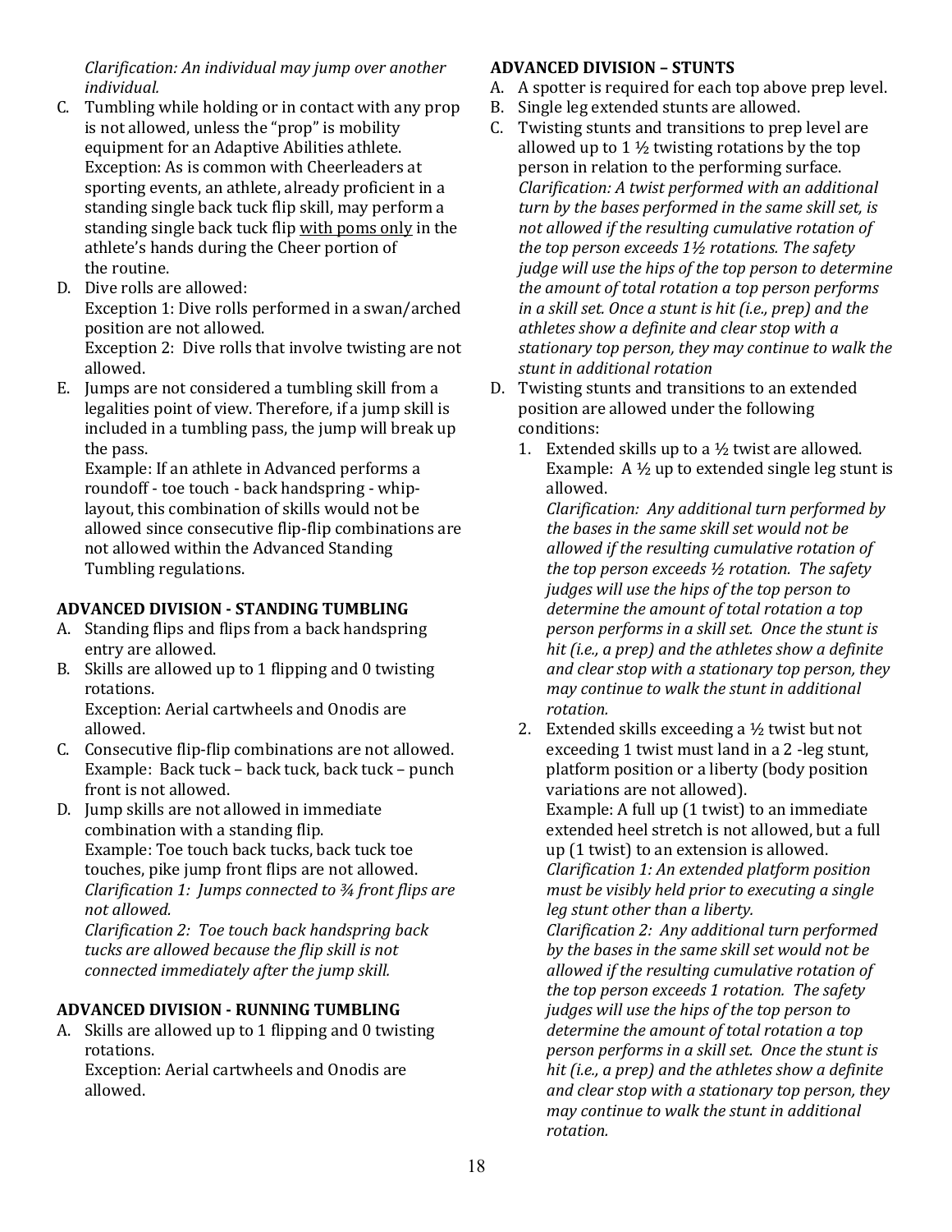*Clarification: An individual may jump over another individual.*

C. Tumbling while holding or in contact with any prop is not allowed, unless the "prop" is mobility equipment for an Adaptive Abilities athlete.
Exception: As is common with Cheerleaders at sporting events, an athlete, already proficient in a standing single back tuck flip skill, may perform a standing single back tuck flip with poms only in the athlete's hands during the Cheer portion of the routine.

D. Dive rolls are allowed:
Exception 1: Dive rolls performed in a swan/arched position are not allowed.
Exception 2: Dive rolls that involve twisting are not allowed.

E. Jumps are not considered a tumbling skill from a legalities point of view. Therefore, if a jump skill is included in a tumbling pass, the jump will break up the pass.
Example: If an athlete in Advanced performs a roundoff - toe touch - back handspring - whip-layout, this combination of skills would not be allowed since consecutive flip-flip combinations are not allowed within the Advanced Standing Tumbling regulations.

**ADVANCED DIVISION - STANDING TUMBLING**

A. Standing flips and flips from a back handspring entry are allowed.
B. Skills are allowed up to 1 flipping and 0 twisting rotations.
Exception: Aerial cartwheels and Onodis are allowed.
C. Consecutive flip-flip combinations are not allowed.
Example: Back tuck – back tuck, back tuck – punch front is not allowed.
D. Jump skills are not allowed in immediate combination with a standing flip.
Example: Toe touch back tucks, back tuck toe touches, pike jump front flips are not allowed.
*Clarification 1: Jumps connected to ¾ front flips are not allowed.*
*Clarification 2: Toe touch back handspring back tucks are allowed because the flip skill is not connected immediately after the jump skill.*

**ADVANCED DIVISION - RUNNING TUMBLING**

A. Skills are allowed up to 1 flipping and 0 twisting rotations.
Exception: Aerial cartwheels and Onodis are allowed.

**ADVANCED DIVISION – STUNTS**

A. A spotter is required for each top above prep level.
B. Single leg extended stunts are allowed.
C. Twisting stunts and transitions to prep level are allowed up to 1 ½ twisting rotations by the top person in relation to the performing surface.
*Clarification: A twist performed with an additional turn by the bases performed in the same skill set, is not allowed if the resulting cumulative rotation of the top person exceeds 1½ rotations. The safety judge will use the hips of the top person to determine the amount of total rotation a top person performs in a skill set. Once a stunt is hit (i.e., prep) and the athletes show a definite and clear stop with a stationary top person, they may continue to walk the stunt in additional rotation*
D. Twisting stunts and transitions to an extended position are allowed under the following conditions:
   1. Extended skills up to a ½ twist are allowed.
   Example: A ½ up to extended single leg stunt is allowed.
   *Clarification: Any additional turn performed by the bases in the same skill set would not be allowed if the resulting cumulative rotation of the top person exceeds ½ rotation. The safety judges will use the hips of the top person to determine the amount of total rotation a top person performs in a skill set. Once the stunt is hit (i.e., a prep) and the athletes show a definite and clear stop with a stationary top person, they may continue to walk the stunt in additional rotation.*
   2. Extended skills exceeding a ½ twist but not exceeding 1 twist must land in a 2 -leg stunt, platform position or a liberty (body position variations are not allowed).
   Example: A full up (1 twist) to an immediate extended heel stretch is not allowed, but a full up (1 twist) to an extension is allowed.
   *Clarification 1: An extended platform position must be visibly held prior to executing a single leg stunt other than a liberty.*
   *Clarification 2: Any additional turn performed by the bases in the same skill set would not be allowed if the resulting cumulative rotation of the top person exceeds 1 rotation. The safety judges will use the hips of the top person to determine the amount of total rotation a top person performs in a skill set. Once the stunt is hit (i.e., a prep) and the athletes show a definite and clear stop with a stationary top person, they may continue to walk the stunt in additional rotation.*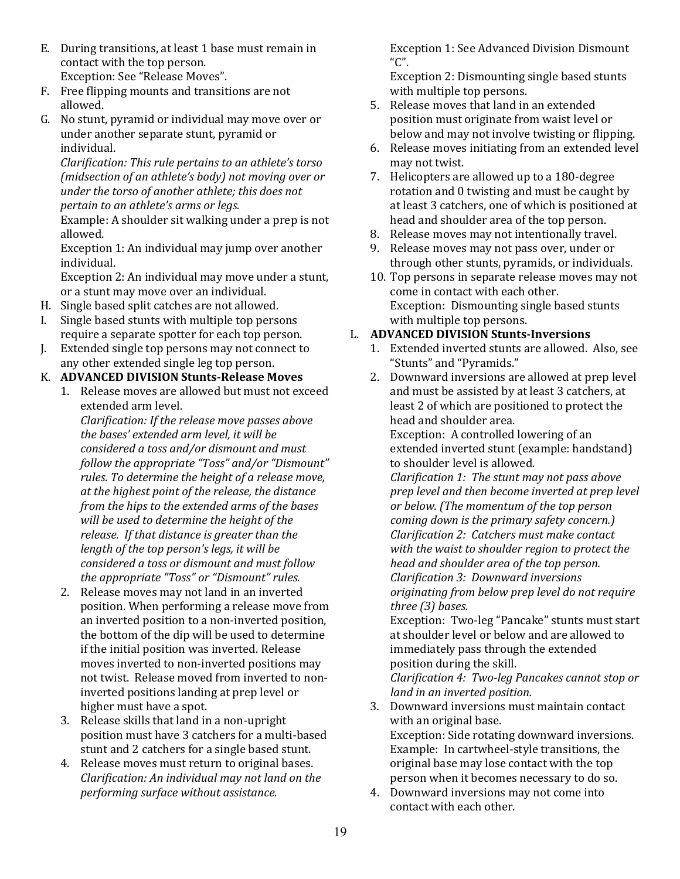E. During transitions, at least 1 base must remain in contact with the top person.
   Exception: See "Release Moves".
F. Free flipping mounts and transitions are not allowed.
G. No stunt, pyramid or individual may move over or under another separate stunt, pyramid or individual.
   *Clarification: This rule pertains to an athlete's torso (midsection of an athlete's body) not moving over or under the torso of another athlete; this does not pertain to an athlete's arms or legs.*
   Example: A shoulder sit walking under a prep is not allowed.
   Exception 1: An individual may jump over another individual.
   Exception 2: An individual may move under a stunt, or a stunt may move over an individual.
H. Single based split catches are not allowed.
I. Single based stunts with multiple top persons require a separate spotter for each top person.
J. Extended single top persons may not connect to any other extended single leg top person.
K. **ADVANCED DIVISION Stunts-Release Moves**
   1. Release moves are allowed but must not exceed extended arm level.
      *Clarification: If the release move passes above the bases' extended arm level, it will be considered a toss and/or dismount and must follow the appropriate "Toss" and/or "Dismount" rules. To determine the height of a release move, at the highest point of the release, the distance from the hips to the extended arms of the bases will be used to determine the height of the release. If that distance is greater than the length of the top person's legs, it will be considered a toss or dismount and must follow the appropriate "Toss" or "Dismount" rules.*
   2. Release moves may not land in an inverted position. When performing a release move from an inverted position to a non-inverted position, the bottom of the dip will be used to determine if the initial position was inverted. Release moves inverted to non-inverted positions may not twist. Release moved from inverted to non-inverted positions landing at prep level or higher must have a spot.
   3. Release skills that land in a non-upright position must have 3 catchers for a multi-based stunt and 2 catchers for a single based stunt.
   4. Release moves must return to original bases.
      *Clarification: An individual may not land on the performing surface without assistance.*
      Exception 1: See Advanced Division Dismount "C".
      Exception 2: Dismounting single based stunts with multiple top persons.
   5. Release moves that land in an extended position must originate from waist level or below and may not involve twisting or flipping.
   6. Release moves initiating from an extended level may not twist.
   7. Helicopters are allowed up to a 180-degree rotation and 0 twisting and must be caught by at least 3 catchers, one of which is positioned at head and shoulder area of the top person.
   8. Release moves may not intentionally travel.
   9. Release moves may not pass over, under or through other stunts, pyramids, or individuals.
   10. Top persons in separate release moves may not come in contact with each other.
       Exception: Dismounting single based stunts with multiple top persons.
L. **ADVANCED DIVISION Stunts-Inversions**
   1. Extended inverted stunts are allowed. Also, see "Stunts" and "Pyramids."
   2. Downward inversions are allowed at prep level and must be assisted by at least 3 catchers, at least 2 of which are positioned to protect the head and shoulder area.
      Exception: A controlled lowering of an extended inverted stunt (example: handstand) to shoulder level is allowed.
      *Clarification 1: The stunt may not pass above prep level and then become inverted at prep level or below. (The momentum of the top person coming down is the primary safety concern.)*
      *Clarification 2: Catchers must make contact with the waist to shoulder region to protect the head and shoulder area of the top person.*
      *Clarification 3: Downward inversions originating from below prep level do not require three (3) bases.*
      Exception: Two-leg "Pancake" stunts must start at shoulder level or below and are allowed to immediately pass through the extended position during the skill.
      *Clarification 4: Two-leg Pancakes cannot stop or land in an inverted position.*
   3. Downward inversions must maintain contact with an original base.
      Exception: Side rotating downward inversions.
      Example: In cartwheel-style transitions, the original base may lose contact with the top person when it becomes necessary to do so.
   4. Downward inversions may not come into contact with each other.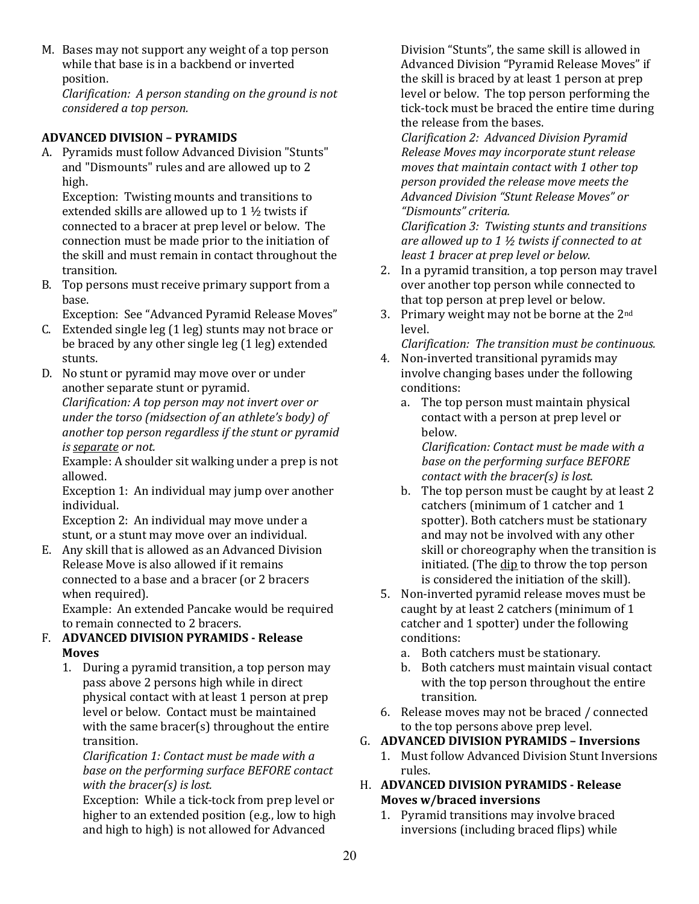M. Bases may not support any weight of a top person while that base is in a backbend or inverted position.
*Clarification: A person standing on the ground is not considered a top person.*

**ADVANCED DIVISION – PYRAMIDS**

A. Pyramids must follow Advanced Division "Stunts" and "Dismounts" rules and are allowed up to 2 high.
Exception: Twisting mounts and transitions to extended skills are allowed up to 1 ½ twists if connected to a bracer at prep level or below. The connection must be made prior to the initiation of the skill and must remain in contact throughout the transition.

B. Top persons must receive primary support from a base.
Exception: See "Advanced Pyramid Release Moves"

C. Extended single leg (1 leg) stunts may not brace or be braced by any other single leg (1 leg) extended stunts.

D. No stunt or pyramid may move over or under another separate stunt or pyramid.
*Clarification: A top person may not invert over or under the torso (midsection of an athlete's body) of another top person regardless if the stunt or pyramid is separate or not.*
Example: A shoulder sit walking under a prep is not allowed.
Exception 1: An individual may jump over another individual.
Exception 2: An individual may move under a stunt, or a stunt may move over an individual.

E. Any skill that is allowed as an Advanced Division Release Move is also allowed if it remains connected to a base and a bracer (or 2 bracers when required).
Example: An extended Pancake would be required to remain connected to 2 bracers.

F. **ADVANCED DIVISION PYRAMIDS - Release Moves**

1. During a pyramid transition, a top person may pass above 2 persons high while in direct physical contact with at least 1 person at prep level or below. Contact must be maintained with the same bracer(s) throughout the entire transition.
*Clarification 1: Contact must be made with a base on the performing surface BEFORE contact with the bracer(s) is lost.*
Exception: While a tick-tock from prep level or higher to an extended position (e.g., low to high and high to high) is not allowed for Advanced Division "Stunts", the same skill is allowed in Advanced Division "Pyramid Release Moves" if the skill is braced by at least 1 person at prep level or below. The top person performing the tick-tock must be braced the entire time during the release from the bases.
*Clarification 2: Advanced Division Pyramid Release Moves may incorporate stunt release moves that maintain contact with 1 other top person provided the release move meets the Advanced Division "Stunt Release Moves" or "Dismounts" criteria.*
*Clarification 3: Twisting stunts and transitions are allowed up to 1 ½ twists if connected to at least 1 bracer at prep level or below.*
2. In a pyramid transition, a top person may travel over another top person while connected to that top person at prep level or below.
3. Primary weight may not be borne at the 2nd level.
*Clarification: The transition must be continuous.*
4. Non-inverted transitional pyramids may involve changing bases under the following conditions:
   a. The top person must maintain physical contact with a person at prep level or below.
   *Clarification: Contact must be made with a base on the performing surface BEFORE contact with the bracer(s) is lost.*
   b. The top person must be caught by at least 2 catchers (minimum of 1 catcher and 1 spotter). Both catchers must be stationary and may not be involved with any other skill or choreography when the transition is initiated. (The dip to throw the top person is considered the initiation of the skill).
5. Non-inverted pyramid release moves must be caught by at least 2 catchers (minimum of 1 catcher and 1 spotter) under the following conditions:
   a. Both catchers must be stationary.
   b. Both catchers must maintain visual contact with the top person throughout the entire transition.
6. Release moves may not be braced / connected to the top persons above prep level.

G. **ADVANCED DIVISION PYRAMIDS – Inversions**

1. Must follow Advanced Division Stunt Inversions rules.

H. **ADVANCED DIVISION PYRAMIDS - Release Moves w/braced inversions**

1. Pyramid transitions may involve braced inversions (including braced flips) while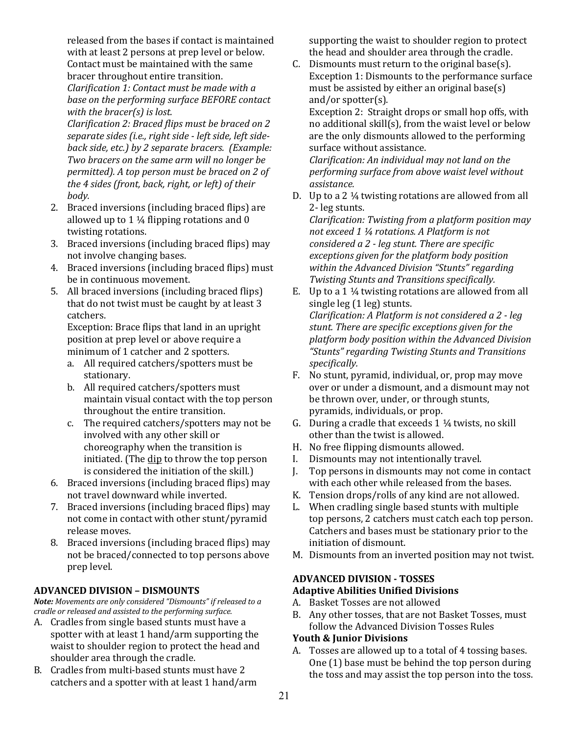released from the bases if contact is maintained with at least 2 persons at prep level or below. Contact must be maintained with the same bracer throughout entire transition.
*Clarification 1: Contact must be made with a base on the performing surface BEFORE contact with the bracer(s) is lost.*
*Clarification 2: Braced flips must be braced on 2 separate sides (i.e., right side - left side, left side-back side, etc.) by 2 separate bracers. (Example: Two bracers on the same arm will no longer be permitted). A top person must be braced on 2 of the 4 sides (front, back, right, or left) of their body.*

2. Braced inversions (including braced flips) are allowed up to 1 ¼ flipping rotations and 0 twisting rotations.
3. Braced inversions (including braced flips) may not involve changing bases.
4. Braced inversions (including braced flips) must be in continuous movement.
5. All braced inversions (including braced flips) that do not twist must be caught by at least 3 catchers.
   Exception: Brace flips that land in an upright position at prep level or above require a minimum of 1 catcher and 2 spotters.
   a. All required catchers/spotters must be stationary.
   b. All required catchers/spotters must maintain visual contact with the top person throughout the entire transition.
   c. The required catchers/spotters may not be involved with any other skill or choreography when the transition is initiated. (The dip to throw the top person is considered the initiation of the skill.)
6. Braced inversions (including braced flips) may not travel downward while inverted.
7. Braced inversions (including braced flips) may not come in contact with other stunt/pyramid release moves.
8. Braced inversions (including braced flips) may not be braced/connected to top persons above prep level.

**ADVANCED DIVISION – DISMOUNTS**

***Note:** Movements are only considered "Dismounts" if released to a cradle or released and assisted to the performing surface.*

A. Cradles from single based stunts must have a spotter with at least 1 hand/arm supporting the waist to shoulder region to protect the head and shoulder area through the cradle.
B. Cradles from multi-based stunts must have 2 catchers and a spotter with at least 1 hand/arm supporting the waist to shoulder region to protect the head and shoulder area through the cradle.
C. Dismounts must return to the original base(s).
   Exception 1: Dismounts to the performance surface must be assisted by either an original base(s) and/or spotter(s).
   Exception 2: Straight drops or small hop offs, with no additional skill(s), from the waist level or below are the only dismounts allowed to the performing surface without assistance.
   *Clarification: An individual may not land on the performing surface from above waist level without assistance.*
D. Up to a 2 ¼ twisting rotations are allowed from all 2- leg stunts.
   *Clarification: Twisting from a platform position may not exceed 1 ¼ rotations. A Platform is not considered a 2 - leg stunt. There are specific exceptions given for the platform body position within the Advanced Division "Stunts" regarding Twisting Stunts and Transitions specifically.*
E. Up to a 1 ¼ twisting rotations are allowed from all single leg (1 leg) stunts.
   *Clarification: A Platform is not considered a 2 - leg stunt. There are specific exceptions given for the platform body position within the Advanced Division "Stunts" regarding Twisting Stunts and Transitions specifically.*
F. No stunt, pyramid, individual, or, prop may move over or under a dismount, and a dismount may not be thrown over, under, or through stunts, pyramids, individuals, or prop.
G. During a cradle that exceeds 1 ¼ twists, no skill other than the twist is allowed.
H. No free flipping dismounts allowed.
I. Dismounts may not intentionally travel.
J. Top persons in dismounts may not come in contact with each other while released from the bases.
K. Tension drops/rolls of any kind are not allowed.
L. When cradling single based stunts with multiple top persons, 2 catchers must catch each top person. Catchers and bases must be stationary prior to the initiation of dismount.
M. Dismounts from an inverted position may not twist.

**ADVANCED DIVISION - TOSSES**

**Adaptive Abilities Unified Divisions**

A. Basket Tosses are not allowed
B. Any other tosses, that are not Basket Tosses, must follow the Advanced Division Tosses Rules

**Youth & Junior Divisions**

A. Tosses are allowed up to a total of 4 tossing bases. One (1) base must be behind the top person during the toss and may assist the top person into the toss.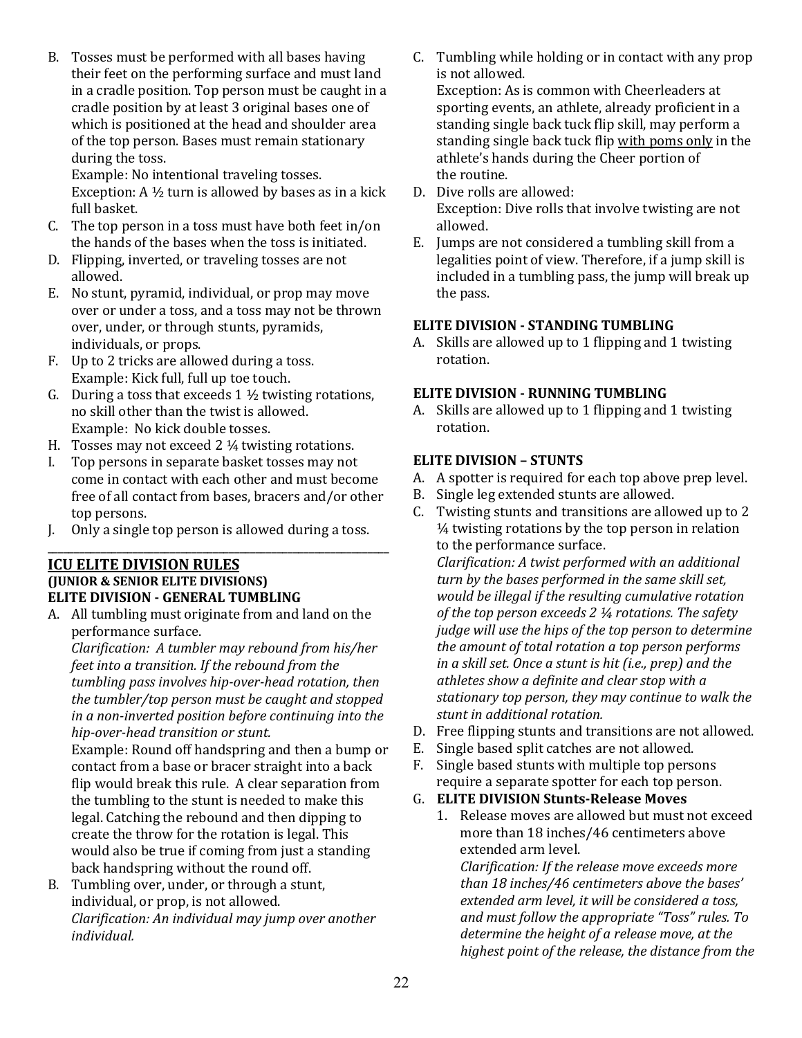B. Tosses must be performed with all bases having their feet on the performing surface and must land in a cradle position. Top person must be caught in a cradle position by at least 3 original bases one of which is positioned at the head and shoulder area of the top person. Bases must remain stationary during the toss.
   Example: No intentional traveling tosses.
   Exception: A ½ turn is allowed by bases as in a kick full basket.
C. The top person in a toss must have both feet in/on the hands of the bases when the toss is initiated.
D. Flipping, inverted, or traveling tosses are not allowed.
E. No stunt, pyramid, individual, or prop may move over or under a toss, and a toss may not be thrown over, under, or through stunts, pyramids, individuals, or props.
F. Up to 2 tricks are allowed during a toss.
   Example: Kick full, full up toe touch.
G. During a toss that exceeds 1 ½ twisting rotations, no skill other than the twist is allowed.
   Example: No kick double tosses.
H. Tosses may not exceed 2 ¼ twisting rotations.
I. Top persons in separate basket tosses may not come in contact with each other and must become free of all contact from bases, bracers and/or other top persons.
J. Only a single top person is allowed during a toss.

---

## ICU ELITE DIVISION RULES

**(JUNIOR & SENIOR ELITE DIVISIONS)**

### ELITE DIVISION - GENERAL TUMBLING

A. All tumbling must originate from and land on the performance surface.
   *Clarification: A tumbler may rebound from his/her feet into a transition. If the rebound from the tumbling pass involves hip-over-head rotation, then the tumbler/top person must be caught and stopped in a non-inverted position before continuing into the hip-over-head transition or stunt.*
   Example: Round off handspring and then a bump or contact from a base or bracer straight into a back flip would break this rule. A clear separation from the tumbling to the stunt is needed to make this legal. Catching the rebound and then dipping to create the throw for the rotation is legal. This would also be true if coming from just a standing back handspring without the round off.
B. Tumbling over, under, or through a stunt, individual, or prop, is not allowed.
   *Clarification: An individual may jump over another individual.*
C. Tumbling while holding or in contact with any prop is not allowed.
   Exception: As is common with Cheerleaders at sporting events, an athlete, already proficient in a standing single back tuck flip skill, may perform a standing single back tuck flip <u>with poms only</u> in the athlete's hands during the Cheer portion of the routine.
D. Dive rolls are allowed:
   Exception: Dive rolls that involve twisting are not allowed.
E. Jumps are not considered a tumbling skill from a legalities point of view. Therefore, if a jump skill is included in a tumbling pass, the jump will break up the pass.

### ELITE DIVISION - STANDING TUMBLING

A. Skills are allowed up to 1 flipping and 1 twisting rotation.

### ELITE DIVISION - RUNNING TUMBLING

A. Skills are allowed up to 1 flipping and 1 twisting rotation.

### ELITE DIVISION – STUNTS

A. A spotter is required for each top above prep level.
B. Single leg extended stunts are allowed.
C. Twisting stunts and transitions are allowed up to 2 ¼ twisting rotations by the top person in relation to the performance surface.
   *Clarification: A twist performed with an additional turn by the bases performed in the same skill set, would be illegal if the resulting cumulative rotation of the top person exceeds 2 ¼ rotations. The safety judge will use the hips of the top person to determine the amount of total rotation a top person performs in a skill set. Once a stunt is hit (i.e., prep) and the athletes show a definite and clear stop with a stationary top person, they may continue to walk the stunt in additional rotation.*
D. Free flipping stunts and transitions are not allowed.
E. Single based split catches are not allowed.
F. Single based stunts with multiple top persons require a separate spotter for each top person.
G. **ELITE DIVISION Stunts-Release Moves**
   1. Release moves are allowed but must not exceed more than 18 inches/46 centimeters above extended arm level.
      *Clarification: If the release move exceeds more than 18 inches/46 centimeters above the bases' extended arm level, it will be considered a toss, and must follow the appropriate "Toss" rules. To determine the height of a release move, at the highest point of the release, the distance from the*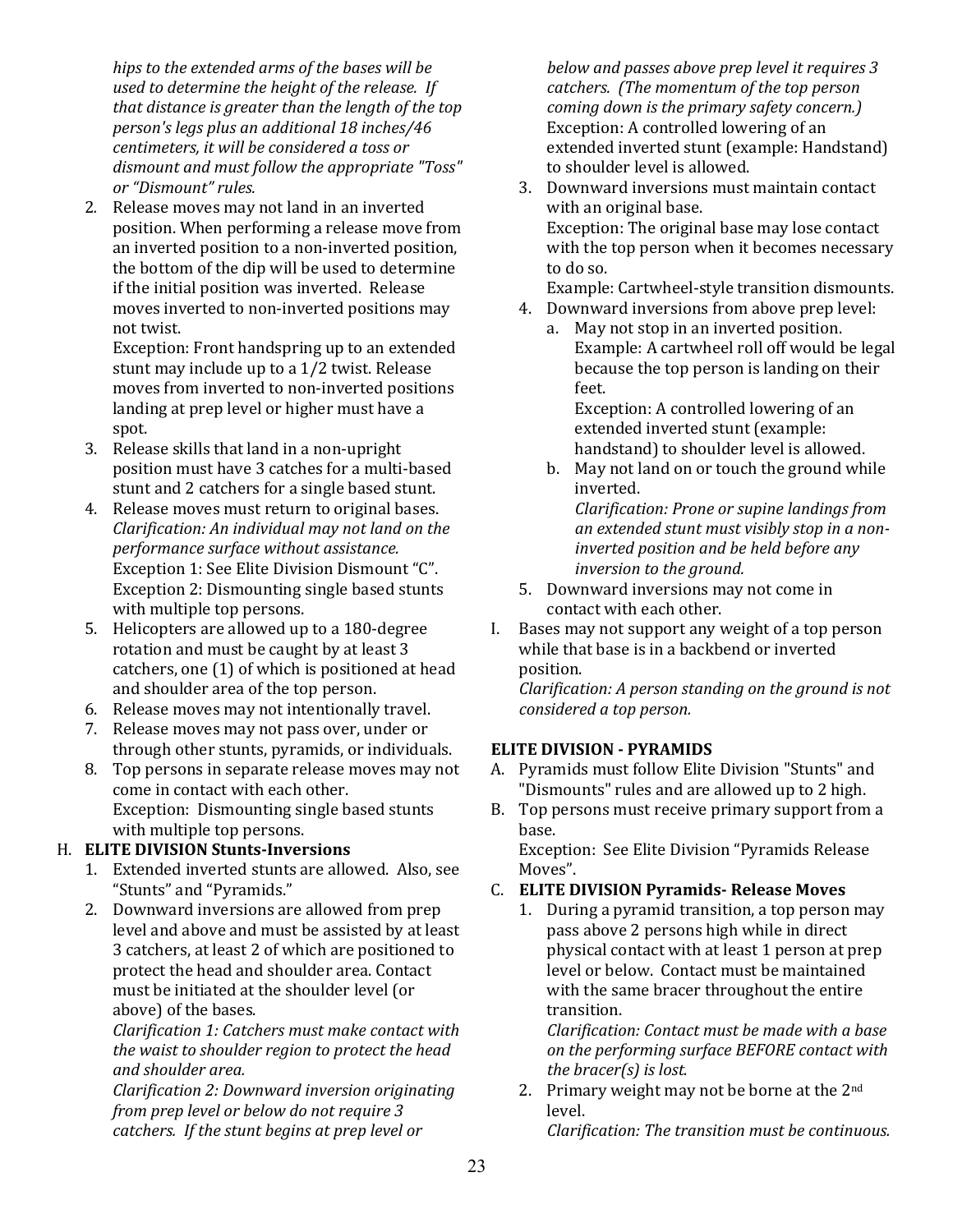*hips to the extended arms of the bases will be used to determine the height of the release. If that distance is greater than the length of the top person's legs plus an additional 18 inches/46 centimeters, it will be considered a toss or dismount and must follow the appropriate "Toss" or "Dismount" rules.*

2. Release moves may not land in an inverted position. When performing a release move from an inverted position to a non-inverted position, the bottom of the dip will be used to determine if the initial position was inverted. Release moves inverted to non-inverted positions may not twist.
   Exception: Front handspring up to an extended stunt may include up to a 1/2 twist. Release moves from inverted to non-inverted positions landing at prep level or higher must have a spot.
3. Release skills that land in a non-upright position must have 3 catches for a multi-based stunt and 2 catchers for a single based stunt.
4. Release moves must return to original bases.
   *Clarification: An individual may not land on the performance surface without assistance.*
   Exception 1: See Elite Division Dismount "C".
   Exception 2: Dismounting single based stunts with multiple top persons.
5. Helicopters are allowed up to a 180-degree rotation and must be caught by at least 3 catchers, one (1) of which is positioned at head and shoulder area of the top person.
6. Release moves may not intentionally travel.
7. Release moves may not pass over, under or through other stunts, pyramids, or individuals.
8. Top persons in separate release moves may not come in contact with each other.
   Exception: Dismounting single based stunts with multiple top persons.

H. **ELITE DIVISION Stunts-Inversions**

1. Extended inverted stunts are allowed. Also, see "Stunts" and "Pyramids."
2. Downward inversions are allowed from prep level and above and must be assisted by at least 3 catchers, at least 2 of which are positioned to protect the head and shoulder area. Contact must be initiated at the shoulder level (or above) of the bases.
   *Clarification 1: Catchers must make contact with the waist to shoulder region to protect the head and shoulder area.*
   *Clarification 2: Downward inversion originating from prep level or below do not require 3 catchers. If the stunt begins at prep level or below and passes above prep level it requires 3 catchers. (The momentum of the top person coming down is the primary safety concern.)*
   Exception: A controlled lowering of an extended inverted stunt (example: Handstand) to shoulder level is allowed.
3. Downward inversions must maintain contact with an original base.
   Exception: The original base may lose contact with the top person when it becomes necessary to do so.
   Example: Cartwheel-style transition dismounts.
4. Downward inversions from above prep level:
   a. May not stop in an inverted position.
      Example: A cartwheel roll off would be legal because the top person is landing on their feet.
      Exception: A controlled lowering of an extended inverted stunt (example: handstand) to shoulder level is allowed.
   b. May not land on or touch the ground while inverted.
      *Clarification: Prone or supine landings from an extended stunt must visibly stop in a non-inverted position and be held before any inversion to the ground.*
5. Downward inversions may not come in contact with each other.

I. Bases may not support any weight of a top person while that base is in a backbend or inverted position.
   *Clarification: A person standing on the ground is not considered a top person.*

**ELITE DIVISION - PYRAMIDS**

A. Pyramids must follow Elite Division "Stunts" and "Dismounts" rules and are allowed up to 2 high.

B. Top persons must receive primary support from a base.
   Exception: See Elite Division "Pyramids Release Moves".

C. **ELITE DIVISION Pyramids- Release Moves**

1. During a pyramid transition, a top person may pass above 2 persons high while in direct physical contact with at least 1 person at prep level or below. Contact must be maintained with the same bracer throughout the entire transition.
   *Clarification: Contact must be made with a base on the performing surface BEFORE contact with the bracer(s) is lost.*
2. Primary weight may not be borne at the 2nd level.
   *Clarification: The transition must be continuous.*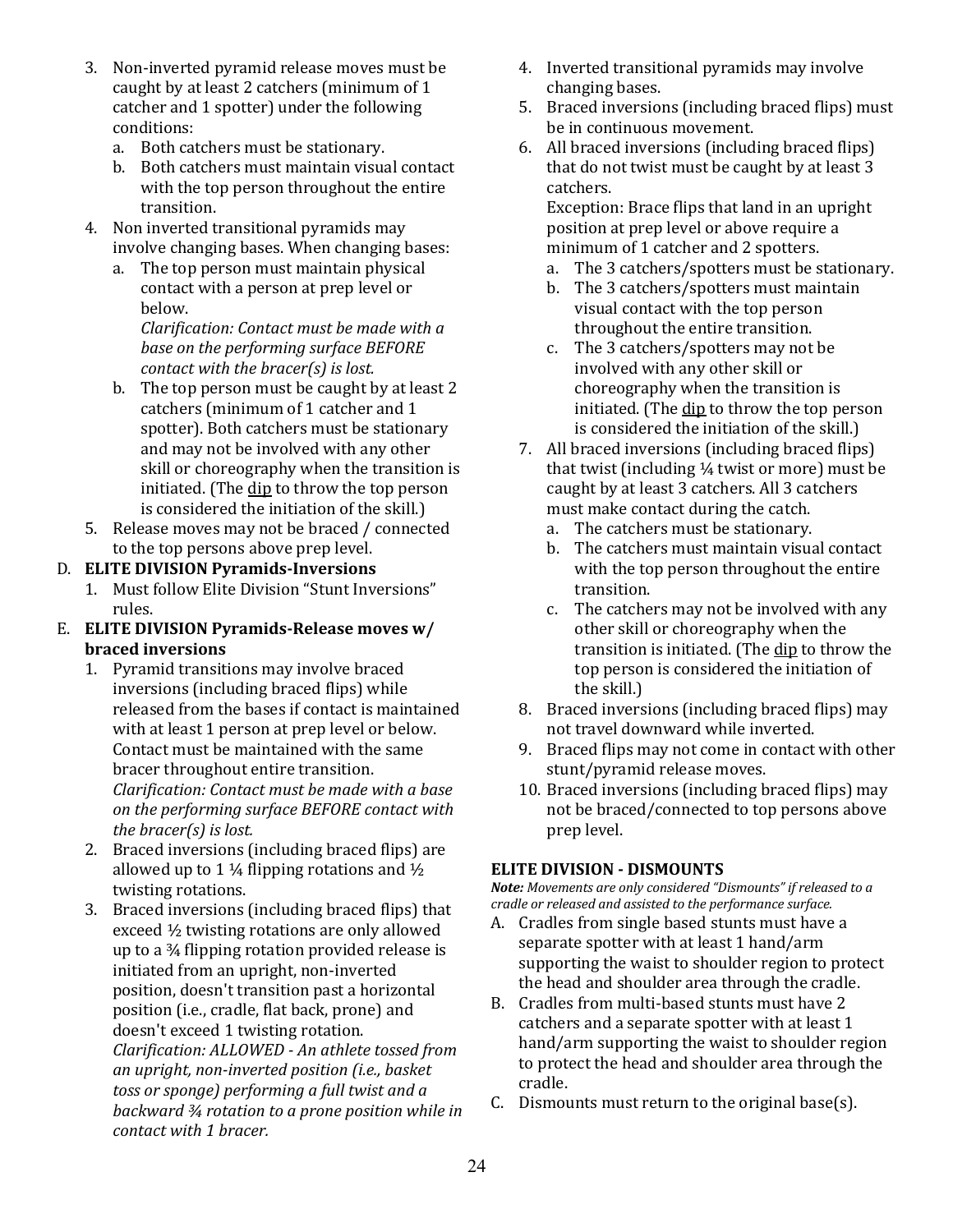3. Non-inverted pyramid release moves must be caught by at least 2 catchers (minimum of 1 catcher and 1 spotter) under the following conditions:
   a. Both catchers must be stationary.
   b. Both catchers must maintain visual contact with the top person throughout the entire transition.
4. Non inverted transitional pyramids may involve changing bases. When changing bases:
   a. The top person must maintain physical contact with a person at prep level or below.
      *Clarification: Contact must be made with a base on the performing surface BEFORE contact with the bracer(s) is lost.*
   b. The top person must be caught by at least 2 catchers (minimum of 1 catcher and 1 spotter). Both catchers must be stationary and may not be involved with any other skill or choreography when the transition is initiated. (The dip to throw the top person is considered the initiation of the skill.)
5. Release moves may not be braced / connected to the top persons above prep level.

D. **ELITE DIVISION Pyramids-Inversions**
   1. Must follow Elite Division "Stunt Inversions" rules.

E. **ELITE DIVISION Pyramids-Release moves w/ braced inversions**
   1. Pyramid transitions may involve braced inversions (including braced flips) while released from the bases if contact is maintained with at least 1 person at prep level or below. Contact must be maintained with the same bracer throughout entire transition.
      *Clarification: Contact must be made with a base on the performing surface BEFORE contact with the bracer(s) is lost.*
   2. Braced inversions (including braced flips) are allowed up to 1 ¼ flipping rotations and ½ twisting rotations.
   3. Braced inversions (including braced flips) that exceed ½ twisting rotations are only allowed up to a ¾ flipping rotation provided release is initiated from an upright, non-inverted position, doesn't transition past a horizontal position (i.e., cradle, flat back, prone) and doesn't exceed 1 twisting rotation.
      *Clarification: ALLOWED - An athlete tossed from an upright, non-inverted position (i.e., basket toss or sponge) performing a full twist and a backward ¾ rotation to a prone position while in contact with 1 bracer.*
   4. Inverted transitional pyramids may involve changing bases.
   5. Braced inversions (including braced flips) must be in continuous movement.
   6. All braced inversions (including braced flips) that do not twist must be caught by at least 3 catchers.
      Exception: Brace flips that land in an upright position at prep level or above require a minimum of 1 catcher and 2 spotters.
      a. The 3 catchers/spotters must be stationary.
      b. The 3 catchers/spotters must maintain visual contact with the top person throughout the entire transition.
      c. The 3 catchers/spotters may not be involved with any other skill or choreography when the transition is initiated. (The dip to throw the top person is considered the initiation of the skill.)
   7. All braced inversions (including braced flips) that twist (including ¼ twist or more) must be caught by at least 3 catchers. All 3 catchers must make contact during the catch.
      a. The catchers must be stationary.
      b. The catchers must maintain visual contact with the top person throughout the entire transition.
      c. The catchers may not be involved with any other skill or choreography when the transition is initiated. (The dip to throw the top person is considered the initiation of the skill.)
   8. Braced inversions (including braced flips) may not travel downward while inverted.
   9. Braced flips may not come in contact with other stunt/pyramid release moves.
   10. Braced inversions (including braced flips) may not be braced/connected to top persons above prep level.

### ELITE DIVISION - DISMOUNTS

***Note:** Movements are only considered "Dismounts" if released to a cradle or released and assisted to the performance surface.*

A. Cradles from single based stunts must have a separate spotter with at least 1 hand/arm supporting the waist to shoulder region to protect the head and shoulder area through the cradle.
B. Cradles from multi-based stunts must have 2 catchers and a separate spotter with at least 1 hand/arm supporting the waist to shoulder region to protect the head and shoulder area through the cradle.
C. Dismounts must return to the original base(s).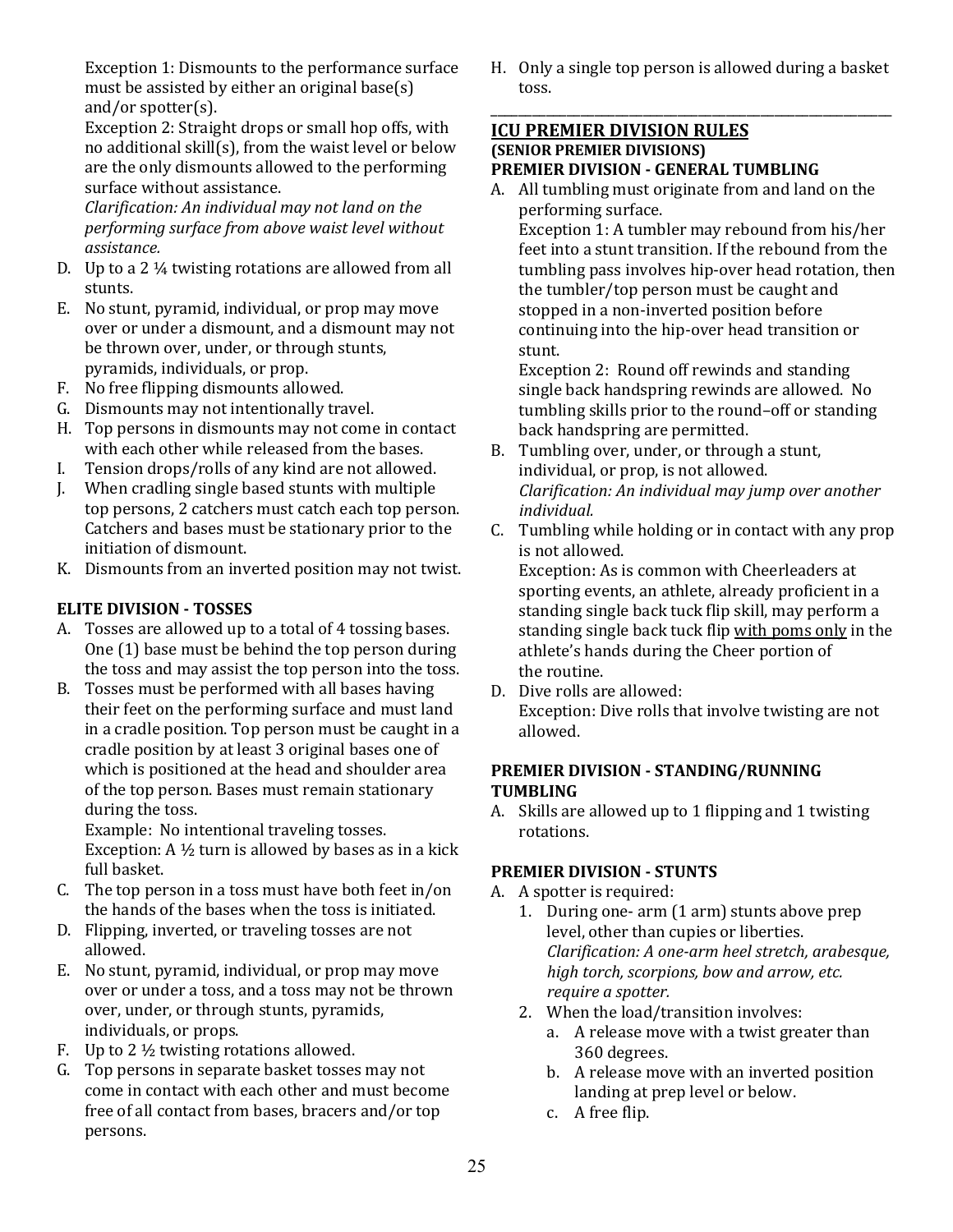Exception 1: Dismounts to the performance surface must be assisted by either an original base(s) and/or spotter(s).

Exception 2: Straight drops or small hop offs, with no additional skill(s), from the waist level or below are the only dismounts allowed to the performing surface without assistance.

*Clarification: An individual may not land on the performing surface from above waist level without assistance.*

D. Up to a 2 ¼ twisting rotations are allowed from all stunts.
E. No stunt, pyramid, individual, or prop may move over or under a dismount, and a dismount may not be thrown over, under, or through stunts, pyramids, individuals, or prop.
F. No free flipping dismounts allowed.
G. Dismounts may not intentionally travel.
H. Top persons in dismounts may not come in contact with each other while released from the bases.
I. Tension drops/rolls of any kind are not allowed.
J. When cradling single based stunts with multiple top persons, 2 catchers must catch each top person. Catchers and bases must be stationary prior to the initiation of dismount.
K. Dismounts from an inverted position may not twist.

**ELITE DIVISION - TOSSES**

A. Tosses are allowed up to a total of 4 tossing bases. One (1) base must be behind the top person during the toss and may assist the top person into the toss.
B. Tosses must be performed with all bases having their feet on the performing surface and must land in a cradle position. Top person must be caught in a cradle position by at least 3 original bases one of which is positioned at the head and shoulder area of the top person. Bases must remain stationary during the toss.

   Example: No intentional traveling tosses.
   Exception: A ½ turn is allowed by bases as in a kick full basket.
C. The top person in a toss must have both feet in/on the hands of the bases when the toss is initiated.
D. Flipping, inverted, or traveling tosses are not allowed.
E. No stunt, pyramid, individual, or prop may move over or under a toss, and a toss may not be thrown over, under, or through stunts, pyramids, individuals, or props.
F. Up to 2 ½ twisting rotations allowed.
G. Top persons in separate basket tosses may not come in contact with each other and must become free of all contact from bases, bracers and/or top persons.
H. Only a single top person is allowed during a basket toss.

---

## ICU PREMIER DIVISION RULES

**(SENIOR PREMIER DIVISIONS)**

**PREMIER DIVISION - GENERAL TUMBLING**

A. All tumbling must originate from and land on the performing surface.

   Exception 1: A tumbler may rebound from his/her feet into a stunt transition. If the rebound from the tumbling pass involves hip-over head rotation, then the tumbler/top person must be caught and stopped in a non-inverted position before continuing into the hip-over head transition or stunt.

   Exception 2: Round off rewinds and standing single back handspring rewinds are allowed. No tumbling skills prior to the round–off or standing back handspring are permitted.
B. Tumbling over, under, or through a stunt, individual, or prop, is not allowed.

   *Clarification: An individual may jump over another individual.*
C. Tumbling while holding or in contact with any prop is not allowed.

   Exception: As is common with Cheerleaders at sporting events, an athlete, already proficient in a standing single back tuck flip skill, may perform a standing single back tuck flip <u>with poms only</u> in the athlete's hands during the Cheer portion of the routine.
D. Dive rolls are allowed:

   Exception: Dive rolls that involve twisting are not allowed.

**PREMIER DIVISION - STANDING/RUNNING TUMBLING**

A. Skills are allowed up to 1 flipping and 1 twisting rotations.

**PREMIER DIVISION - STUNTS**

A. A spotter is required:
   1. During one- arm (1 arm) stunts above prep level, other than cupies or liberties.
      *Clarification: A one-arm heel stretch, arabesque, high torch, scorpions, bow and arrow, etc. require a spotter.*
   2. When the load/transition involves:
      a. A release move with a twist greater than 360 degrees.
      b. A release move with an inverted position landing at prep level or below.
      c. A free flip.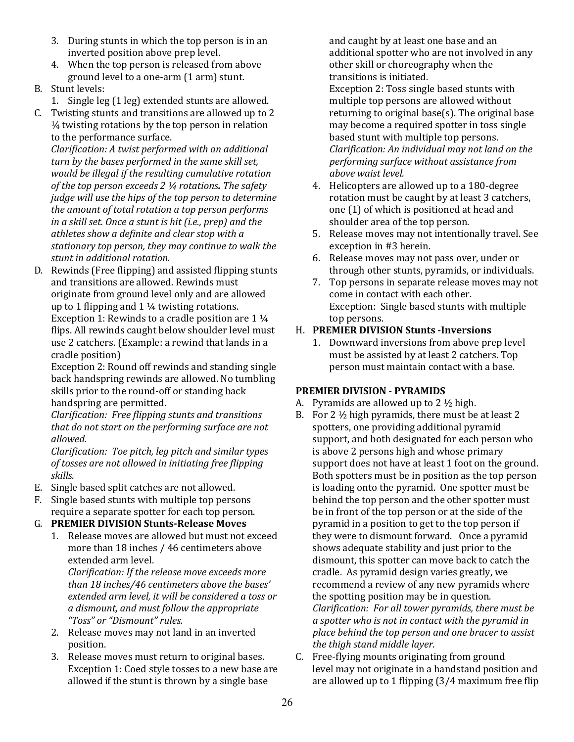3. During stunts in which the top person is in an inverted position above prep level.
4. When the top person is released from above ground level to a one-arm (1 arm) stunt.

B. Stunt levels:
   1. Single leg (1 leg) extended stunts are allowed.

C. Twisting stunts and transitions are allowed up to 2 ¼ twisting rotations by the top person in relation to the performance surface.
*Clarification: A twist performed with an additional turn by the bases performed in the same skill set, would be illegal if the resulting cumulative rotation of the top person exceeds 2 ¼ rotations. The safety judge will use the hips of the top person to determine the amount of total rotation a top person performs in a skill set. Once a stunt is hit (i.e., prep) and the athletes show a definite and clear stop with a stationary top person, they may continue to walk the stunt in additional rotation.*

D. Rewinds (Free flipping) and assisted flipping stunts and transitions are allowed. Rewinds must originate from ground level only and are allowed up to 1 flipping and 1 ¼ twisting rotations.
Exception 1: Rewinds to a cradle position are 1 ¼ flips. All rewinds caught below shoulder level must use 2 catchers. (Example: a rewind that lands in a cradle position)
Exception 2: Round off rewinds and standing single back handspring rewinds are allowed. No tumbling skills prior to the round-off or standing back handspring are permitted.
*Clarification: Free flipping stunts and transitions that do not start on the performing surface are not allowed.*
*Clarification: Toe pitch, leg pitch and similar types of tosses are not allowed in initiating free flipping skills.*

E. Single based split catches are not allowed.

F. Single based stunts with multiple top persons require a separate spotter for each top person.

G. **PREMIER DIVISION Stunts-Release Moves**
   1. Release moves are allowed but must not exceed more than 18 inches / 46 centimeters above extended arm level.
   *Clarification: If the release move exceeds more than 18 inches/46 centimeters above the bases' extended arm level, it will be considered a toss or a dismount, and must follow the appropriate "Toss" or "Dismount" rules.*
   2. Release moves may not land in an inverted position.
   3. Release moves must return to original bases.
   Exception 1: Coed style tosses to a new base are allowed if the stunt is thrown by a single base and caught by at least one base and an additional spotter who are not involved in any other skill or choreography when the transitions is initiated.
   Exception 2: Toss single based stunts with multiple top persons are allowed without returning to original base(s). The original base may become a required spotter in toss single based stunt with multiple top persons.
   *Clarification: An individual may not land on the performing surface without assistance from above waist level.*
   4. Helicopters are allowed up to a 180-degree rotation must be caught by at least 3 catchers, one (1) of which is positioned at head and shoulder area of the top person.
   5. Release moves may not intentionally travel. See exception in #3 herein.
   6. Release moves may not pass over, under or through other stunts, pyramids, or individuals.
   7. Top persons in separate release moves may not come in contact with each other.
   Exception: Single based stunts with multiple top persons.

H. **PREMIER DIVISION Stunts -Inversions**
   1. Downward inversions from above prep level must be assisted by at least 2 catchers. Top person must maintain contact with a base.

**PREMIER DIVISION - PYRAMIDS**

A. Pyramids are allowed up to 2 ½ high.

B. For 2 ½ high pyramids, there must be at least 2 spotters, one providing additional pyramid support, and both designated for each person who is above 2 persons high and whose primary support does not have at least 1 foot on the ground. Both spotters must be in position as the top person is loading onto the pyramid. One spotter must be behind the top person and the other spotter must be in front of the top person or at the side of the pyramid in a position to get to the top person if they were to dismount forward. Once a pyramid shows adequate stability and just prior to the dismount, this spotter can move back to catch the cradle. As pyramid design varies greatly, we recommend a review of any new pyramids where the spotting position may be in question.
*Clarification: For all tower pyramids, there must be a spotter who is not in contact with the pyramid in place behind the top person and one bracer to assist the thigh stand middle layer.*

C. Free-flying mounts originating from ground level may not originate in a handstand position and are allowed up to 1 flipping (3/4 maximum free flip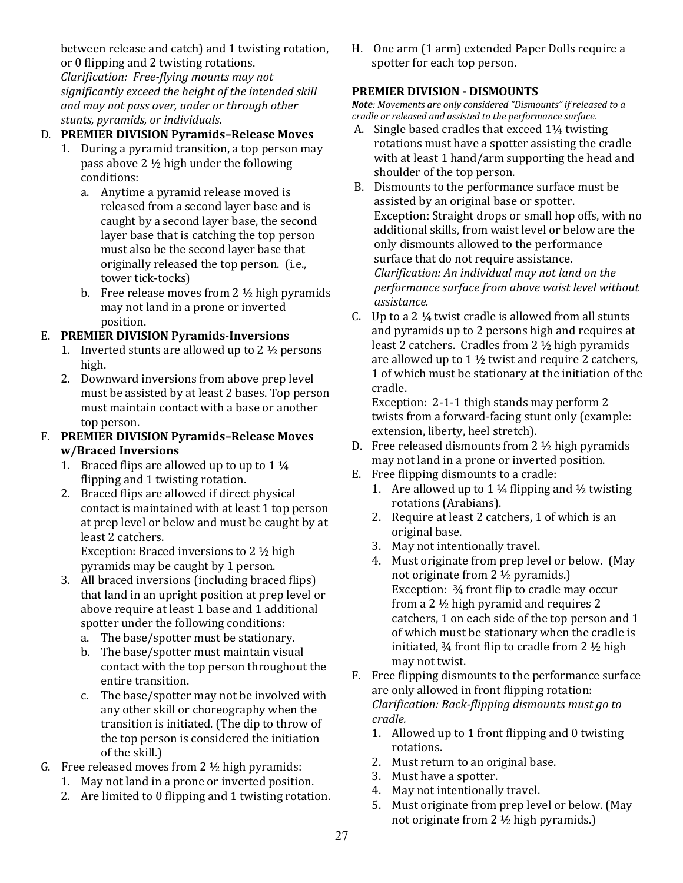between release and catch) and 1 twisting rotation, or 0 flipping and 2 twisting rotations.
*Clarification: Free-flying mounts may not significantly exceed the height of the intended skill and may not pass over, under or through other stunts, pyramids, or individuals.*

D. **PREMIER DIVISION Pyramids–Release Moves**
   1. During a pyramid transition, a top person may pass above 2 ½ high under the following conditions:
      a. Anytime a pyramid release moved is released from a second layer base and is caught by a second layer base, the second layer base that is catching the top person must also be the second layer base that originally released the top person. (i.e., tower tick-tocks)
      b. Free release moves from 2 ½ high pyramids may not land in a prone or inverted position.

E. **PREMIER DIVISION Pyramids-Inversions**
   1. Inverted stunts are allowed up to 2 ½ persons high.
   2. Downward inversions from above prep level must be assisted by at least 2 bases. Top person must maintain contact with a base or another top person.

F. **PREMIER DIVISION Pyramids–Release Moves w/Braced Inversions**
   1. Braced flips are allowed up to up to 1 ¼ flipping and 1 twisting rotation.
   2. Braced flips are allowed if direct physical contact is maintained with at least 1 top person at prep level or below and must be caught by at least 2 catchers.
      Exception: Braced inversions to 2 ½ high pyramids may be caught by 1 person.
   3. All braced inversions (including braced flips) that land in an upright position at prep level or above require at least 1 base and 1 additional spotter under the following conditions:
      a. The base/spotter must be stationary.
      b. The base/spotter must maintain visual contact with the top person throughout the entire transition.
      c. The base/spotter may not be involved with any other skill or choreography when the transition is initiated. (The dip to throw of the top person is considered the initiation of the skill.)

G. Free released moves from 2 ½ high pyramids:
   1. May not land in a prone or inverted position.
   2. Are limited to 0 flipping and 1 twisting rotation.

H. One arm (1 arm) extended Paper Dolls require a spotter for each top person.

**PREMIER DIVISION - DISMOUNTS**

***Note**: Movements are only considered "Dismounts" if released to a cradle or released and assisted to the performance surface.*

A. Single based cradles that exceed 1¼ twisting rotations must have a spotter assisting the cradle with at least 1 hand/arm supporting the head and shoulder of the top person.

B. Dismounts to the performance surface must be assisted by an original base or spotter.
   Exception: Straight drops or small hop offs, with no additional skills, from waist level or below are the only dismounts allowed to the performance surface that do not require assistance.
   *Clarification: An individual may not land on the performance surface from above waist level without assistance.*

C. Up to a 2 ¼ twist cradle is allowed from all stunts and pyramids up to 2 persons high and requires at least 2 catchers. Cradles from 2 ½ high pyramids are allowed up to 1 ½ twist and require 2 catchers, 1 of which must be stationary at the initiation of the cradle.
   Exception: 2-1-1 thigh stands may perform 2 twists from a forward-facing stunt only (example: extension, liberty, heel stretch).

D. Free released dismounts from 2 ½ high pyramids may not land in a prone or inverted position.

E. Free flipping dismounts to a cradle:
   1. Are allowed up to 1 ¼ flipping and ½ twisting rotations (Arabians).
   2. Require at least 2 catchers, 1 of which is an original base.
   3. May not intentionally travel.
   4. Must originate from prep level or below. (May not originate from 2 ½ pyramids.)
      Exception: ¾ front flip to cradle may occur from a 2 ½ high pyramid and requires 2 catchers, 1 on each side of the top person and 1 of which must be stationary when the cradle is initiated, ¾ front flip to cradle from 2 ½ high may not twist.

F. Free flipping dismounts to the performance surface are only allowed in front flipping rotation:
   *Clarification: Back-flipping dismounts must go to cradle.*
   1. Allowed up to 1 front flipping and 0 twisting rotations.
   2. Must return to an original base.
   3. Must have a spotter.
   4. May not intentionally travel.
   5. Must originate from prep level or below. (May not originate from 2 ½ high pyramids.)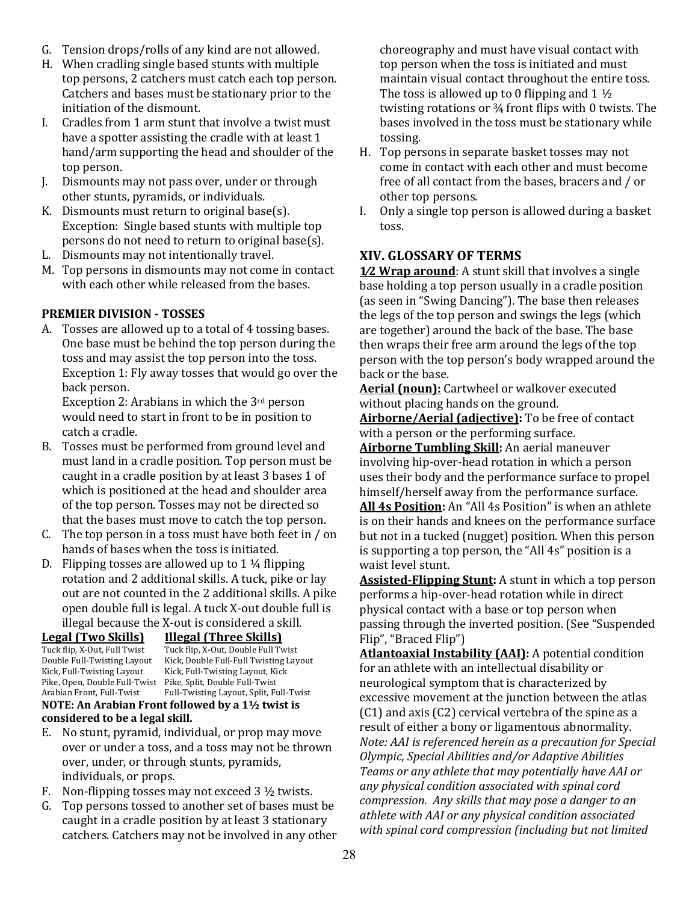G. Tension drops/rolls of any kind are not allowed.
H. When cradling single based stunts with multiple top persons, 2 catchers must catch each top person. Catchers and bases must be stationary prior to the initiation of the dismount.
I. Cradles from 1 arm stunt that involve a twist must have a spotter assisting the cradle with at least 1 hand/arm supporting the head and shoulder of the top person.
J. Dismounts may not pass over, under or through other stunts, pyramids, or individuals.
K. Dismounts must return to original base(s). Exception: Single based stunts with multiple top persons do not need to return to original base(s).
L. Dismounts may not intentionally travel.
M. Top persons in dismounts may not come in contact with each other while released from the bases.

**PREMIER DIVISION - TOSSES**

A. Tosses are allowed up to a total of 4 tossing bases. One base must be behind the top person during the toss and may assist the top person into the toss. Exception 1: Fly away tosses that would go over the back person.
   Exception 2: Arabians in which the 3rd person would need to start in front to be in position to catch a cradle.
B. Tosses must be performed from ground level and must land in a cradle position. Top person must be caught in a cradle position by at least 3 bases 1 of which is positioned at the head and shoulder area of the top person. Tosses may not be directed so that the bases must move to catch the top person.
C. The top person in a toss must have both feet in / on hands of bases when the toss is initiated.
D. Flipping tosses are allowed up to 1 ¼ flipping rotation and 2 additional skills. A tuck, pike or lay out are not counted in the 2 additional skills. A pike open double full is legal. A tuck X-out double full is illegal because the X-out is considered a skill.

| Legal (Two Skills) | Illegal (Three Skills) |
|---|---|
| Tuck flip, X-Out, Full Twist | Tuck flip, X-Out, Double Full Twist |
| Double Full-Twisting Layout | Kick, Double Full-Full Twisting Layout |
| Kick, Full-Twisting Layout | Kick, Full-Twisting Layout, Kick |
| Pike, Open, Double Full-Twist | Pike, Split, Double Full-Twist |
| Arabian Front, Full-Twist | Full-Twisting Layout, Split, Full-Twist |

**NOTE: An Arabian Front followed by a 1½ twist is considered to be a legal skill.**

E. No stunt, pyramid, individual, or prop may move over or under a toss, and a toss may not be thrown over, under, or through stunts, pyramids, individuals, or props.
F. Non-flipping tosses may not exceed 3 ½ twists.
G. Top persons tossed to another set of bases must be caught in a cradle position by at least 3 stationary catchers. Catchers may not be involved in any other choreography and must have visual contact with top person when the toss is initiated and must maintain visual contact throughout the entire toss. The toss is allowed up to 0 flipping and 1 ½ twisting rotations or ¾ front flips with 0 twists. The bases involved in the toss must be stationary while tossing.
H. Top persons in separate basket tosses may not come in contact with each other and must become free of all contact from the bases, bracers and / or other top persons.
I. Only a single top person is allowed during a basket toss.

## XIV. GLOSSARY OF TERMS

**1/2 Wrap around**: A stunt skill that involves a single base holding a top person usually in a cradle position (as seen in "Swing Dancing"). The base then releases the legs of the top person and swings the legs (which are together) around the back of the base. The base then wraps their free arm around the legs of the top person with the top person's body wrapped around the back or the base.

**Aerial (noun):** Cartwheel or walkover executed without placing hands on the ground.

**Airborne/Aerial (adjective):** To be free of contact with a person or the performing surface.

**Airborne Tumbling Skill:** An aerial maneuver involving hip-over-head rotation in which a person uses their body and the performance surface to propel himself/herself away from the performance surface.

**All 4s Position:** An "All 4s Position" is when an athlete is on their hands and knees on the performance surface but not in a tucked (nugget) position. When this person is supporting a top person, the "All 4s" position is a waist level stunt.

**Assisted-Flipping Stunt:** A stunt in which a top person performs a hip-over-head rotation while in direct physical contact with a base or top person when passing through the inverted position. (See "Suspended Flip", "Braced Flip")

**Atlantoaxial Instability (AAI):** A potential condition for an athlete with an intellectual disability or neurological symptom that is characterized by excessive movement at the junction between the atlas (C1) and axis (C2) cervical vertebra of the spine as a result of either a bony or ligamentous abnormality. *Note: AAI is referenced herein as a precaution for Special Olympic, Special Abilities and/or Adaptive Abilities Teams or any athlete that may potentially have AAI or any physical condition associated with spinal cord compression. Any skills that may pose a danger to an athlete with AAI or any physical condition associated with spinal cord compression (including but not limited*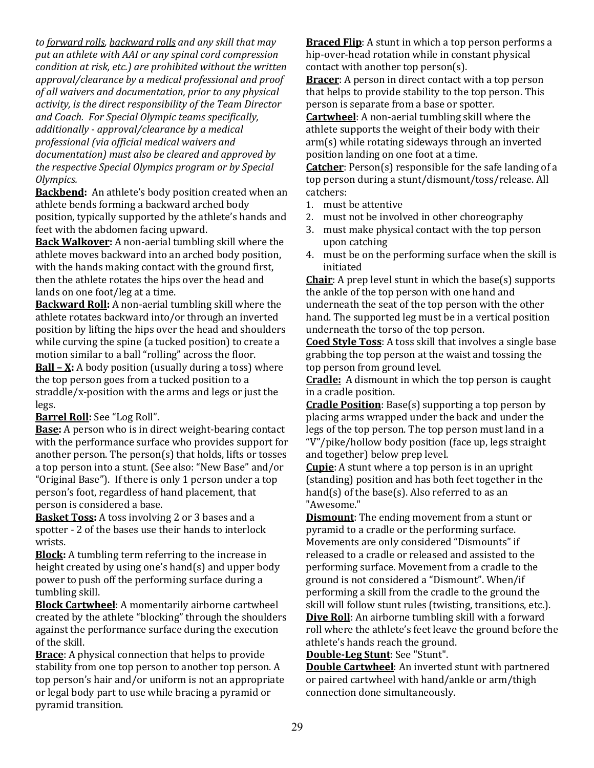*to <u>forward rolls</u>, <u>backward rolls</u> and any skill that may put an athlete with AAI or any spinal cord compression condition at risk, etc.) are prohibited without the written approval/clearance by a medical professional and proof of all waivers and documentation, prior to any physical activity, is the direct responsibility of the Team Director and Coach. For Special Olympic teams specifically, additionally - approval/clearance by a medical professional (via official medical waivers and documentation) must also be cleared and approved by the respective Special Olympics program or by Special Olympics.*

**<u>Backbend:</u>** An athlete's body position created when an athlete bends forming a backward arched body position, typically supported by the athlete's hands and feet with the abdomen facing upward.

**<u>Back Walkover:</u>** A non-aerial tumbling skill where the athlete moves backward into an arched body position, with the hands making contact with the ground first, then the athlete rotates the hips over the head and lands on one foot/leg at a time.

**<u>Backward Roll:</u>** A non-aerial tumbling skill where the athlete rotates backward into/or through an inverted position by lifting the hips over the head and shoulders while curving the spine (a tucked position) to create a motion similar to a ball "rolling" across the floor.

**<u>Ball – X:</u>** A body position (usually during a toss) where the top person goes from a tucked position to a straddle/x-position with the arms and legs or just the legs.

**<u>Barrel Roll:</u>** See "Log Roll".

**<u>Base:</u>** A person who is in direct weight-bearing contact with the performance surface who provides support for another person. The person(s) that holds, lifts or tosses a top person into a stunt. (See also: "New Base" and/or "Original Base"). If there is only 1 person under a top person's foot, regardless of hand placement, that person is considered a base.

**<u>Basket Toss:</u>** A toss involving 2 or 3 bases and a spotter - 2 of the bases use their hands to interlock wrists.

**<u>Block:</u>** A tumbling term referring to the increase in height created by using one's hand(s) and upper body power to push off the performing surface during a tumbling skill.

**<u>Block Cartwheel</u>**: A momentarily airborne cartwheel created by the athlete "blocking" through the shoulders against the performance surface during the execution of the skill.

**<u>Brace</u>**: A physical connection that helps to provide stability from one top person to another top person. A top person's hair and/or uniform is not an appropriate or legal body part to use while bracing a pyramid or pyramid transition.

**<u>Braced Flip</u>**: A stunt in which a top person performs a hip-over-head rotation while in constant physical contact with another top person(s).

**<u>Bracer</u>**: A person in direct contact with a top person that helps to provide stability to the top person. This person is separate from a base or spotter.

**<u>Cartwheel</u>**: A non-aerial tumbling skill where the athlete supports the weight of their body with their arm(s) while rotating sideways through an inverted position landing on one foot at a time.

**<u>Catcher</u>**: Person(s) responsible for the safe landing of a top person during a stunt/dismount/toss/release. All catchers:

1. must be attentive
2. must not be involved in other choreography
3. must make physical contact with the top person upon catching
4. must be on the performing surface when the skill is initiated

**<u>Chair</u>**: A prep level stunt in which the base(s) supports the ankle of the top person with one hand and underneath the seat of the top person with the other hand. The supported leg must be in a vertical position underneath the torso of the top person.

**<u>Coed Style Toss</u>**: A toss skill that involves a single base grabbing the top person at the waist and tossing the top person from ground level.

**<u>Cradle:</u>** A dismount in which the top person is caught in a cradle position.

**<u>Cradle Position</u>**: Base(s) supporting a top person by placing arms wrapped under the back and under the legs of the top person. The top person must land in a "V"/pike/hollow body position (face up, legs straight and together) below prep level.

**<u>Cupie</u>**: A stunt where a top person is in an upright (standing) position and has both feet together in the hand(s) of the base(s). Also referred to as an "Awesome."

**<u>Dismount</u>**: The ending movement from a stunt or pyramid to a cradle or the performing surface. Movements are only considered "Dismounts" if released to a cradle or released and assisted to the performing surface. Movement from a cradle to the ground is not considered a "Dismount". When/if performing a skill from the cradle to the ground the skill will follow stunt rules (twisting, transitions, etc.).

**<u>Dive Roll</u>**: An airborne tumbling skill with a forward roll where the athlete's feet leave the ground before the athlete's hands reach the ground.

**<u>Double-Leg Stunt</u>**: See "Stunt".

**<u>Double Cartwheel</u>**: An inverted stunt with partnered or paired cartwheel with hand/ankle or arm/thigh connection done simultaneously.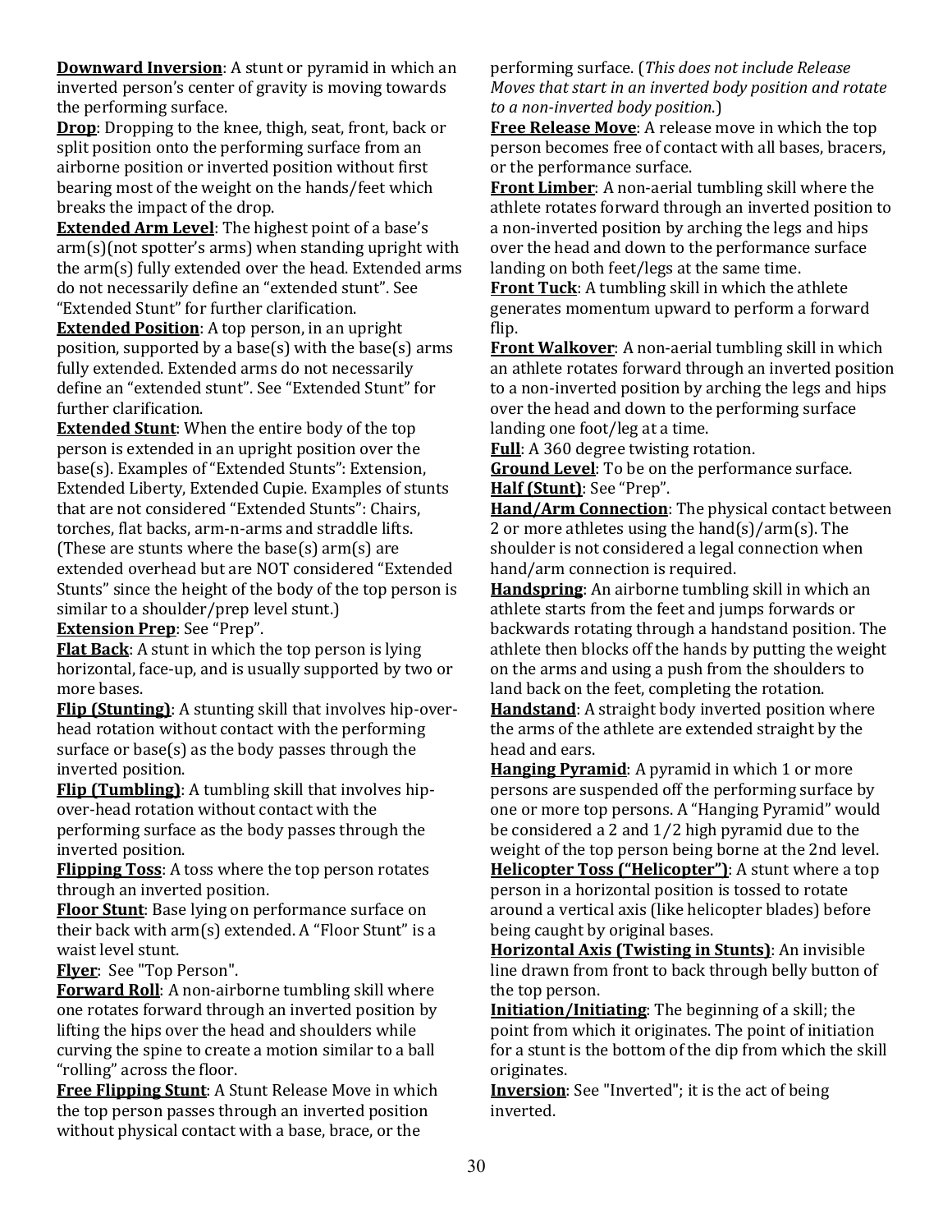**Downward Inversion**: A stunt or pyramid in which an inverted person's center of gravity is moving towards the performing surface.

**Drop**: Dropping to the knee, thigh, seat, front, back or split position onto the performing surface from an airborne position or inverted position without first bearing most of the weight on the hands/feet which breaks the impact of the drop.

**Extended Arm Level**: The highest point of a base's arm(s)(not spotter's arms) when standing upright with the arm(s) fully extended over the head. Extended arms do not necessarily define an "extended stunt". See "Extended Stunt" for further clarification.

**Extended Position**: A top person, in an upright position, supported by a base(s) with the base(s) arms fully extended. Extended arms do not necessarily define an "extended stunt". See "Extended Stunt" for further clarification.

**Extended Stunt**: When the entire body of the top person is extended in an upright position over the base(s). Examples of "Extended Stunts": Extension, Extended Liberty, Extended Cupie. Examples of stunts that are not considered "Extended Stunts": Chairs, torches, flat backs, arm-n-arms and straddle lifts. (These are stunts where the base(s) arm(s) are extended overhead but are NOT considered "Extended Stunts" since the height of the body of the top person is similar to a shoulder/prep level stunt.)

**Extension Prep**: See "Prep".

**Flat Back**: A stunt in which the top person is lying horizontal, face-up, and is usually supported by two or more bases.

**Flip (Stunting)**: A stunting skill that involves hip-over-head rotation without contact with the performing surface or base(s) as the body passes through the inverted position.

**Flip (Tumbling)**: A tumbling skill that involves hip-over-head rotation without contact with the performing surface as the body passes through the inverted position.

**Flipping Toss**: A toss where the top person rotates through an inverted position.

**Floor Stunt**: Base lying on performance surface on their back with arm(s) extended. A "Floor Stunt" is a waist level stunt.

**Flyer**: See "Top Person".

**Forward Roll**: A non-airborne tumbling skill where one rotates forward through an inverted position by lifting the hips over the head and shoulders while curving the spine to create a motion similar to a ball "rolling" across the floor.

**Free Flipping Stunt**: A Stunt Release Move in which the top person passes through an inverted position without physical contact with a base, brace, or the performing surface. (*This does not include Release Moves that start in an inverted body position and rotate to a non-inverted body position.*)

**Free Release Move**: A release move in which the top person becomes free of contact with all bases, bracers, or the performance surface.

**Front Limber**: A non-aerial tumbling skill where the athlete rotates forward through an inverted position to a non-inverted position by arching the legs and hips over the head and down to the performance surface landing on both feet/legs at the same time.

**Front Tuck**: A tumbling skill in which the athlete generates momentum upward to perform a forward flip.

**Front Walkover**: A non-aerial tumbling skill in which an athlete rotates forward through an inverted position to a non-inverted position by arching the legs and hips over the head and down to the performing surface landing one foot/leg at a time.

**Full**: A 360 degree twisting rotation.

**Ground Level**: To be on the performance surface.

**Half (Stunt)**: See "Prep".

**Hand/Arm Connection**: The physical contact between 2 or more athletes using the hand(s)/arm(s). The shoulder is not considered a legal connection when hand/arm connection is required.

**Handspring**: An airborne tumbling skill in which an athlete starts from the feet and jumps forwards or backwards rotating through a handstand position. The athlete then blocks off the hands by putting the weight on the arms and using a push from the shoulders to land back on the feet, completing the rotation.

**Handstand**: A straight body inverted position where the arms of the athlete are extended straight by the head and ears.

**Hanging Pyramid**: A pyramid in which 1 or more persons are suspended off the performing surface by one or more top persons. A "Hanging Pyramid" would be considered a 2 and 1/2 high pyramid due to the weight of the top person being borne at the 2nd level.

**Helicopter Toss ("Helicopter")**: A stunt where a top person in a horizontal position is tossed to rotate around a vertical axis (like helicopter blades) before being caught by original bases.

**Horizontal Axis (Twisting in Stunts)**: An invisible line drawn from front to back through belly button of the top person.

**Initiation/Initiating**: The beginning of a skill; the point from which it originates. The point of initiation for a stunt is the bottom of the dip from which the skill originates.

**Inversion**: See "Inverted"; it is the act of being inverted.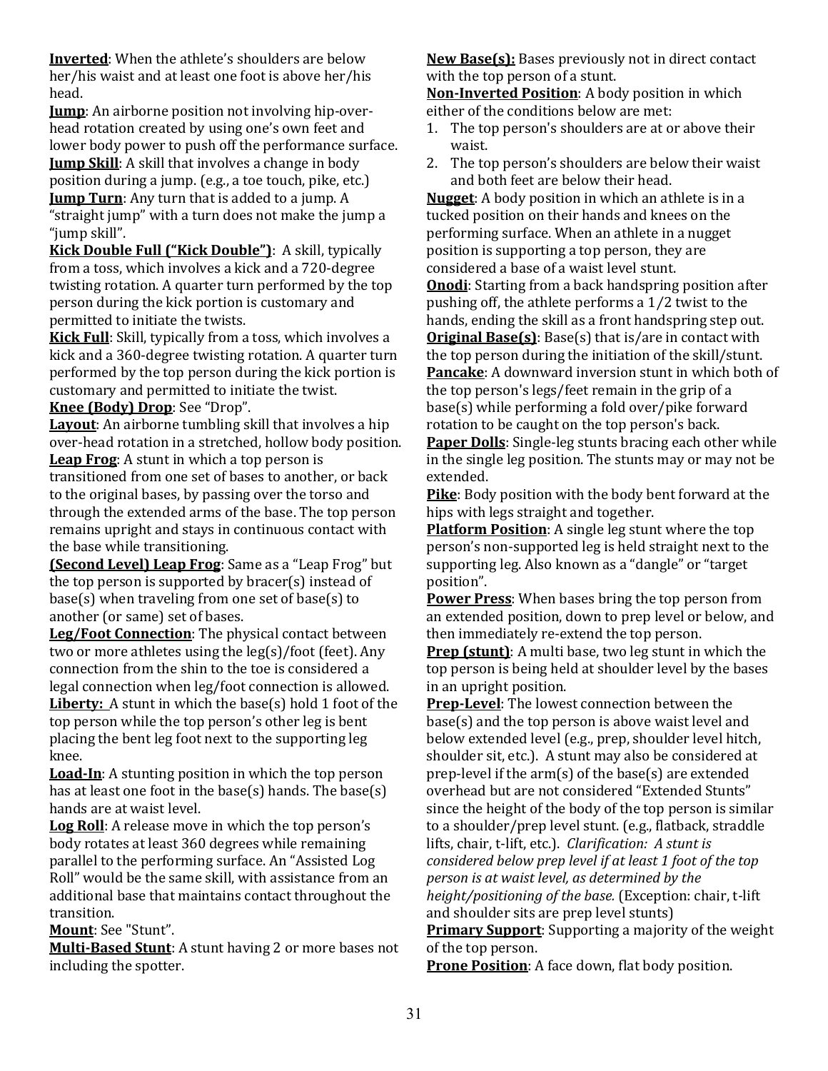**Inverted**: When the athlete's shoulders are below her/his waist and at least one foot is above her/his head.

**Jump**: An airborne position not involving hip-over-head rotation created by using one's own feet and lower body power to push off the performance surface.

**Jump Skill**: A skill that involves a change in body position during a jump. (e.g., a toe touch, pike, etc.)

**Jump Turn**: Any turn that is added to a jump. A "straight jump" with a turn does not make the jump a "jump skill".

**Kick Double Full ("Kick Double")**: A skill, typically from a toss, which involves a kick and a 720-degree twisting rotation. A quarter turn performed by the top person during the kick portion is customary and permitted to initiate the twists.

**Kick Full**: Skill, typically from a toss, which involves a kick and a 360-degree twisting rotation. A quarter turn performed by the top person during the kick portion is customary and permitted to initiate the twist.

**Knee (Body) Drop**: See "Drop".

**Layout**: An airborne tumbling skill that involves a hip over-head rotation in a stretched, hollow body position.

**Leap Frog**: A stunt in which a top person is transitioned from one set of bases to another, or back to the original bases, by passing over the torso and through the extended arms of the base. The top person remains upright and stays in continuous contact with the base while transitioning.

**(Second Level) Leap Frog**: Same as a "Leap Frog" but the top person is supported by bracer(s) instead of base(s) when traveling from one set of base(s) to another (or same) set of bases.

**Leg/Foot Connection**: The physical contact between two or more athletes using the leg(s)/foot (feet). Any connection from the shin to the toe is considered a legal connection when leg/foot connection is allowed.

**Liberty:** A stunt in which the base(s) hold 1 foot of the top person while the top person's other leg is bent placing the bent leg foot next to the supporting leg knee.

**Load-In**: A stunting position in which the top person has at least one foot in the base(s) hands. The base(s) hands are at waist level.

**Log Roll**: A release move in which the top person's body rotates at least 360 degrees while remaining parallel to the performing surface. An "Assisted Log Roll" would be the same skill, with assistance from an additional base that maintains contact throughout the transition.

**Mount**: See "Stunt".

**Multi-Based Stunt**: A stunt having 2 or more bases not including the spotter.

**New Base(s):** Bases previously not in direct contact with the top person of a stunt.

**Non-Inverted Position**: A body position in which either of the conditions below are met:

1. The top person's shoulders are at or above their waist.
2. The top person's shoulders are below their waist and both feet are below their head.

**Nugget**: A body position in which an athlete is in a tucked position on their hands and knees on the performing surface. When an athlete in a nugget position is supporting a top person, they are considered a base of a waist level stunt.

**Onodi**: Starting from a back handspring position after pushing off, the athlete performs a 1/2 twist to the hands, ending the skill as a front handspring step out.

**Original Base(s)**: Base(s) that is/are in contact with the top person during the initiation of the skill/stunt.

**Pancake**: A downward inversion stunt in which both of the top person's legs/feet remain in the grip of a base(s) while performing a fold over/pike forward rotation to be caught on the top person's back.

**Paper Dolls**: Single-leg stunts bracing each other while in the single leg position. The stunts may or may not be extended.

**Pike**: Body position with the body bent forward at the hips with legs straight and together.

**Platform Position**: A single leg stunt where the top person's non-supported leg is held straight next to the supporting leg. Also known as a "dangle" or "target position".

**Power Press**: When bases bring the top person from an extended position, down to prep level or below, and then immediately re-extend the top person.

**Prep (stunt)**: A multi base, two leg stunt in which the top person is being held at shoulder level by the bases in an upright position.

**Prep-Level**: The lowest connection between the base(s) and the top person is above waist level and below extended level (e.g., prep, shoulder level hitch, shoulder sit, etc.). A stunt may also be considered at prep-level if the arm(s) of the base(s) are extended overhead but are not considered "Extended Stunts" since the height of the body of the top person is similar to a shoulder/prep level stunt. (e.g., flatback, straddle lifts, chair, t-lift, etc.). *Clarification: A stunt is considered below prep level if at least 1 foot of the top person is at waist level, as determined by the height/positioning of the base.* (Exception: chair, t-lift and shoulder sits are prep level stunts)

**Primary Support**: Supporting a majority of the weight of the top person.

**Prone Position**: A face down, flat body position.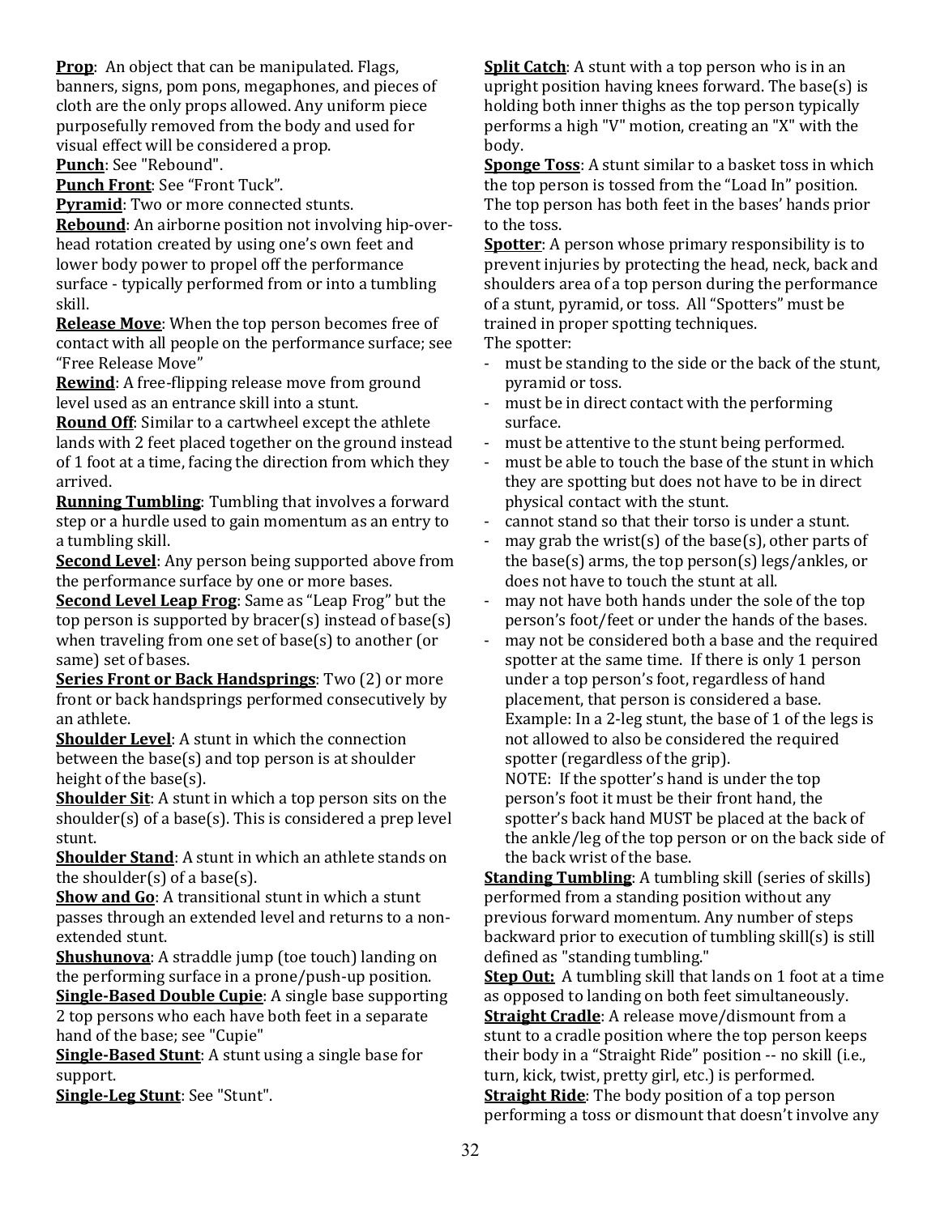**Prop**: An object that can be manipulated. Flags, banners, signs, pom pons, megaphones, and pieces of cloth are the only props allowed. Any uniform piece purposefully removed from the body and used for visual effect will be considered a prop.

**Punch**: See "Rebound".

**Punch Front**: See "Front Tuck".

**Pyramid**: Two or more connected stunts.

**Rebound**: An airborne position not involving hip-over-head rotation created by using one's own feet and lower body power to propel off the performance surface - typically performed from or into a tumbling skill.

**Release Move**: When the top person becomes free of contact with all people on the performance surface; see "Free Release Move"

**Rewind**: A free-flipping release move from ground level used as an entrance skill into a stunt.

**Round Off**: Similar to a cartwheel except the athlete lands with 2 feet placed together on the ground instead of 1 foot at a time, facing the direction from which they arrived.

**Running Tumbling**: Tumbling that involves a forward step or a hurdle used to gain momentum as an entry to a tumbling skill.

**Second Level**: Any person being supported above from the performance surface by one or more bases.

**Second Level Leap Frog**: Same as "Leap Frog" but the top person is supported by bracer(s) instead of base(s) when traveling from one set of base(s) to another (or same) set of bases.

**Series Front or Back Handsprings**: Two (2) or more front or back handsprings performed consecutively by an athlete.

**Shoulder Level**: A stunt in which the connection between the base(s) and top person is at shoulder height of the base(s).

**Shoulder Sit**: A stunt in which a top person sits on the shoulder(s) of a base(s). This is considered a prep level stunt.

**Shoulder Stand**: A stunt in which an athlete stands on the shoulder(s) of a base(s).

**Show and Go**: A transitional stunt in which a stunt passes through an extended level and returns to a non-extended stunt.

**Shushunova**: A straddle jump (toe touch) landing on the performing surface in a prone/push-up position.

**Single-Based Double Cupie**: A single base supporting 2 top persons who each have both feet in a separate hand of the base; see "Cupie"

**Single-Based Stunt**: A stunt using a single base for support.

**Single-Leg Stunt**: See "Stunt".

**Split Catch**: A stunt with a top person who is in an upright position having knees forward. The base(s) is holding both inner thighs as the top person typically performs a high "V" motion, creating an "X" with the body.

**Sponge Toss**: A stunt similar to a basket toss in which the top person is tossed from the "Load In" position. The top person has both feet in the bases' hands prior to the toss.

**Spotter**: A person whose primary responsibility is to prevent injuries by protecting the head, neck, back and shoulders area of a top person during the performance of a stunt, pyramid, or toss. All "Spotters" must be trained in proper spotting techniques.

The spotter:

- must be standing to the side or the back of the stunt, pyramid or toss.
- must be in direct contact with the performing surface.
- must be attentive to the stunt being performed.
- must be able to touch the base of the stunt in which they are spotting but does not have to be in direct physical contact with the stunt.
- cannot stand so that their torso is under a stunt.
- may grab the wrist(s) of the base(s), other parts of the base(s) arms, the top person(s) legs/ankles, or does not have to touch the stunt at all.
- may not have both hands under the sole of the top person's foot/feet or under the hands of the bases.
- may not be considered both a base and the required spotter at the same time. If there is only 1 person under a top person's foot, regardless of hand placement, that person is considered a base. Example: In a 2-leg stunt, the base of 1 of the legs is not allowed to also be considered the required spotter (regardless of the grip).
  NOTE: If the spotter's hand is under the top person's foot it must be their front hand, the spotter's back hand MUST be placed at the back of the ankle/leg of the top person or on the back side of the back wrist of the base.

**Standing Tumbling**: A tumbling skill (series of skills) performed from a standing position without any previous forward momentum. Any number of steps backward prior to execution of tumbling skill(s) is still defined as "standing tumbling."

**Step Out:** A tumbling skill that lands on 1 foot at a time as opposed to landing on both feet simultaneously.

**Straight Cradle**: A release move/dismount from a stunt to a cradle position where the top person keeps their body in a "Straight Ride" position -- no skill (i.e., turn, kick, twist, pretty girl, etc.) is performed.

**Straight Ride**: The body position of a top person performing a toss or dismount that doesn't involve any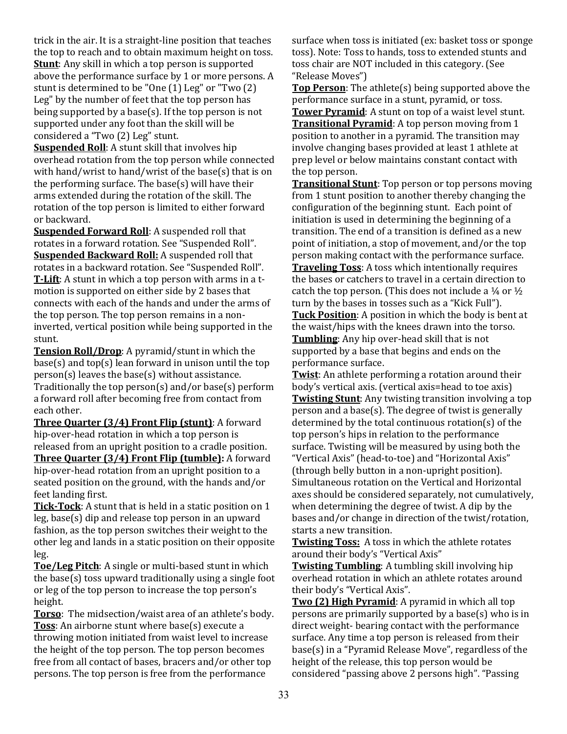trick in the air. It is a straight-line position that teaches the top to reach and to obtain maximum height on toss.

**Stunt**: Any skill in which a top person is supported above the performance surface by 1 or more persons. A stunt is determined to be "One (1) Leg" or "Two (2) Leg" by the number of feet that the top person has being supported by a base(s). If the top person is not supported under any foot than the skill will be considered a "Two (2) Leg" stunt.

**Suspended Roll**: A stunt skill that involves hip overhead rotation from the top person while connected with hand/wrist to hand/wrist of the base(s) that is on the performing surface. The base(s) will have their arms extended during the rotation of the skill. The rotation of the top person is limited to either forward or backward.

**Suspended Forward Roll**: A suspended roll that rotates in a forward rotation. See "Suspended Roll".

**Suspended Backward Roll:** A suspended roll that rotates in a backward rotation. See "Suspended Roll".

**T-Lift**: A stunt in which a top person with arms in a t-motion is supported on either side by 2 bases that connects with each of the hands and under the arms of the top person. The top person remains in a non-inverted, vertical position while being supported in the stunt.

**Tension Roll/Drop**: A pyramid/stunt in which the base(s) and top(s) lean forward in unison until the top person(s) leaves the base(s) without assistance. Traditionally the top person(s) and/or base(s) perform a forward roll after becoming free from contact from each other.

**Three Quarter (3/4) Front Flip (stunt)**: A forward hip-over-head rotation in which a top person is released from an upright position to a cradle position.

**Three Quarter (3/4) Front Flip (tumble):** A forward hip-over-head rotation from an upright position to a seated position on the ground, with the hands and/or feet landing first.

**Tick-Tock**: A stunt that is held in a static position on 1 leg, base(s) dip and release top person in an upward fashion, as the top person switches their weight to the other leg and lands in a static position on their opposite leg.

**Toe/Leg Pitch**: A single or multi-based stunt in which the base(s) toss upward traditionally using a single foot or leg of the top person to increase the top person's height.

**Torso**: The midsection/waist area of an athlete's body.

**Toss**: An airborne stunt where base(s) execute a throwing motion initiated from waist level to increase the height of the top person. The top person becomes free from all contact of bases, bracers and/or other top persons. The top person is free from the performance surface when toss is initiated (ex: basket toss or sponge toss). Note: Toss to hands, toss to extended stunts and toss chair are NOT included in this category. (See "Release Moves")

**Top Person**: The athlete(s) being supported above the performance surface in a stunt, pyramid, or toss.

**Tower Pyramid**: A stunt on top of a waist level stunt.

**Transitional Pyramid**: A top person moving from 1 position to another in a pyramid. The transition may involve changing bases provided at least 1 athlete at prep level or below maintains constant contact with the top person.

**Transitional Stunt**: Top person or top persons moving from 1 stunt position to another thereby changing the configuration of the beginning stunt. Each point of initiation is used in determining the beginning of a transition. The end of a transition is defined as a new point of initiation, a stop of movement, and/or the top person making contact with the performance surface.

**Traveling Toss**: A toss which intentionally requires the bases or catchers to travel in a certain direction to catch the top person. (This does not include a ¼ or ½ turn by the bases in tosses such as a "Kick Full").

**Tuck Position**: A position in which the body is bent at the waist/hips with the knees drawn into the torso.

**Tumbling**: Any hip over-head skill that is not supported by a base that begins and ends on the performance surface.

**Twist**: An athlete performing a rotation around their body's vertical axis. (vertical axis=head to toe axis)

**Twisting Stunt**: Any twisting transition involving a top person and a base(s). The degree of twist is generally determined by the total continuous rotation(s) of the top person's hips in relation to the performance surface. Twisting will be measured by using both the "Vertical Axis" (head-to-toe) and "Horizontal Axis" (through belly button in a non-upright position). Simultaneous rotation on the Vertical and Horizontal axes should be considered separately, not cumulatively, when determining the degree of twist. A dip by the bases and/or change in direction of the twist/rotation, starts a new transition.

**Twisting Toss:** A toss in which the athlete rotates around their body's "Vertical Axis"

**Twisting Tumbling**: A tumbling skill involving hip overhead rotation in which an athlete rotates around their body's "Vertical Axis".

**Two (2) High Pyramid**: A pyramid in which all top persons are primarily supported by a base(s) who is in direct weight- bearing contact with the performance surface. Any time a top person is released from their base(s) in a "Pyramid Release Move", regardless of the height of the release, this top person would be considered "passing above 2 persons high". "Passing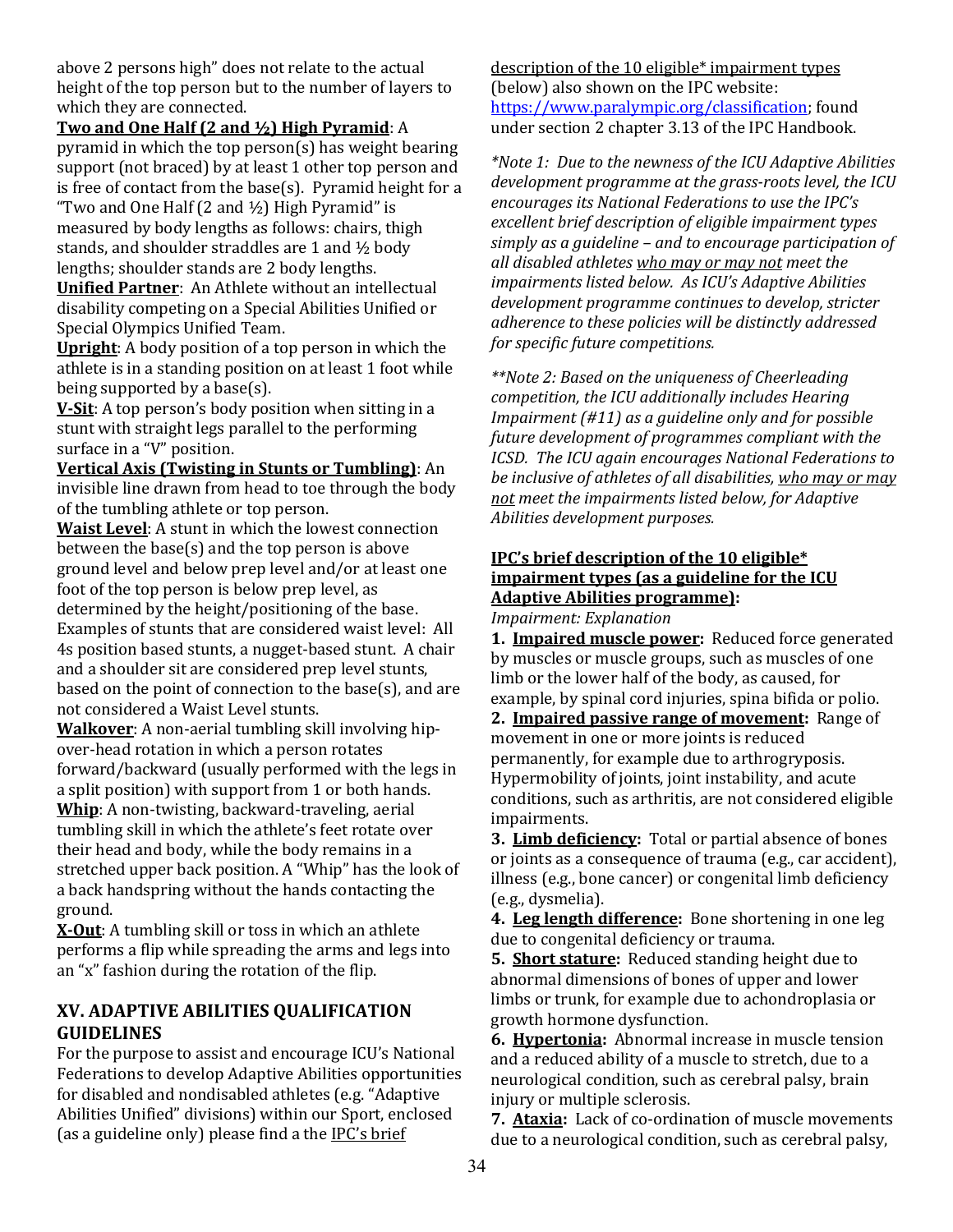above 2 persons high" does not relate to the actual height of the top person but to the number of layers to which they are connected.

**Two and One Half (2 and ½) High Pyramid**: A pyramid in which the top person(s) has weight bearing support (not braced) by at least 1 other top person and is free of contact from the base(s). Pyramid height for a "Two and One Half (2 and ½) High Pyramid" is measured by body lengths as follows: chairs, thigh stands, and shoulder straddles are 1 and ½ body lengths; shoulder stands are 2 body lengths.

**Unified Partner**: An Athlete without an intellectual disability competing on a Special Abilities Unified or Special Olympics Unified Team.

**Upright**: A body position of a top person in which the athlete is in a standing position on at least 1 foot while being supported by a base(s).

**V-Sit**: A top person's body position when sitting in a stunt with straight legs parallel to the performing surface in a "V" position.

**Vertical Axis (Twisting in Stunts or Tumbling)**: An invisible line drawn from head to toe through the body of the tumbling athlete or top person.

**Waist Level**: A stunt in which the lowest connection between the base(s) and the top person is above ground level and below prep level and/or at least one foot of the top person is below prep level, as determined by the height/positioning of the base. Examples of stunts that are considered waist level: All 4s position based stunts, a nugget-based stunt. A chair and a shoulder sit are considered prep level stunts, based on the point of connection to the base(s), and are not considered a Waist Level stunts.

**Walkover**: A non-aerial tumbling skill involving hip-over-head rotation in which a person rotates forward/backward (usually performed with the legs in a split position) with support from 1 or both hands.

**Whip**: A non-twisting, backward-traveling, aerial tumbling skill in which the athlete's feet rotate over their head and body, while the body remains in a stretched upper back position. A "Whip" has the look of a back handspring without the hands contacting the ground.

**X-Out**: A tumbling skill or toss in which an athlete performs a flip while spreading the arms and legs into an "x" fashion during the rotation of the flip.

## XV. ADAPTIVE ABILITIES QUALIFICATION GUIDELINES

For the purpose to assist and encourage ICU's National Federations to develop Adaptive Abilities opportunities for disabled and nondisabled athletes (e.g. "Adaptive Abilities Unified" divisions) within our Sport, enclosed (as a guideline only) please find a the IPC's brief description of the 10 eligible* impairment types (below) also shown on the IPC website: https://www.paralympic.org/classification; found under section 2 chapter 3.13 of the IPC Handbook.

*\*Note 1: Due to the newness of the ICU Adaptive Abilities development programme at the grass-roots level, the ICU encourages its National Federations to use the IPC's excellent brief description of eligible impairment types simply as a guideline – and to encourage participation of all disabled athletes who may or may not meet the impairments listed below. As ICU's Adaptive Abilities development programme continues to develop, stricter adherence to these policies will be distinctly addressed for specific future competitions.*

*\*\*Note 2: Based on the uniqueness of Cheerleading competition, the ICU additionally includes Hearing Impairment (#11) as a guideline only and for possible future development of programmes compliant with the ICSD. The ICU again encourages National Federations to be inclusive of athletes of all disabilities, who may or may not meet the impairments listed below, for Adaptive Abilities development purposes.*

**IPC's brief description of the 10 eligible\* impairment types (as a guideline for the ICU Adaptive Abilities programme):**

*Impairment: Explanation*

**1. Impaired muscle power:** Reduced force generated by muscles or muscle groups, such as muscles of one limb or the lower half of the body, as caused, for example, by spinal cord injuries, spina bifida or polio.

**2. Impaired passive range of movement:** Range of movement in one or more joints is reduced permanently, for example due to arthrogryposis. Hypermobility of joints, joint instability, and acute conditions, such as arthritis, are not considered eligible impairments.

**3. Limb deficiency:** Total or partial absence of bones or joints as a consequence of trauma (e.g., car accident), illness (e.g., bone cancer) or congenital limb deficiency (e.g., dysmelia).

**4. Leg length difference:** Bone shortening in one leg due to congenital deficiency or trauma.

**5. Short stature:** Reduced standing height due to abnormal dimensions of bones of upper and lower limbs or trunk, for example due to achondroplasia or growth hormone dysfunction.

**6. Hypertonia:** Abnormal increase in muscle tension and a reduced ability of a muscle to stretch, due to a neurological condition, such as cerebral palsy, brain injury or multiple sclerosis.

**7. Ataxia:** Lack of co-ordination of muscle movements due to a neurological condition, such as cerebral palsy,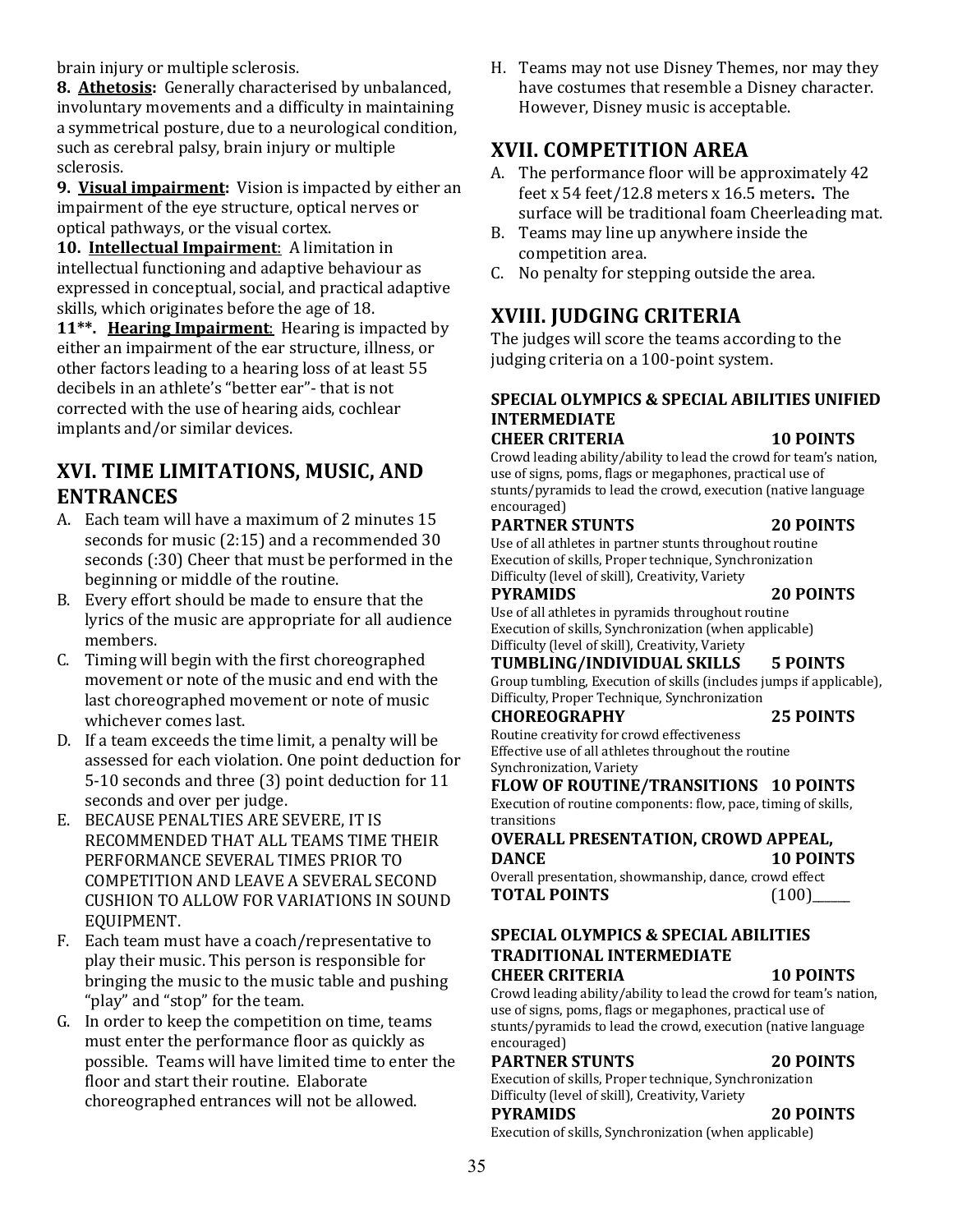brain injury or multiple sclerosis.

**8. <u>Athetosis</u>:** Generally characterised by unbalanced, involuntary movements and a difficulty in maintaining a symmetrical posture, due to a neurological condition, such as cerebral palsy, brain injury or multiple sclerosis.

**9. <u>Visual impairment</u>:** Vision is impacted by either an impairment of the eye structure, optical nerves or optical pathways, or the visual cortex.

**10. <u>Intellectual Impairment</u>:** A limitation in intellectual functioning and adaptive behaviour as expressed in conceptual, social, and practical adaptive skills, which originates before the age of 18.

**11**. <u>Hearing Impairment</u>:** Hearing is impacted by either an impairment of the ear structure, illness, or other factors leading to a hearing loss of at least 55 decibels in an athlete's "better ear"- that is not corrected with the use of hearing aids, cochlear implants and/or similar devices.

## XVI. TIME LIMITATIONS, MUSIC, AND ENTRANCES

A. Each team will have a maximum of 2 minutes 15 seconds for music (2:15) and a recommended 30 seconds (:30) Cheer that must be performed in the beginning or middle of the routine.
B. Every effort should be made to ensure that the lyrics of the music are appropriate for all audience members.
C. Timing will begin with the first choreographed movement or note of the music and end with the last choreographed movement or note of music whichever comes last.
D. If a team exceeds the time limit, a penalty will be assessed for each violation. One point deduction for 5-10 seconds and three (3) point deduction for 11 seconds and over per judge.
E. BECAUSE PENALTIES ARE SEVERE, IT IS RECOMMENDED THAT ALL TEAMS TIME THEIR PERFORMANCE SEVERAL TIMES PRIOR TO COMPETITION AND LEAVE A SEVERAL SECOND CUSHION TO ALLOW FOR VARIATIONS IN SOUND EQUIPMENT.
F. Each team must have a coach/representative to play their music. This person is responsible for bringing the music to the music table and pushing "play" and "stop" for the team.
G. In order to keep the competition on time, teams must enter the performance floor as quickly as possible. Teams will have limited time to enter the floor and start their routine. Elaborate choreographed entrances will not be allowed.
H. Teams may not use Disney Themes, nor may they have costumes that resemble a Disney character. However, Disney music is acceptable.

## XVII. COMPETITION AREA

A. The performance floor will be approximately 42 feet x 54 feet/12.8 meters x 16.5 meters**.** The surface will be traditional foam Cheerleading mat.
B. Teams may line up anywhere inside the competition area.
C. No penalty for stepping outside the area.

## XVIII. JUDGING CRITERIA

The judges will score the teams according to the judging criteria on a 100-point system.

### SPECIAL OLYMPICS & SPECIAL ABILITIES UNIFIED INTERMEDIATE

**CHEER CRITERIA — 10 POINTS**
Crowd leading ability/ability to lead the crowd for team's nation, use of signs, poms, flags or megaphones, practical use of stunts/pyramids to lead the crowd, execution (native language encouraged)

**PARTNER STUNTS — 20 POINTS**
Use of all athletes in partner stunts throughout routine
Execution of skills, Proper technique, Synchronization
Difficulty (level of skill), Creativity, Variety

**PYRAMIDS — 20 POINTS**
Use of all athletes in pyramids throughout routine
Execution of skills, Synchronization (when applicable)
Difficulty (level of skill), Creativity, Variety

**TUMBLING/INDIVIDUAL SKILLS — 5 POINTS**
Group tumbling, Execution of skills (includes jumps if applicable), Difficulty, Proper Technique, Synchronization

**CHOREOGRAPHY — 25 POINTS**
Routine creativity for crowd effectiveness
Effective use of all athletes throughout the routine
Synchronization, Variety

**FLOW OF ROUTINE/TRANSITIONS — 10 POINTS**
Execution of routine components: flow, pace, timing of skills, transitions

**OVERALL PRESENTATION, CROWD APPEAL, DANCE — 10 POINTS**
Overall presentation, showmanship, dance, crowd effect

**TOTAL POINTS — (100)______**

### SPECIAL OLYMPICS & SPECIAL ABILITIES TRADITIONAL INTERMEDIATE

**CHEER CRITERIA — 10 POINTS**
Crowd leading ability/ability to lead the crowd for team's nation, use of signs, poms, flags or megaphones, practical use of stunts/pyramids to lead the crowd, execution (native language encouraged)

**PARTNER STUNTS — 20 POINTS**
Execution of skills, Proper technique, Synchronization
Difficulty (level of skill), Creativity, Variety

**PYRAMIDS — 20 POINTS**
Execution of skills, Synchronization (when applicable)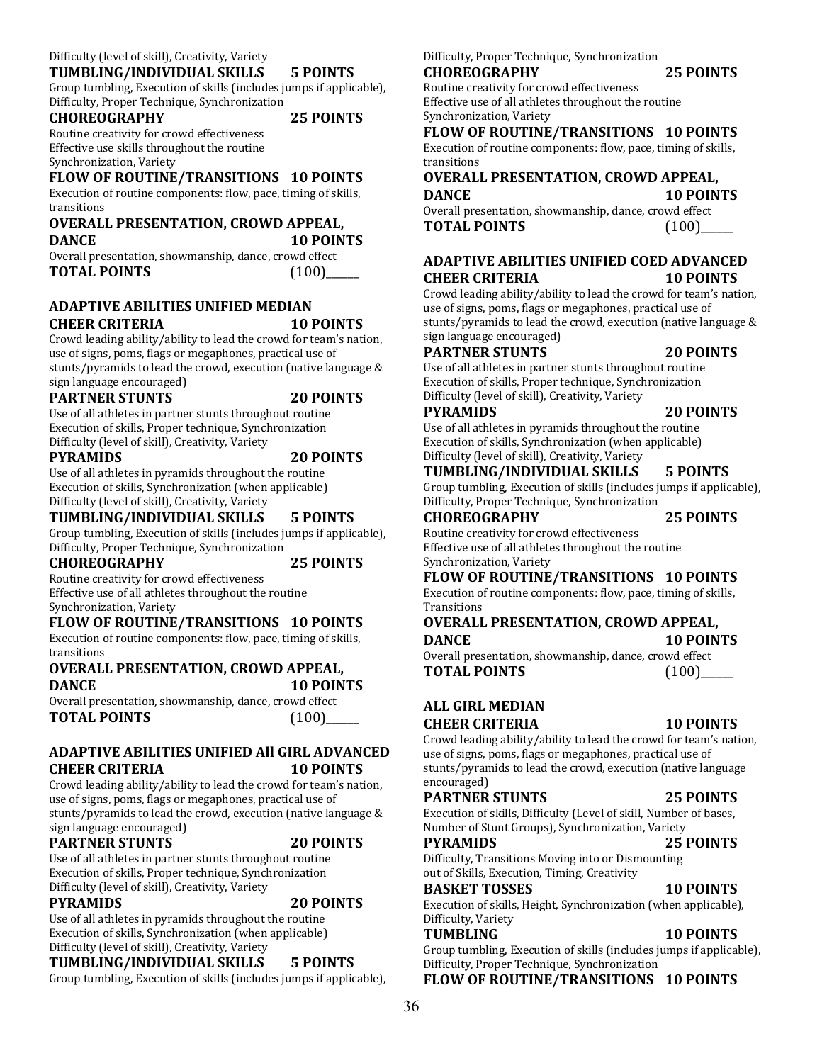Difficulty (level of skill), Creativity, Variety

**TUMBLING/INDIVIDUAL SKILLS 5 POINTS**
Group tumbling, Execution of skills (includes jumps if applicable), Difficulty, Proper Technique, Synchronization

**CHOREOGRAPHY 25 POINTS**
Routine creativity for crowd effectiveness
Effective use skills throughout the routine
Synchronization, Variety

**FLOW OF ROUTINE/TRANSITIONS 10 POINTS**
Execution of routine components: flow, pace, timing of skills, transitions

**OVERALL PRESENTATION, CROWD APPEAL, DANCE 10 POINTS**
Overall presentation, showmanship, dance, crowd effect

**TOTAL POINTS** (100)______

### ADAPTIVE ABILITIES UNIFIED MEDIAN

**CHEER CRITERIA 10 POINTS**
Crowd leading ability/ability to lead the crowd for team's nation, use of signs, poms, flags or megaphones, practical use of stunts/pyramids to lead the crowd, execution (native language & sign language encouraged)

**PARTNER STUNTS 20 POINTS**
Use of all athletes in partner stunts throughout routine
Execution of skills, Proper technique, Synchronization
Difficulty (level of skill), Creativity, Variety

**PYRAMIDS 20 POINTS**
Use of all athletes in pyramids throughout the routine
Execution of skills, Synchronization (when applicable)
Difficulty (level of skill), Creativity, Variety

**TUMBLING/INDIVIDUAL SKILLS 5 POINTS**
Group tumbling, Execution of skills (includes jumps if applicable), Difficulty, Proper Technique, Synchronization

**CHOREOGRAPHY 25 POINTS**
Routine creativity for crowd effectiveness
Effective use of all athletes throughout the routine
Synchronization, Variety

**FLOW OF ROUTINE/TRANSITIONS 10 POINTS**
Execution of routine components: flow, pace, timing of skills, transitions

**OVERALL PRESENTATION, CROWD APPEAL, DANCE 10 POINTS**
Overall presentation, showmanship, dance, crowd effect

**TOTAL POINTS** (100)______

### ADAPTIVE ABILITIES UNIFIED All GIRL ADVANCED

**CHEER CRITERIA 10 POINTS**
Crowd leading ability/ability to lead the crowd for team's nation, use of signs, poms, flags or megaphones, practical use of stunts/pyramids to lead the crowd, execution (native language & sign language encouraged)

**PARTNER STUNTS 20 POINTS**
Use of all athletes in partner stunts throughout routine
Execution of skills, Proper technique, Synchronization
Difficulty (level of skill), Creativity, Variety

**PYRAMIDS 20 POINTS**
Use of all athletes in pyramids throughout the routine
Execution of skills, Synchronization (when applicable)
Difficulty (level of skill), Creativity, Variety

**TUMBLING/INDIVIDUAL SKILLS 5 POINTS**
Group tumbling, Execution of skills (includes jumps if applicable), Difficulty, Proper Technique, Synchronization

**CHOREOGRAPHY 25 POINTS**
Routine creativity for crowd effectiveness
Effective use of all athletes throughout the routine
Synchronization, Variety

**FLOW OF ROUTINE/TRANSITIONS 10 POINTS**
Execution of routine components: flow, pace, timing of skills, transitions

**OVERALL PRESENTATION, CROWD APPEAL, DANCE 10 POINTS**
Overall presentation, showmanship, dance, crowd effect

**TOTAL POINTS** (100)______

### ADAPTIVE ABILITIES UNIFIED COED ADVANCED

**CHEER CRITERIA 10 POINTS**
Crowd leading ability/ability to lead the crowd for team's nation, use of signs, poms, flags or megaphones, practical use of stunts/pyramids to lead the crowd, execution (native language & sign language encouraged)

**PARTNER STUNTS 20 POINTS**
Use of all athletes in partner stunts throughout routine
Execution of skills, Proper technique, Synchronization
Difficulty (level of skill), Creativity, Variety

**PYRAMIDS 20 POINTS**
Use of all athletes in pyramids throughout the routine
Execution of skills, Synchronization (when applicable)
Difficulty (level of skill), Creativity, Variety

**TUMBLING/INDIVIDUAL SKILLS 5 POINTS**
Group tumbling, Execution of skills (includes jumps if applicable), Difficulty, Proper Technique, Synchronization

**CHOREOGRAPHY 25 POINTS**
Routine creativity for crowd effectiveness
Effective use of all athletes throughout the routine
Synchronization, Variety

**FLOW OF ROUTINE/TRANSITIONS 10 POINTS**
Execution of routine components: flow, pace, timing of skills, Transitions

**OVERALL PRESENTATION, CROWD APPEAL, DANCE 10 POINTS**
Overall presentation, showmanship, dance, crowd effect

**TOTAL POINTS** (100)______

### ALL GIRL MEDIAN

**CHEER CRITERIA 10 POINTS**
Crowd leading ability/ability to lead the crowd for team's nation, use of signs, poms, flags or megaphones, practical use of stunts/pyramids to lead the crowd, execution (native language encouraged)

**PARTNER STUNTS 25 POINTS**
Execution of skills, Difficulty (Level of skill, Number of bases, Number of Stunt Groups), Synchronization, Variety

**PYRAMIDS 25 POINTS**
Difficulty, Transitions Moving into or Dismounting out of Skills, Execution, Timing, Creativity

**BASKET TOSSES 10 POINTS**
Execution of skills, Height, Synchronization (when applicable), Difficulty, Variety

**TUMBLING 10 POINTS**
Group tumbling, Execution of skills (includes jumps if applicable), Difficulty, Proper Technique, Synchronization

**FLOW OF ROUTINE/TRANSITIONS 10 POINTS**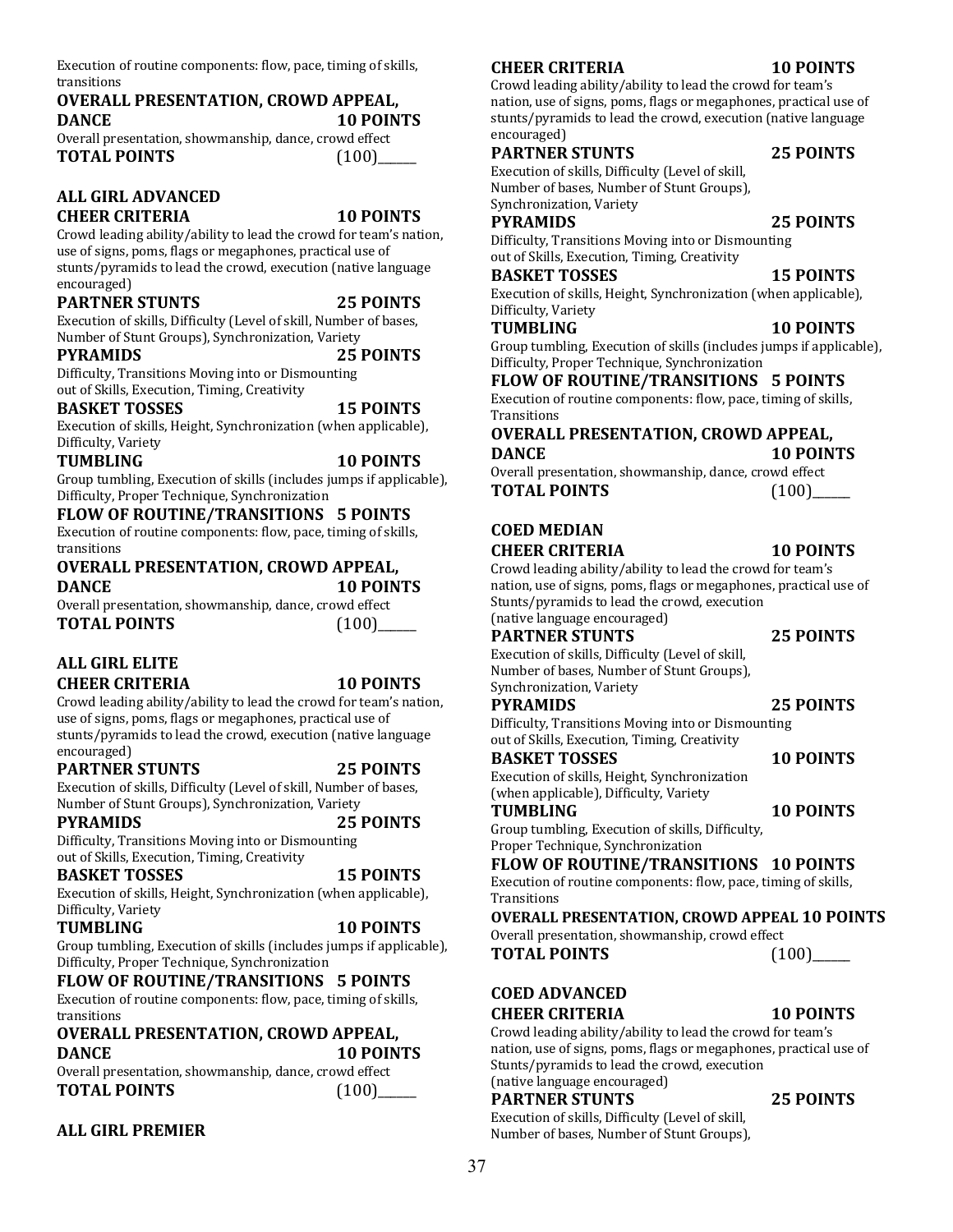Execution of routine components: flow, pace, timing of skills, transitions

**OVERALL PRESENTATION, CROWD APPEAL, DANCE 10 POINTS**
Overall presentation, showmanship, dance, crowd effect

**TOTAL POINTS** (100)______

### ALL GIRL ADVANCED

**CHEER CRITERIA 10 POINTS**
Crowd leading ability/ability to lead the crowd for team's nation, use of signs, poms, flags or megaphones, practical use of stunts/pyramids to lead the crowd, execution (native language encouraged)

**PARTNER STUNTS 25 POINTS**
Execution of skills, Difficulty (Level of skill, Number of bases, Number of Stunt Groups), Synchronization, Variety

**PYRAMIDS 25 POINTS**
Difficulty, Transitions Moving into or Dismounting out of Skills, Execution, Timing, Creativity

**BASKET TOSSES 15 POINTS**
Execution of skills, Height, Synchronization (when applicable), Difficulty, Variety

**TUMBLING 10 POINTS**
Group tumbling, Execution of skills (includes jumps if applicable), Difficulty, Proper Technique, Synchronization

**FLOW OF ROUTINE/TRANSITIONS 5 POINTS**
Execution of routine components: flow, pace, timing of skills, transitions

**OVERALL PRESENTATION, CROWD APPEAL, DANCE 10 POINTS**
Overall presentation, showmanship, dance, crowd effect

**TOTAL POINTS** (100)______

### ALL GIRL ELITE

**CHEER CRITERIA 10 POINTS**
Crowd leading ability/ability to lead the crowd for team's nation, use of signs, poms, flags or megaphones, practical use of stunts/pyramids to lead the crowd, execution (native language encouraged)

**PARTNER STUNTS 25 POINTS**
Execution of skills, Difficulty (Level of skill, Number of bases, Number of Stunt Groups), Synchronization, Variety

**PYRAMIDS 25 POINTS**
Difficulty, Transitions Moving into or Dismounting out of Skills, Execution, Timing, Creativity

**BASKET TOSSES 15 POINTS**
Execution of skills, Height, Synchronization (when applicable), Difficulty, Variety

**TUMBLING 10 POINTS**
Group tumbling, Execution of skills (includes jumps if applicable), Difficulty, Proper Technique, Synchronization

**FLOW OF ROUTINE/TRANSITIONS 5 POINTS**
Execution of routine components: flow, pace, timing of skills, transitions

**OVERALL PRESENTATION, CROWD APPEAL, DANCE 10 POINTS**
Overall presentation, showmanship, dance, crowd effect

**TOTAL POINTS** (100)______

### ALL GIRL PREMIER

**CHEER CRITERIA 10 POINTS**
Crowd leading ability/ability to lead the crowd for team's nation, use of signs, poms, flags or megaphones, practical use of stunts/pyramids to lead the crowd, execution (native language encouraged)

**PARTNER STUNTS 25 POINTS**
Execution of skills, Difficulty (Level of skill, Number of bases, Number of Stunt Groups), Synchronization, Variety

**PYRAMIDS 25 POINTS**
Difficulty, Transitions Moving into or Dismounting out of Skills, Execution, Timing, Creativity

**BASKET TOSSES 15 POINTS**
Execution of skills, Height, Synchronization (when applicable), Difficulty, Variety

**TUMBLING 10 POINTS**
Group tumbling, Execution of skills (includes jumps if applicable), Difficulty, Proper Technique, Synchronization

**FLOW OF ROUTINE/TRANSITIONS 5 POINTS**
Execution of routine components: flow, pace, timing of skills, Transitions

**OVERALL PRESENTATION, CROWD APPEAL, DANCE 10 POINTS**
Overall presentation, showmanship, dance, crowd effect

**TOTAL POINTS** (100)______

### COED MEDIAN

**CHEER CRITERIA 10 POINTS**
Crowd leading ability/ability to lead the crowd for team's nation, use of signs, poms, flags or megaphones, practical use of Stunts/pyramids to lead the crowd, execution (native language encouraged)

**PARTNER STUNTS 25 POINTS**
Execution of skills, Difficulty (Level of skill, Number of bases, Number of Stunt Groups), Synchronization, Variety

**PYRAMIDS 25 POINTS**
Difficulty, Transitions Moving into or Dismounting out of Skills, Execution, Timing, Creativity

**BASKET TOSSES 10 POINTS**
Execution of skills, Height, Synchronization (when applicable), Difficulty, Variety

**TUMBLING 10 POINTS**
Group tumbling, Execution of skills, Difficulty, Proper Technique, Synchronization

**FLOW OF ROUTINE/TRANSITIONS 10 POINTS**
Execution of routine components: flow, pace, timing of skills, Transitions

**OVERALL PRESENTATION, CROWD APPEAL 10 POINTS**
Overall presentation, showmanship, crowd effect

**TOTAL POINTS** (100)______

### COED ADVANCED

**CHEER CRITERIA 10 POINTS**
Crowd leading ability/ability to lead the crowd for team's nation, use of signs, poms, flags or megaphones, practical use of Stunts/pyramids to lead the crowd, execution (native language encouraged)

**PARTNER STUNTS 25 POINTS**
Execution of skills, Difficulty (Level of skill, Number of bases, Number of Stunt Groups),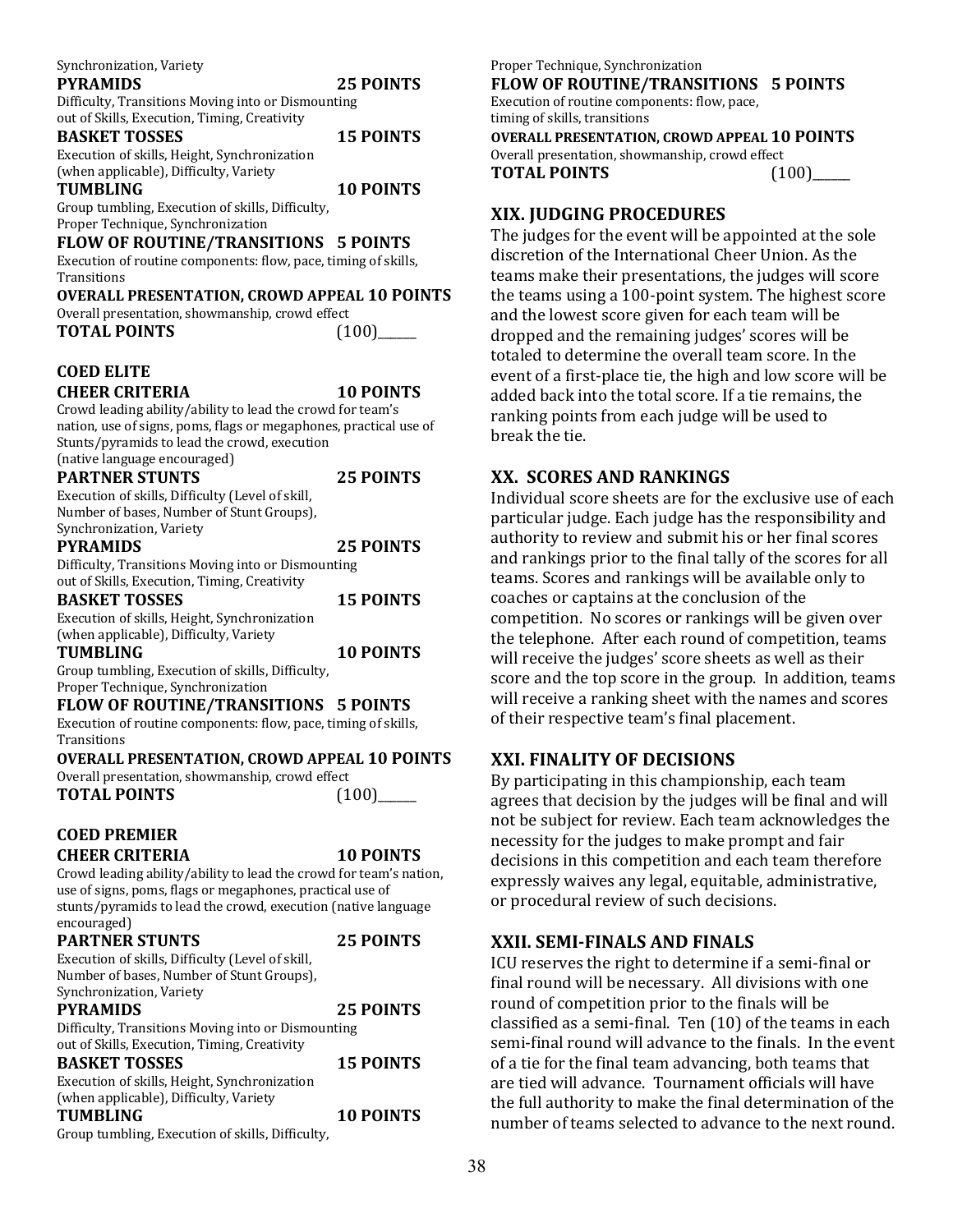Synchronization, Variety

**PYRAMIDS** **25 POINTS**
Difficulty, Transitions Moving into or Dismounting out of Skills, Execution, Timing, Creativity

**BASKET TOSSES** **15 POINTS**
Execution of skills, Height, Synchronization (when applicable), Difficulty, Variety

**TUMBLING** **10 POINTS**
Group tumbling, Execution of skills, Difficulty, Proper Technique, Synchronization

**FLOW OF ROUTINE/TRANSITIONS** **5 POINTS**
Execution of routine components: flow, pace, timing of skills, Transitions

**OVERALL PRESENTATION, CROWD APPEAL** **10 POINTS**
Overall presentation, showmanship, crowd effect

**TOTAL POINTS** (100)______

**COED ELITE**

**CHEER CRITERIA** **10 POINTS**
Crowd leading ability/ability to lead the crowd for team's nation, use of signs, poms, flags or megaphones, practical use of Stunts/pyramids to lead the crowd, execution (native language encouraged)

**PARTNER STUNTS** **25 POINTS**
Execution of skills, Difficulty (Level of skill, Number of bases, Number of Stunt Groups), Synchronization, Variety

**PYRAMIDS** **25 POINTS**
Difficulty, Transitions Moving into or Dismounting out of Skills, Execution, Timing, Creativity

**BASKET TOSSES** **15 POINTS**
Execution of skills, Height, Synchronization (when applicable), Difficulty, Variety

**TUMBLING** **10 POINTS**
Group tumbling, Execution of skills, Difficulty, Proper Technique, Synchronization

**FLOW OF ROUTINE/TRANSITIONS** **5 POINTS**
Execution of routine components: flow, pace, timing of skills, Transitions

**OVERALL PRESENTATION, CROWD APPEAL** **10 POINTS**
Overall presentation, showmanship, crowd effect

**TOTAL POINTS** (100)______

**COED PREMIER**

**CHEER CRITERIA** **10 POINTS**
Crowd leading ability/ability to lead the crowd for team's nation, use of signs, poms, flags or megaphones, practical use of stunts/pyramids to lead the crowd, execution (native language encouraged)

**PARTNER STUNTS** **25 POINTS**
Execution of skills, Difficulty (Level of skill, Number of bases, Number of Stunt Groups), Synchronization, Variety

**PYRAMIDS** **25 POINTS**
Difficulty, Transitions Moving into or Dismounting out of Skills, Execution, Timing, Creativity

**BASKET TOSSES** **15 POINTS**
Execution of skills, Height, Synchronization (when applicable), Difficulty, Variety

**TUMBLING** **10 POINTS**
Group tumbling, Execution of skills, Difficulty, Proper Technique, Synchronization

**FLOW OF ROUTINE/TRANSITIONS** **5 POINTS**
Execution of routine components: flow, pace, timing of skills, transitions

**OVERALL PRESENTATION, CROWD APPEAL** **10 POINTS**
Overall presentation, showmanship, crowd effect

**TOTAL POINTS** (100)______

## XIX. JUDGING PROCEDURES

The judges for the event will be appointed at the sole discretion of the International Cheer Union. As the teams make their presentations, the judges will score the teams using a 100-point system. The highest score and the lowest score given for each team will be dropped and the remaining judges' scores will be totaled to determine the overall team score. In the event of a first-place tie, the high and low score will be added back into the total score. If a tie remains, the ranking points from each judge will be used to break the tie.

## XX. SCORES AND RANKINGS

Individual score sheets are for the exclusive use of each particular judge. Each judge has the responsibility and authority to review and submit his or her final scores and rankings prior to the final tally of the scores for all teams. Scores and rankings will be available only to coaches or captains at the conclusion of the competition. No scores or rankings will be given over the telephone. After each round of competition, teams will receive the judges' score sheets as well as their score and the top score in the group. In addition, teams will receive a ranking sheet with the names and scores of their respective team's final placement.

## XXI. FINALITY OF DECISIONS

By participating in this championship, each team agrees that decision by the judges will be final and will not be subject for review. Each team acknowledges the necessity for the judges to make prompt and fair decisions in this competition and each team therefore expressly waives any legal, equitable, administrative, or procedural review of such decisions.

## XXII. SEMI-FINALS AND FINALS

ICU reserves the right to determine if a semi-final or final round will be necessary. All divisions with one round of competition prior to the finals will be classified as a semi-final. Ten (10) of the teams in each semi-final round will advance to the finals. In the event of a tie for the final team advancing, both teams that are tied will advance. Tournament officials will have the full authority to make the final determination of the number of teams selected to advance to the next round.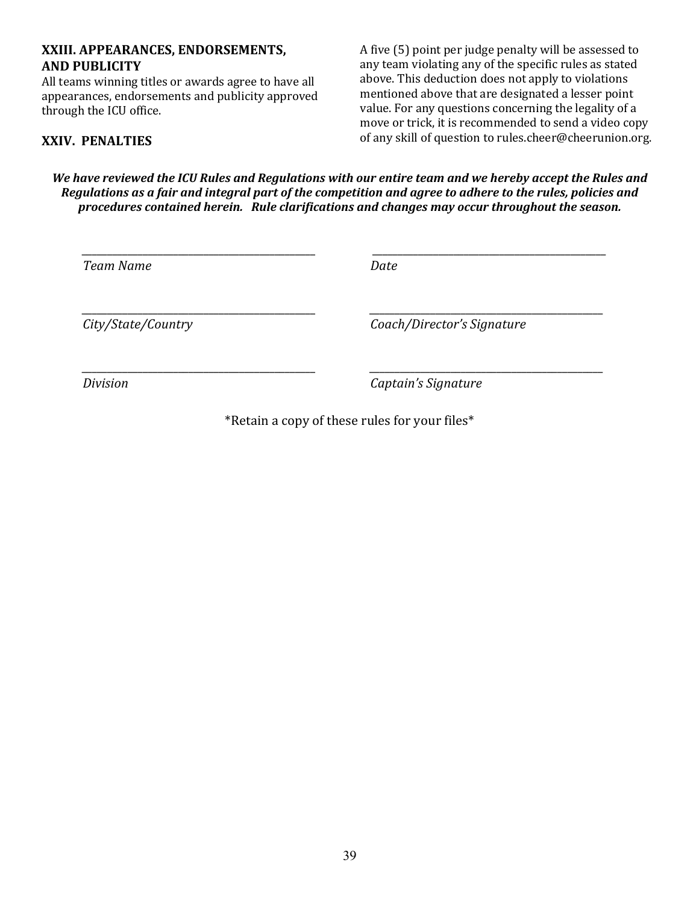## XXIII. APPEARANCES, ENDORSEMENTS, AND PUBLICITY

All teams winning titles or awards agree to have all appearances, endorsements and publicity approved through the ICU office.

## XXIV. PENALTIES

A five (5) point per judge penalty will be assessed to any team violating any of the specific rules as stated above. This deduction does not apply to violations mentioned above that are designated a lesser point value. For any questions concerning the legality of a move or trick, it is recommended to send a video copy of any skill of question to rules.cheer@cheerunion.org.

***We have reviewed the ICU Rules and Regulations with our entire team and we hereby accept the Rules and Regulations as a fair and integral part of the competition and agree to adhere to the rules, policies and procedures contained herein. Rule clarifications and changes may occur throughout the season.***

| | |
|---|---|
| ______________________________ | ______________________________ |
| *Team Name* | *Date* |
| ______________________________ | ______________________________ |
| *City/State/Country* | *Coach/Director's Signature* |
| ______________________________ | ______________________________ |
| *Division* | *Captain's Signature* |

*Retain a copy of these rules for your files*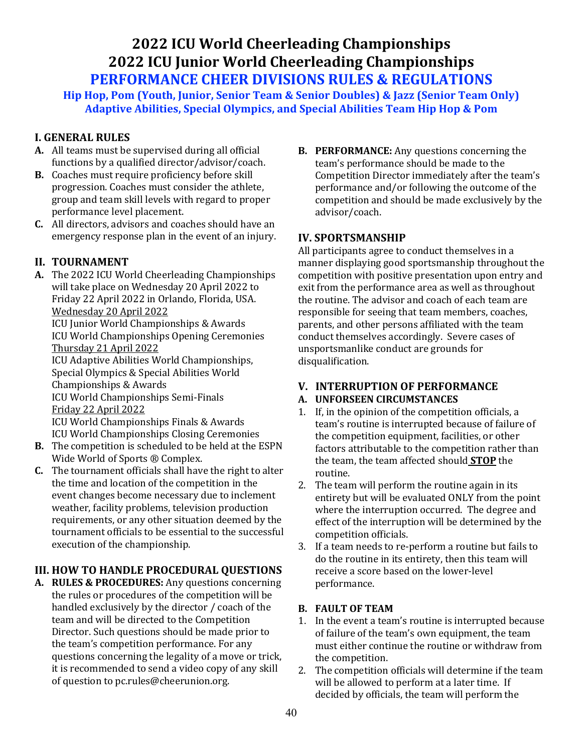# 2022 ICU World Cheerleading Championships
# 2022 ICU Junior World Cheerleading Championships
## PERFORMANCE CHEER DIVISIONS RULES & REGULATIONS
### Hip Hop, Pom (Youth, Junior, Senior Team & Senior Doubles) & Jazz (Senior Team Only)
### Adaptive Abilities, Special Olympics, and Special Abilities Team Hip Hop & Pom

## I. GENERAL RULES

**A.** All teams must be supervised during all official functions by a qualified director/advisor/coach.

**B.** Coaches must require proficiency before skill progression. Coaches must consider the athlete, group and team skill levels with regard to proper performance level placement.

**C.** All directors, advisors and coaches should have an emergency response plan in the event of an injury.

## II. TOURNAMENT

**A.** The 2022 ICU World Cheerleading Championships will take place on Wednesday 20 April 2022 to Friday 22 April 2022 in Orlando, Florida, USA.

<u>Wednesday 20 April 2022</u>
ICU Junior World Championships & Awards
ICU World Championships Opening Ceremonies

<u>Thursday 21 April 2022</u>
ICU Adaptive Abilities World Championships, Special Olympics & Special Abilities World Championships & Awards
ICU World Championships Semi-Finals

<u>Friday 22 April 2022</u>
ICU World Championships Finals & Awards
ICU World Championships Closing Ceremonies

**B.** The competition is scheduled to be held at the ESPN Wide World of Sports ® Complex.

**C.** The tournament officials shall have the right to alter the time and location of the competition in the event changes become necessary due to inclement weather, facility problems, television production requirements, or any other situation deemed by the tournament officials to be essential to the successful execution of the championship.

## III. HOW TO HANDLE PROCEDURAL QUESTIONS

**A. RULES & PROCEDURES:** Any questions concerning the rules or procedures of the competition will be handled exclusively by the director / coach of the team and will be directed to the Competition Director. Such questions should be made prior to the team's competition performance. For any questions concerning the legality of a move or trick, it is recommended to send a video copy of any skill of question to pc.rules@cheerunion.org.

**B. PERFORMANCE:** Any questions concerning the team's performance should be made to the Competition Director immediately after the team's performance and/or following the outcome of the competition and should be made exclusively by the advisor/coach.

## IV. SPORTSMANSHIP

All participants agree to conduct themselves in a manner displaying good sportsmanship throughout the competition with positive presentation upon entry and exit from the performance area as well as throughout the routine. The advisor and coach of each team are responsible for seeing that team members, coaches, parents, and other persons affiliated with the team conduct themselves accordingly. Severe cases of unsportsmanlike conduct are grounds for disqualification.

## V. INTERRUPTION OF PERFORMANCE

### A. UNFORSEEN CIRCUMSTANCES

1. If, in the opinion of the competition officials, a team's routine is interrupted because of failure of the competition equipment, facilities, or other factors attributable to the competition rather than the team, the team affected should <u>**STOP**</u> the routine.
2. The team will perform the routine again in its entirety but will be evaluated ONLY from the point where the interruption occurred. The degree and effect of the interruption will be determined by the competition officials.
3. If a team needs to re-perform a routine but fails to do the routine in its entirety, then this team will receive a score based on the lower-level performance.

### B. FAULT OF TEAM

1. In the event a team's routine is interrupted because of failure of the team's own equipment, the team must either continue the routine or withdraw from the competition.
2. The competition officials will determine if the team will be allowed to perform at a later time. If decided by officials, the team will perform the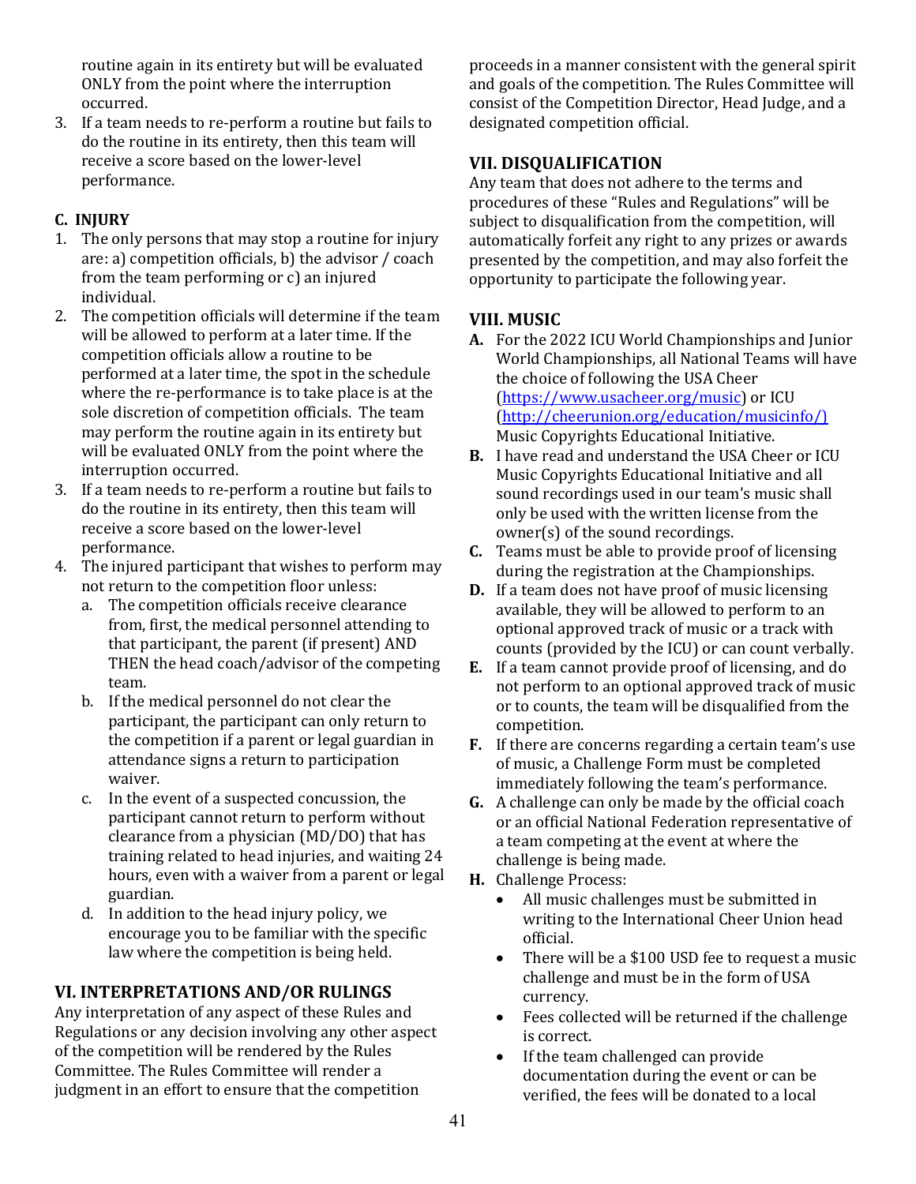routine again in its entirety but will be evaluated ONLY from the point where the interruption occurred.

3. If a team needs to re-perform a routine but fails to do the routine in its entirety, then this team will receive a score based on the lower-level performance.

### C. INJURY

1. The only persons that may stop a routine for injury are: a) competition officials, b) the advisor / coach from the team performing or c) an injured individual.
2. The competition officials will determine if the team will be allowed to perform at a later time. If the competition officials allow a routine to be performed at a later time, the spot in the schedule where the re-performance is to take place is at the sole discretion of competition officials. The team may perform the routine again in its entirety but will be evaluated ONLY from the point where the interruption occurred.
3. If a team needs to re-perform a routine but fails to do the routine in its entirety, then this team will receive a score based on the lower-level performance.
4. The injured participant that wishes to perform may not return to the competition floor unless:
   a. The competition officials receive clearance from, first, the medical personnel attending to that participant, the parent (if present) AND THEN the head coach/advisor of the competing team.
   b. If the medical personnel do not clear the participant, the participant can only return to the competition if a parent or legal guardian in attendance signs a return to participation waiver.
   c. In the event of a suspected concussion, the participant cannot return to perform without clearance from a physician (MD/DO) that has training related to head injuries, and waiting 24 hours, even with a waiver from a parent or legal guardian.
   d. In addition to the head injury policy, we encourage you to be familiar with the specific law where the competition is being held.

## VI. INTERPRETATIONS AND/OR RULINGS

Any interpretation of any aspect of these Rules and Regulations or any decision involving any other aspect of the competition will be rendered by the Rules Committee. The Rules Committee will render a judgment in an effort to ensure that the competition proceeds in a manner consistent with the general spirit and goals of the competition. The Rules Committee will consist of the Competition Director, Head Judge, and a designated competition official.

## VII. DISQUALIFICATION

Any team that does not adhere to the terms and procedures of these "Rules and Regulations" will be subject to disqualification from the competition, will automatically forfeit any right to any prizes or awards presented by the competition, and may also forfeit the opportunity to participate the following year.

## VIII. MUSIC

**A.** For the 2022 ICU World Championships and Junior World Championships, all National Teams will have the choice of following the USA Cheer (https://www.usacheer.org/music) or ICU (http://cheerunion.org/education/musicinfo/) Music Copyrights Educational Initiative.

**B.** I have read and understand the USA Cheer or ICU Music Copyrights Educational Initiative and all sound recordings used in our team's music shall only be used with the written license from the owner(s) of the sound recordings.

**C.** Teams must be able to provide proof of licensing during the registration at the Championships.

**D.** If a team does not have proof of music licensing available, they will be allowed to perform to an optional approved track of music or a track with counts (provided by the ICU) or can count verbally.

**E.** If a team cannot provide proof of licensing, and do not perform to an optional approved track of music or to counts, the team will be disqualified from the competition.

**F.** If there are concerns regarding a certain team's use of music, a Challenge Form must be completed immediately following the team's performance.

**G.** A challenge can only be made by the official coach or an official National Federation representative of a team competing at the event at where the challenge is being made.

**H.** Challenge Process:

- All music challenges must be submitted in writing to the International Cheer Union head official.
- There will be a $100 USD fee to request a music challenge and must be in the form of USA currency.
- Fees collected will be returned if the challenge is correct.
- If the team challenged can provide documentation during the event or can be verified, the fees will be donated to a local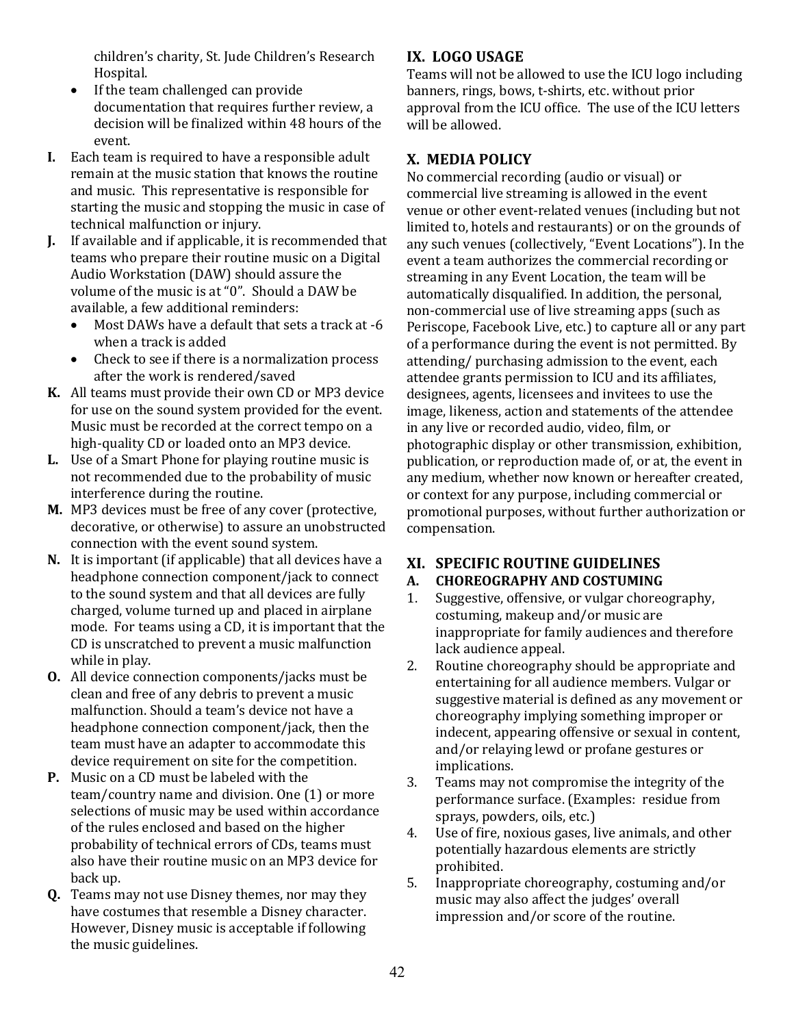children's charity, St. Jude Children's Research Hospital.

- If the team challenged can provide documentation that requires further review, a decision will be finalized within 48 hours of the event.

**I.** Each team is required to have a responsible adult remain at the music station that knows the routine and music. This representative is responsible for starting the music and stopping the music in case of technical malfunction or injury.

**J.** If available and if applicable, it is recommended that teams who prepare their routine music on a Digital Audio Workstation (DAW) should assure the volume of the music is at "0". Should a DAW be available, a few additional reminders:

- Most DAWs have a default that sets a track at -6 when a track is added
- Check to see if there is a normalization process after the work is rendered/saved

**K.** All teams must provide their own CD or MP3 device for use on the sound system provided for the event. Music must be recorded at the correct tempo on a high-quality CD or loaded onto an MP3 device.

**L.** Use of a Smart Phone for playing routine music is not recommended due to the probability of music interference during the routine.

**M.** MP3 devices must be free of any cover (protective, decorative, or otherwise) to assure an unobstructed connection with the event sound system.

**N.** It is important (if applicable) that all devices have a headphone connection component/jack to connect to the sound system and that all devices are fully charged, volume turned up and placed in airplane mode. For teams using a CD, it is important that the CD is unscratched to prevent a music malfunction while in play.

**O.** All device connection components/jacks must be clean and free of any debris to prevent a music malfunction. Should a team's device not have a headphone connection component/jack, then the team must have an adapter to accommodate this device requirement on site for the competition.

**P.** Music on a CD must be labeled with the team/country name and division. One (1) or more selections of music may be used within accordance of the rules enclosed and based on the higher probability of technical errors of CDs, teams must also have their routine music on an MP3 device for back up.

**Q.** Teams may not use Disney themes, nor may they have costumes that resemble a Disney character. However, Disney music is acceptable if following the music guidelines.

## IX. LOGO USAGE

Teams will not be allowed to use the ICU logo including banners, rings, bows, t-shirts, etc. without prior approval from the ICU office. The use of the ICU letters will be allowed.

## X. MEDIA POLICY

No commercial recording (audio or visual) or commercial live streaming is allowed in the event venue or other event-related venues (including but not limited to, hotels and restaurants) or on the grounds of any such venues (collectively, "Event Locations"). In the event a team authorizes the commercial recording or streaming in any Event Location, the team will be automatically disqualified. In addition, the personal, non-commercial use of live streaming apps (such as Periscope, Facebook Live, etc.) to capture all or any part of a performance during the event is not permitted. By attending/ purchasing admission to the event, each attendee grants permission to ICU and its affiliates, designees, agents, licensees and invitees to use the image, likeness, action and statements of the attendee in any live or recorded audio, video, film, or photographic display or other transmission, exhibition, publication, or reproduction made of, or at, the event in any medium, whether now known or hereafter created, or context for any purpose, including commercial or promotional purposes, without further authorization or compensation.

## XI. SPECIFIC ROUTINE GUIDELINES

### A. CHOREOGRAPHY AND COSTUMING

1. Suggestive, offensive, or vulgar choreography, costuming, makeup and/or music are inappropriate for family audiences and therefore lack audience appeal.
2. Routine choreography should be appropriate and entertaining for all audience members. Vulgar or suggestive material is defined as any movement or choreography implying something improper or indecent, appearing offensive or sexual in content, and/or relaying lewd or profane gestures or implications.
3. Teams may not compromise the integrity of the performance surface. (Examples: residue from sprays, powders, oils, etc.)
4. Use of fire, noxious gases, live animals, and other potentially hazardous elements are strictly prohibited.
5. Inappropriate choreography, costuming and/or music may also affect the judges' overall impression and/or score of the routine.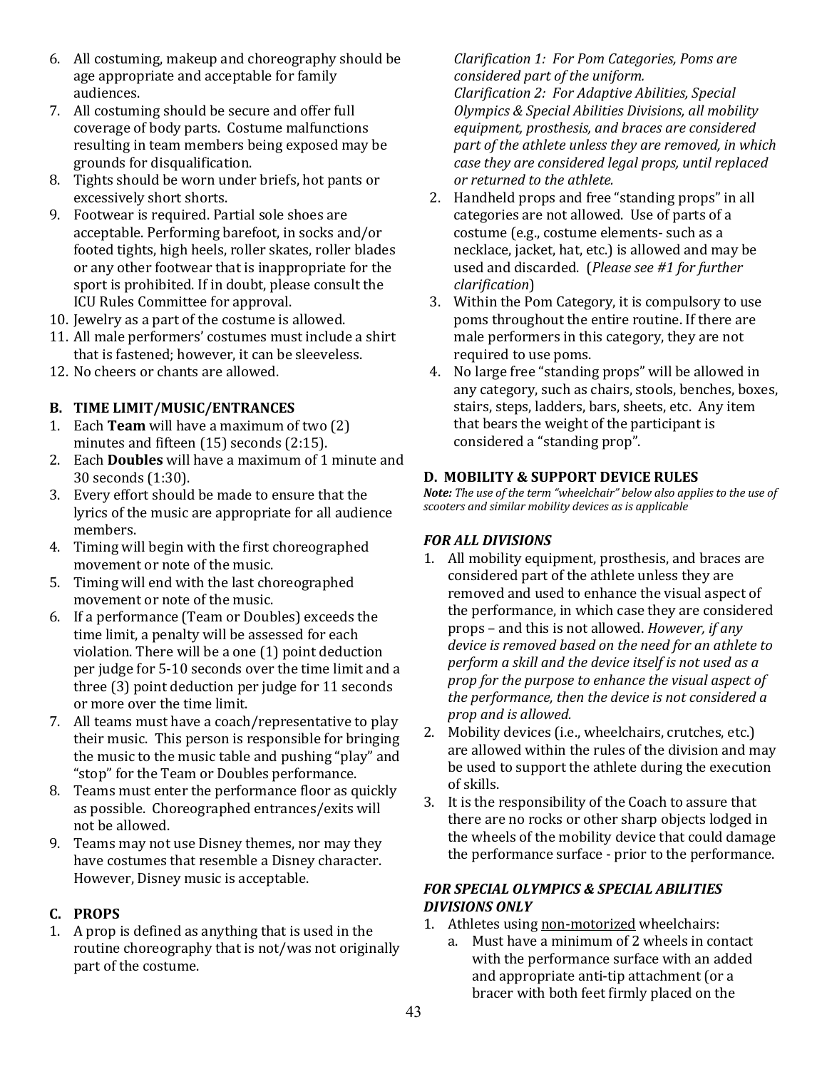6. All costuming, makeup and choreography should be age appropriate and acceptable for family audiences.
7. All costuming should be secure and offer full coverage of body parts. Costume malfunctions resulting in team members being exposed may be grounds for disqualification.
8. Tights should be worn under briefs, hot pants or excessively short shorts.
9. Footwear is required. Partial sole shoes are acceptable. Performing barefoot, in socks and/or footed tights, high heels, roller skates, roller blades or any other footwear that is inappropriate for the sport is prohibited. If in doubt, please consult the ICU Rules Committee for approval.
10. Jewelry as a part of the costume is allowed.
11. All male performers' costumes must include a shirt that is fastened; however, it can be sleeveless.
12. No cheers or chants are allowed.

## B. TIME LIMIT/MUSIC/ENTRANCES

1. Each **Team** will have a maximum of two (2) minutes and fifteen (15) seconds (2:15).
2. Each **Doubles** will have a maximum of 1 minute and 30 seconds (1:30).
3. Every effort should be made to ensure that the lyrics of the music are appropriate for all audience members.
4. Timing will begin with the first choreographed movement or note of the music.
5. Timing will end with the last choreographed movement or note of the music.
6. If a performance (Team or Doubles) exceeds the time limit, a penalty will be assessed for each violation. There will be a one (1) point deduction per judge for 5-10 seconds over the time limit and a three (3) point deduction per judge for 11 seconds or more over the time limit.
7. All teams must have a coach/representative to play their music. This person is responsible for bringing the music to the music table and pushing "play" and "stop" for the Team or Doubles performance.
8. Teams must enter the performance floor as quickly as possible. Choreographed entrances/exits will not be allowed.
9. Teams may not use Disney themes, nor may they have costumes that resemble a Disney character. However, Disney music is acceptable.

## C. PROPS

1. A prop is defined as anything that is used in the routine choreography that is not/was not originally part of the costume.
   *Clarification 1: For Pom Categories, Poms are considered part of the uniform.*
   *Clarification 2: For Adaptive Abilities, Special Olympics & Special Abilities Divisions, all mobility equipment, prosthesis, and braces are considered part of the athlete unless they are removed, in which case they are considered legal props, until replaced or returned to the athlete.*
2. Handheld props and free "standing props" in all categories are not allowed. Use of parts of a costume (e.g., costume elements- such as a necklace, jacket, hat, etc.) is allowed and may be used and discarded. (*Please see #1 for further clarification*)
3. Within the Pom Category, it is compulsory to use poms throughout the entire routine. If there are male performers in this category, they are not required to use poms.
4. No large free "standing props" will be allowed in any category, such as chairs, stools, benches, boxes, stairs, steps, ladders, bars, sheets, etc. Any item that bears the weight of the participant is considered a "standing prop".

## D. MOBILITY & SUPPORT DEVICE RULES

***Note:** The use of the term "wheelchair" below also applies to the use of scooters and similar mobility devices as is applicable*

### *FOR ALL DIVISIONS*

1. All mobility equipment, prosthesis, and braces are considered part of the athlete unless they are removed and used to enhance the visual aspect of the performance, in which case they are considered props – and this is not allowed. *However, if any device is removed based on the need for an athlete to perform a skill and the device itself is not used as a prop for the purpose to enhance the visual aspect of the performance, then the device is not considered a prop and is allowed.*
2. Mobility devices (i.e., wheelchairs, crutches, etc.) are allowed within the rules of the division and may be used to support the athlete during the execution of skills.
3. It is the responsibility of the Coach to assure that there are no rocks or other sharp objects lodged in the wheels of the mobility device that could damage the performance surface - prior to the performance.

### *FOR SPECIAL OLYMPICS & SPECIAL ABILITIES DIVISIONS ONLY*

1. Athletes using <u>non-motorized</u> wheelchairs:
   a. Must have a minimum of 2 wheels in contact with the performance surface with an added and appropriate anti-tip attachment (or a bracer with both feet firmly placed on the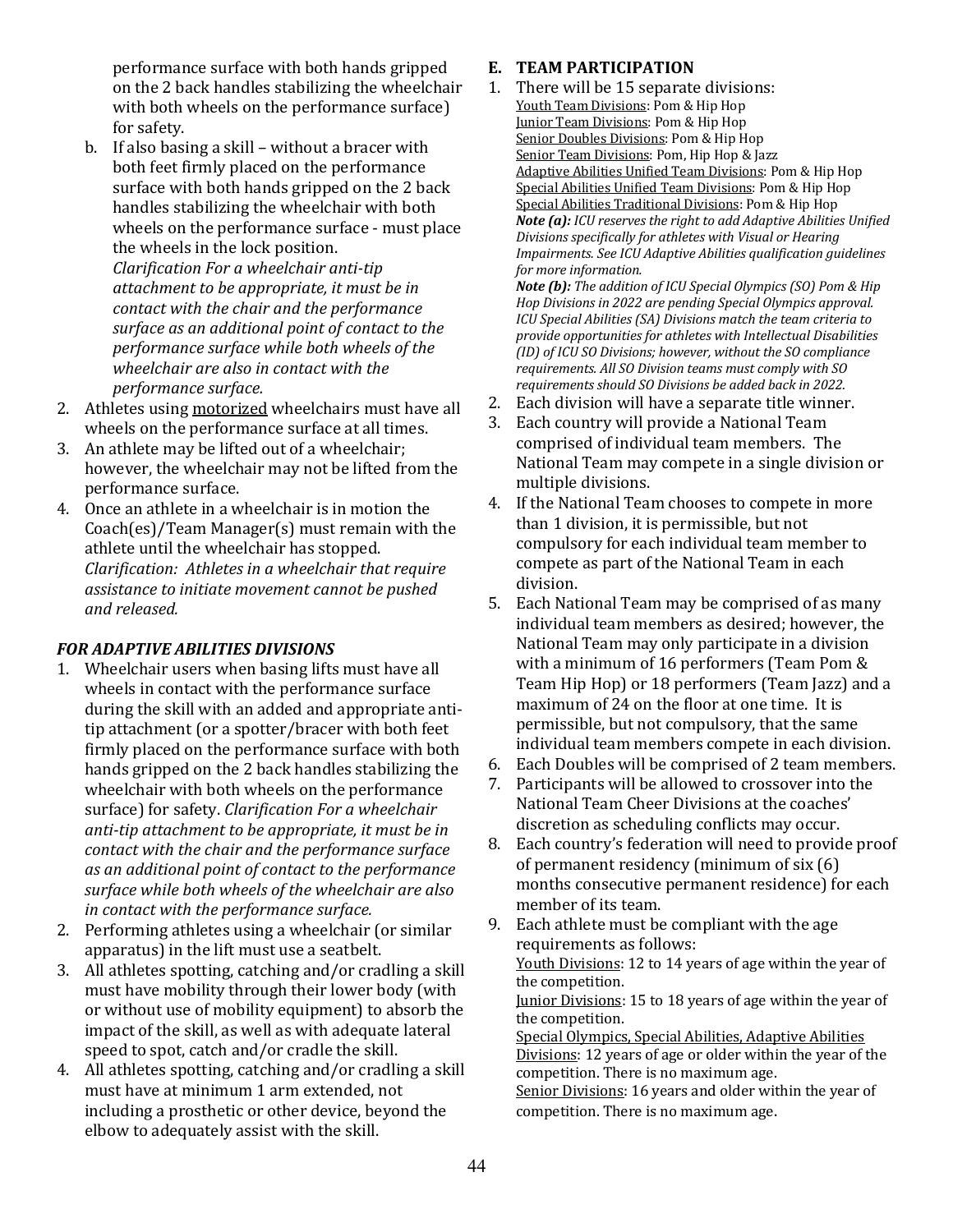performance surface with both hands gripped on the 2 back handles stabilizing the wheelchair with both wheels on the performance surface) for safety.

b. If also basing a skill – without a bracer with both feet firmly placed on the performance surface with both hands gripped on the 2 back handles stabilizing the wheelchair with both wheels on the performance surface - must place the wheels in the lock position. *Clarification For a wheelchair anti-tip attachment to be appropriate, it must be in contact with the chair and the performance surface as an additional point of contact to the performance surface while both wheels of the wheelchair are also in contact with the performance surface.*

2. Athletes using motorized wheelchairs must have all wheels on the performance surface at all times.
3. An athlete may be lifted out of a wheelchair; however, the wheelchair may not be lifted from the performance surface.
4. Once an athlete in a wheelchair is in motion the Coach(es)/Team Manager(s) must remain with the athlete until the wheelchair has stopped. *Clarification: Athletes in a wheelchair that require assistance to initiate movement cannot be pushed and released.*

***FOR ADAPTIVE ABILITIES DIVISIONS***

1. Wheelchair users when basing lifts must have all wheels in contact with the performance surface during the skill with an added and appropriate anti-tip attachment (or a spotter/bracer with both feet firmly placed on the performance surface with both hands gripped on the 2 back handles stabilizing the wheelchair with both wheels on the performance surface) for safety. *Clarification For a wheelchair anti-tip attachment to be appropriate, it must be in contact with the chair and the performance surface as an additional point of contact to the performance surface while both wheels of the wheelchair are also in contact with the performance surface.*
2. Performing athletes using a wheelchair (or similar apparatus) in the lift must use a seatbelt.
3. All athletes spotting, catching and/or cradling a skill must have mobility through their lower body (with or without use of mobility equipment) to absorb the impact of the skill, as well as with adequate lateral speed to spot, catch and/or cradle the skill.
4. All athletes spotting, catching and/or cradling a skill must have at minimum 1 arm extended, not including a prosthetic or other device, beyond the elbow to adequately assist with the skill.

**E. TEAM PARTICIPATION**

1. There will be 15 separate divisions:
   Youth Team Divisions: Pom & Hip Hop
   Junior Team Divisions: Pom & Hip Hop
   Senior Doubles Divisions: Pom & Hip Hop
   Senior Team Divisions: Pom, Hip Hop & Jazz
   Adaptive Abilities Unified Team Divisions: Pom & Hip Hop
   Special Abilities Unified Team Divisions: Pom & Hip Hop
   Special Abilities Traditional Divisions: Pom & Hip Hop
   ***Note (a):*** *ICU reserves the right to add Adaptive Abilities Unified Divisions specifically for athletes with Visual or Hearing Impairments. See ICU Adaptive Abilities qualification guidelines for more information.*
   ***Note (b):*** *The addition of ICU Special Olympics (SO) Pom & Hip Hop Divisions in 2022 are pending Special Olympics approval. ICU Special Abilities (SA) Divisions match the team criteria to provide opportunities for athletes with Intellectual Disabilities (ID) of ICU SO Divisions; however, without the SO compliance requirements. All SO Division teams must comply with SO requirements should SO Divisions be added back in 2022.*
2. Each division will have a separate title winner.
3. Each country will provide a National Team comprised of individual team members. The National Team may compete in a single division or multiple divisions.
4. If the National Team chooses to compete in more than 1 division, it is permissible, but not compulsory for each individual team member to compete as part of the National Team in each division.
5. Each National Team may be comprised of as many individual team members as desired; however, the National Team may only participate in a division with a minimum of 16 performers (Team Pom & Team Hip Hop) or 18 performers (Team Jazz) and a maximum of 24 on the floor at one time. It is permissible, but not compulsory, that the same individual team members compete in each division.
6. Each Doubles will be comprised of 2 team members.
7. Participants will be allowed to crossover into the National Team Cheer Divisions at the coaches' discretion as scheduling conflicts may occur.
8. Each country's federation will need to provide proof of permanent residency (minimum of six (6) months consecutive permanent residence) for each member of its team.
9. Each athlete must be compliant with the age requirements as follows:
   Youth Divisions: 12 to 14 years of age within the year of the competition.
   Junior Divisions: 15 to 18 years of age within the year of the competition.
   Special Olympics, Special Abilities, Adaptive Abilities Divisions: 12 years of age or older within the year of the competition. There is no maximum age.
   Senior Divisions: 16 years and older within the year of competition. There is no maximum age.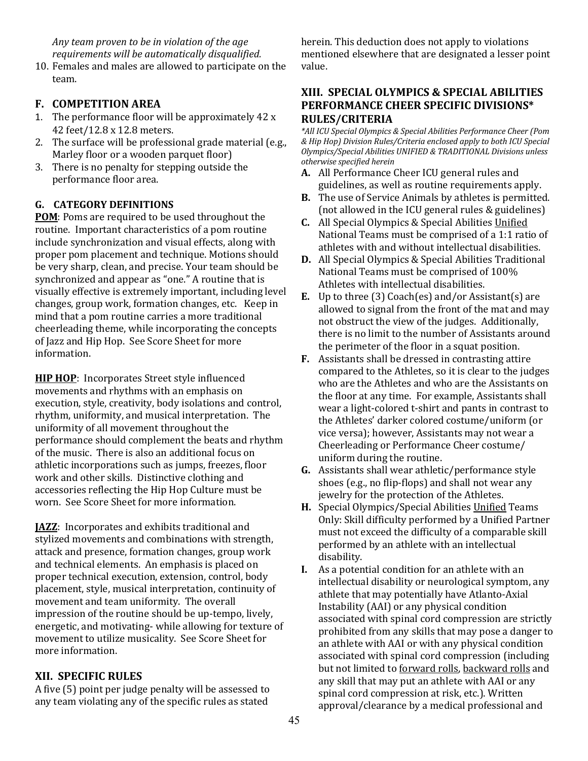*Any team proven to be in violation of the age requirements will be automatically disqualified.*

10. Females and males are allowed to participate on the team.

### F. COMPETITION AREA

1. The performance floor will be approximately 42 x 42 feet/12.8 x 12.8 meters.
2. The surface will be professional grade material (e.g., Marley floor or a wooden parquet floor)
3. There is no penalty for stepping outside the performance floor area.

### G. CATEGORY DEFINITIONS

**POM**: Poms are required to be used throughout the routine. Important characteristics of a pom routine include synchronization and visual effects, along with proper pom placement and technique. Motions should be very sharp, clean, and precise. Your team should be synchronized and appear as "one." A routine that is visually effective is extremely important, including level changes, group work, formation changes, etc. Keep in mind that a pom routine carries a more traditional cheerleading theme, while incorporating the concepts of Jazz and Hip Hop. See Score Sheet for more information.

**HIP HOP**: Incorporates Street style influenced movements and rhythms with an emphasis on execution, style, creativity, body isolations and control, rhythm, uniformity, and musical interpretation. The uniformity of all movement throughout the performance should complement the beats and rhythm of the music. There is also an additional focus on athletic incorporations such as jumps, freezes, floor work and other skills. Distinctive clothing and accessories reflecting the Hip Hop Culture must be worn. See Score Sheet for more information.

**JAZZ**: Incorporates and exhibits traditional and stylized movements and combinations with strength, attack and presence, formation changes, group work and technical elements. An emphasis is placed on proper technical execution, extension, control, body placement, style, musical interpretation, continuity of movement and team uniformity. The overall impression of the routine should be up-tempo, lively, energetic, and motivating- while allowing for texture of movement to utilize musicality. See Score Sheet for more information.

## XII. SPECIFIC RULES

A five (5) point per judge penalty will be assessed to any team violating any of the specific rules as stated herein. This deduction does not apply to violations mentioned elsewhere that are designated a lesser point value.

## XIII. SPECIAL OLYMPICS & SPECIAL ABILITIES PERFORMANCE CHEER SPECIFIC DIVISIONS* RULES/CRITERIA

*\*All ICU Special Olympics & Special Abilities Performance Cheer (Pom & Hip Hop) Division Rules/Criteria enclosed apply to both ICU Special Olympics/Special Abilities UNIFIED & TRADITIONAL Divisions unless otherwise specified herein*

**A.** All Performance Cheer ICU general rules and guidelines, as well as routine requirements apply.

**B.** The use of Service Animals by athletes is permitted. (not allowed in the ICU general rules & guidelines)

**C.** All Special Olympics & Special Abilities Unified National Teams must be comprised of a 1:1 ratio of athletes with and without intellectual disabilities.

**D.** All Special Olympics & Special Abilities Traditional National Teams must be comprised of 100% Athletes with intellectual disabilities.

**E.** Up to three (3) Coach(es) and/or Assistant(s) are allowed to signal from the front of the mat and may not obstruct the view of the judges. Additionally, there is no limit to the number of Assistants around the perimeter of the floor in a squat position.

**F.** Assistants shall be dressed in contrasting attire compared to the Athletes, so it is clear to the judges who are the Athletes and who are the Assistants on the floor at any time. For example, Assistants shall wear a light-colored t-shirt and pants in contrast to the Athletes' darker colored costume/uniform (or vice versa); however, Assistants may not wear a Cheerleading or Performance Cheer costume/ uniform during the routine.

**G.** Assistants shall wear athletic/performance style shoes (e.g., no flip-flops) and shall not wear any jewelry for the protection of the Athletes.

**H.** Special Olympics/Special Abilities Unified Teams Only: Skill difficulty performed by a Unified Partner must not exceed the difficulty of a comparable skill performed by an athlete with an intellectual disability.

**I.** As a potential condition for an athlete with an intellectual disability or neurological symptom, any athlete that may potentially have Atlanto-Axial Instability (AAI) or any physical condition associated with spinal cord compression are strictly prohibited from any skills that may pose a danger to an athlete with AAI or with any physical condition associated with spinal cord compression (including but not limited to forward rolls, backward rolls and any skill that may put an athlete with AAI or any spinal cord compression at risk, etc.). Written approval/clearance by a medical professional and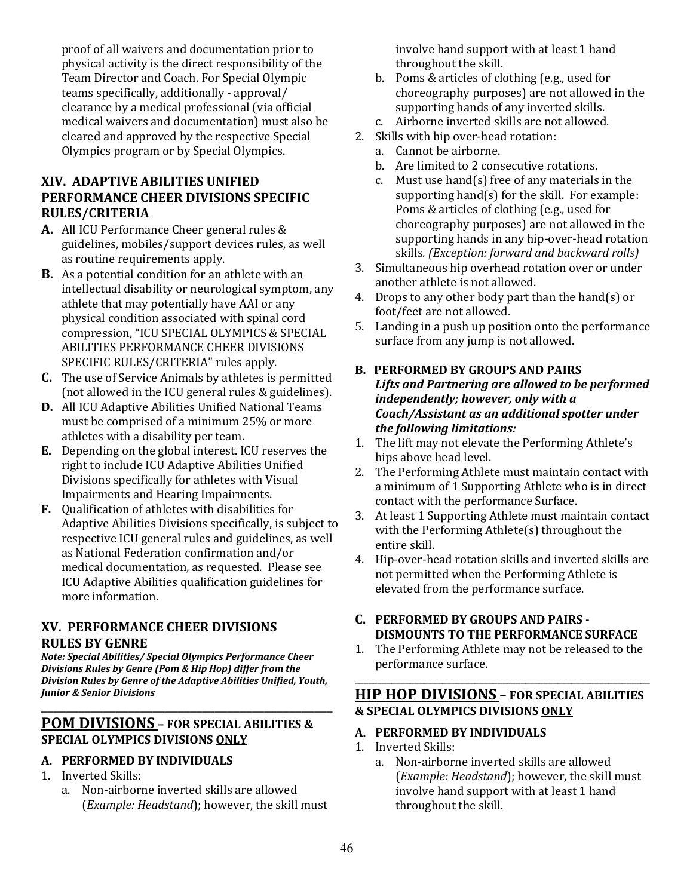proof of all waivers and documentation prior to physical activity is the direct responsibility of the Team Director and Coach. For Special Olympic teams specifically, additionally - approval/ clearance by a medical professional (via official medical waivers and documentation) must also be cleared and approved by the respective Special Olympics program or by Special Olympics.

## XIV. ADAPTIVE ABILITIES UNIFIED PERFORMANCE CHEER DIVISIONS SPECIFIC RULES/CRITERIA

**A.** All ICU Performance Cheer general rules & guidelines, mobiles/support devices rules, as well as routine requirements apply.

**B.** As a potential condition for an athlete with an intellectual disability or neurological symptom, any athlete that may potentially have AAI or any physical condition associated with spinal cord compression, "ICU SPECIAL OLYMPICS & SPECIAL ABILITIES PERFORMANCE CHEER DIVISIONS SPECIFIC RULES/CRITERIA" rules apply.

**C.** The use of Service Animals by athletes is permitted (not allowed in the ICU general rules & guidelines).

**D.** All ICU Adaptive Abilities Unified National Teams must be comprised of a minimum 25% or more athletes with a disability per team.

**E.** Depending on the global interest. ICU reserves the right to include ICU Adaptive Abilities Unified Divisions specifically for athletes with Visual Impairments and Hearing Impairments.

**F.** Qualification of athletes with disabilities for Adaptive Abilities Divisions specifically, is subject to respective ICU general rules and guidelines, as well as National Federation confirmation and/or medical documentation, as requested. Please see ICU Adaptive Abilities qualification guidelines for more information.

## XV. PERFORMANCE CHEER DIVISIONS RULES BY GENRE

***Note: Special Abilities/ Special Olympics Performance Cheer Divisions Rules by Genre (Pom & Hip Hop) differ from the Division Rules by Genre of the Adaptive Abilities Unified, Youth, Junior & Senior Divisions***

---

## POM DIVISIONS – FOR SPECIAL ABILITIES & SPECIAL OLYMPICS DIVISIONS ONLY

### A. PERFORMED BY INDIVIDUALS

1. Inverted Skills:
   a. Non-airborne inverted skills are allowed (*Example: Headstand*); however, the skill must involve hand support with at least 1 hand throughout the skill.
   b. Poms & articles of clothing (e.g., used for choreography purposes) are not allowed in the supporting hands of any inverted skills.
   c. Airborne inverted skills are not allowed.
2. Skills with hip over-head rotation:
   a. Cannot be airborne.
   b. Are limited to 2 consecutive rotations.
   c. Must use hand(s) free of any materials in the supporting hand(s) for the skill. For example: Poms & articles of clothing (e.g., used for choreography purposes) are not allowed in the supporting hands in any hip-over-head rotation skills. *(Exception: forward and backward rolls)*
3. Simultaneous hip overhead rotation over or under another athlete is not allowed.
4. Drops to any other body part than the hand(s) or foot/feet are not allowed.
5. Landing in a push up position onto the performance surface from any jump is not allowed.

### B. PERFORMED BY GROUPS AND PAIRS

***Lifts and Partnering are allowed to be performed independently; however, only with a Coach/Assistant as an additional spotter under the following limitations:***

1. The lift may not elevate the Performing Athlete's hips above head level.
2. The Performing Athlete must maintain contact with a minimum of 1 Supporting Athlete who is in direct contact with the performance Surface.
3. At least 1 Supporting Athlete must maintain contact with the Performing Athlete(s) throughout the entire skill.
4. Hip-over-head rotation skills and inverted skills are not permitted when the Performing Athlete is elevated from the performance surface.

### C. PERFORMED BY GROUPS AND PAIRS - DISMOUNTS TO THE PERFORMANCE SURFACE

1. The Performing Athlete may not be released to the performance surface.

---

## HIP HOP DIVISIONS – FOR SPECIAL ABILITIES & SPECIAL OLYMPICS DIVISIONS ONLY

### A. PERFORMED BY INDIVIDUALS

1. Inverted Skills:
   a. Non-airborne inverted skills are allowed (*Example: Headstand*); however, the skill must involve hand support with at least 1 hand throughout the skill.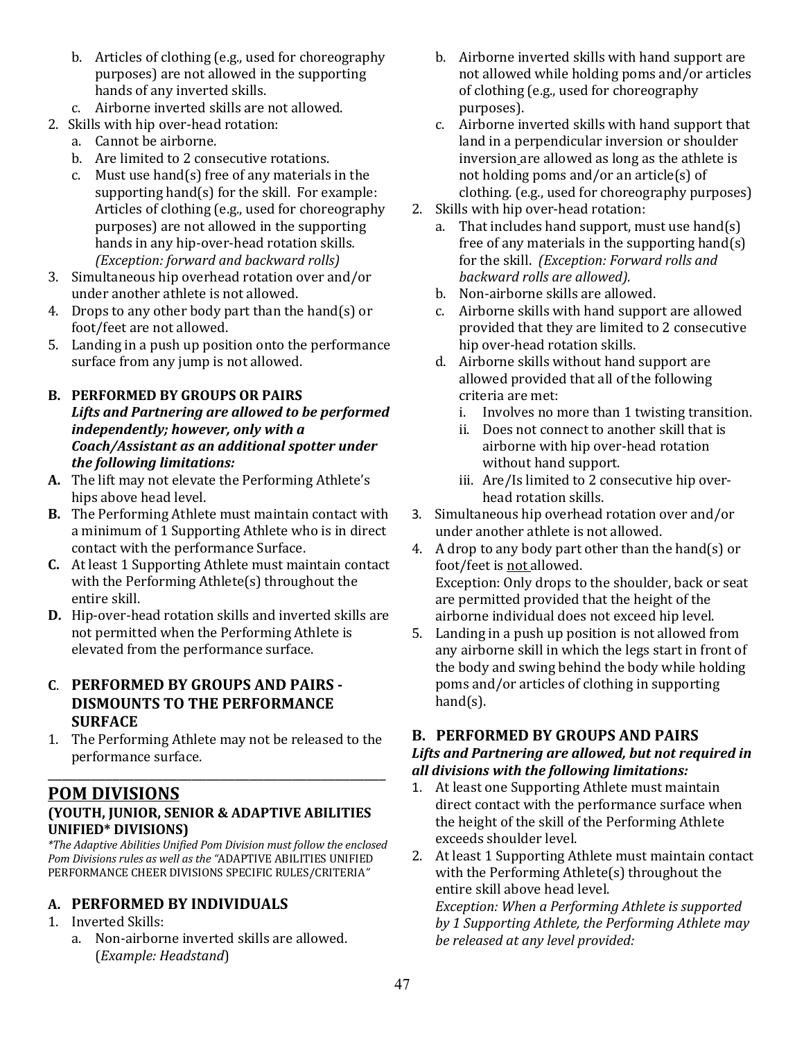b. Articles of clothing (e.g., used for choreography purposes) are not allowed in the supporting hands of any inverted skills.
c. Airborne inverted skills are not allowed.

2. Skills with hip over-head rotation:
   a. Cannot be airborne.
   b. Are limited to 2 consecutive rotations.
   c. Must use hand(s) free of any materials in the supporting hand(s) for the skill. For example: Articles of clothing (e.g., used for choreography purposes) are not allowed in the supporting hands in any hip-over-head rotation skills. *(Exception: forward and backward rolls)*
3. Simultaneous hip overhead rotation over and/or under another athlete is not allowed.
4. Drops to any other body part than the hand(s) or foot/feet are not allowed.
5. Landing in a push up position onto the performance surface from any jump is not allowed.

**B. PERFORMED BY GROUPS OR PAIRS**
***Lifts and Partnering are allowed to be performed independently; however, only with a Coach/Assistant as an additional spotter under the following limitations:***

**A.** The lift may not elevate the Performing Athlete's hips above head level.
**B.** The Performing Athlete must maintain contact with a minimum of 1 Supporting Athlete who is in direct contact with the performance Surface.
**C.** At least 1 Supporting Athlete must maintain contact with the Performing Athlete(s) throughout the entire skill.
**D.** Hip-over-head rotation skills and inverted skills are not permitted when the Performing Athlete is elevated from the performance surface.

**C. PERFORMED BY GROUPS AND PAIRS - DISMOUNTS TO THE PERFORMANCE SURFACE**

1. The Performing Athlete may not be released to the performance surface.

---

## POM DIVISIONS
**(YOUTH, JUNIOR, SENIOR & ADAPTIVE ABILITIES UNIFIED* DIVISIONS)**

*\*The Adaptive Abilities Unified Pom Division must follow the enclosed Pom Divisions rules as well as the "*ADAPTIVE ABILITIES UNIFIED PERFORMANCE CHEER DIVISIONS SPECIFIC RULES/CRITERIA*"*

### A. PERFORMED BY INDIVIDUALS

1. Inverted Skills:
   a. Non-airborne inverted skills are allowed. (*Example: Headstand*)
   b. Airborne inverted skills with hand support are not allowed while holding poms and/or articles of clothing (e.g., used for choreography purposes).
   c. Airborne inverted skills with hand support that land in a perpendicular inversion or shoulder inversion are allowed as long as the athlete is not holding poms and/or an article(s) of clothing. (e.g., used for choreography purposes)
2. Skills with hip over-head rotation:
   a. That includes hand support, must use hand(s) free of any materials in the supporting hand(s) for the skill. *(Exception: Forward rolls and backward rolls are allowed).*
   b. Non-airborne skills are allowed.
   c. Airborne skills with hand support are allowed provided that they are limited to 2 consecutive hip over-head rotation skills.
   d. Airborne skills without hand support are allowed provided that all of the following criteria are met:
      i. Involves no more than 1 twisting transition.
      ii. Does not connect to another skill that is airborne with hip over-head rotation without hand support.
      iii. Are/Is limited to 2 consecutive hip over-head rotation skills.
3. Simultaneous hip overhead rotation over and/or under another athlete is not allowed.
4. A drop to any body part other than the hand(s) or foot/feet is not allowed.
   Exception: Only drops to the shoulder, back or seat are permitted provided that the height of the airborne individual does not exceed hip level.
5. Landing in a push up position is not allowed from any airborne skill in which the legs start in front of the body and swing behind the body while holding poms and/or articles of clothing in supporting hand(s).

### B. PERFORMED BY GROUPS AND PAIRS
***Lifts and Partnering are allowed, but not required in all divisions with the following limitations:***

1. At least one Supporting Athlete must maintain direct contact with the performance surface when the height of the skill of the Performing Athlete exceeds shoulder level.
2. At least 1 Supporting Athlete must maintain contact with the Performing Athlete(s) throughout the entire skill above head level.
   *Exception: When a Performing Athlete is supported by 1 Supporting Athlete, the Performing Athlete may be released at any level provided:*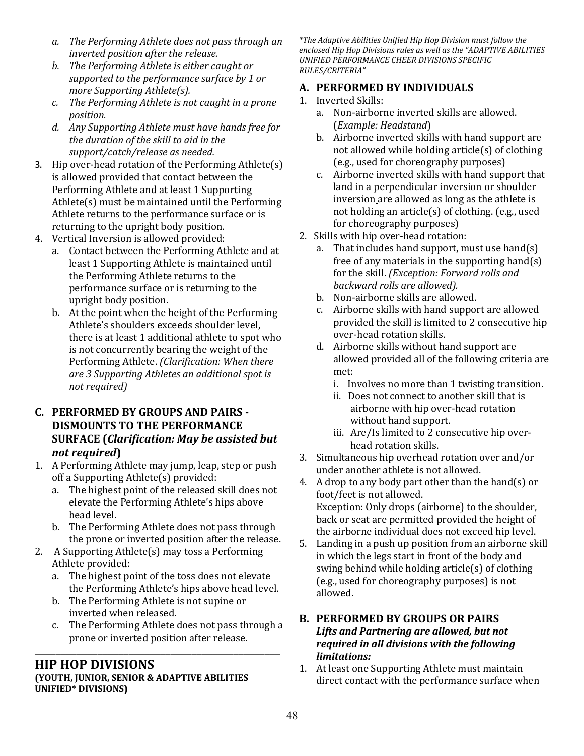a. *The Performing Athlete does not pass through an inverted position after the release.*
b. *The Performing Athlete is either caught or supported to the performance surface by 1 or more Supporting Athlete(s).*
c. *The Performing Athlete is not caught in a prone position.*
d. *Any Supporting Athlete must have hands free for the duration of the skill to aid in the support/catch/release as needed.*

3. Hip over-head rotation of the Performing Athlete(s) is allowed provided that contact between the Performing Athlete and at least 1 Supporting Athlete(s) must be maintained until the Performing Athlete returns to the performance surface or is returning to the upright body position.
4. Vertical Inversion is allowed provided:
   a. Contact between the Performing Athlete and at least 1 Supporting Athlete is maintained until the Performing Athlete returns to the performance surface or is returning to the upright body position.
   b. At the point when the height of the Performing Athlete's shoulders exceeds shoulder level, there is at least 1 additional athlete to spot who is not concurrently bearing the weight of the Performing Athlete. *(Clarification: When there are 3 Supporting Athletes an additional spot is not required)*

### C. PERFORMED BY GROUPS AND PAIRS - DISMOUNTS TO THE PERFORMANCE SURFACE (*Clarification: May be assisted but not required*)

1. A Performing Athlete may jump, leap, step or push off a Supporting Athlete(s) provided:
   a. The highest point of the released skill does not elevate the Performing Athlete's hips above head level.
   b. The Performing Athlete does not pass through the prone or inverted position after the release.
2. A Supporting Athlete(s) may toss a Performing Athlete provided:
   a. The highest point of the toss does not elevate the Performing Athlete's hips above head level.
   b. The Performing Athlete is not supine or inverted when released.
   c. The Performing Athlete does not pass through a prone or inverted position after release.

---

## HIP HOP DIVISIONS

**(YOUTH, JUNIOR, SENIOR & ADAPTIVE ABILITIES UNIFIED* DIVISIONS)**

*\*The Adaptive Abilities Unified Hip Hop Division must follow the enclosed Hip Hop Divisions rules as well as the "ADAPTIVE ABILITIES UNIFIED PERFORMANCE CHEER DIVISIONS SPECIFIC RULES/CRITERIA"*

### A. PERFORMED BY INDIVIDUALS

1. Inverted Skills:
   a. Non-airborne inverted skills are allowed. (*Example: Headstand*)
   b. Airborne inverted skills with hand support are not allowed while holding article(s) of clothing (e.g., used for choreography purposes)
   c. Airborne inverted skills with hand support that land in a perpendicular inversion or shoulder inversion are allowed as long as the athlete is not holding an article(s) of clothing. (e.g., used for choreography purposes)
2. Skills with hip over-head rotation:
   a. That includes hand support, must use hand(s) free of any materials in the supporting hand(s) for the skill. *(Exception: Forward rolls and backward rolls are allowed).*
   b. Non-airborne skills are allowed.
   c. Airborne skills with hand support are allowed provided the skill is limited to 2 consecutive hip over-head rotation skills.
   d. Airborne skills without hand support are allowed provided all of the following criteria are met:
      i. Involves no more than 1 twisting transition.
      ii. Does not connect to another skill that is airborne with hip over-head rotation without hand support.
      iii. Are/Is limited to 2 consecutive hip over-head rotation skills.
3. Simultaneous hip overhead rotation over and/or under another athlete is not allowed.
4. A drop to any body part other than the hand(s) or foot/feet is not allowed.
   Exception: Only drops (airborne) to the shoulder, back or seat are permitted provided the height of the airborne individual does not exceed hip level.
5. Landing in a push up position from an airborne skill in which the legs start in front of the body and swing behind while holding article(s) of clothing (e.g., used for choreography purposes) is not allowed.

### B. PERFORMED BY GROUPS OR PAIRS

***Lifts and Partnering are allowed, but not required in all divisions with the following limitations:***

1. At least one Supporting Athlete must maintain direct contact with the performance surface when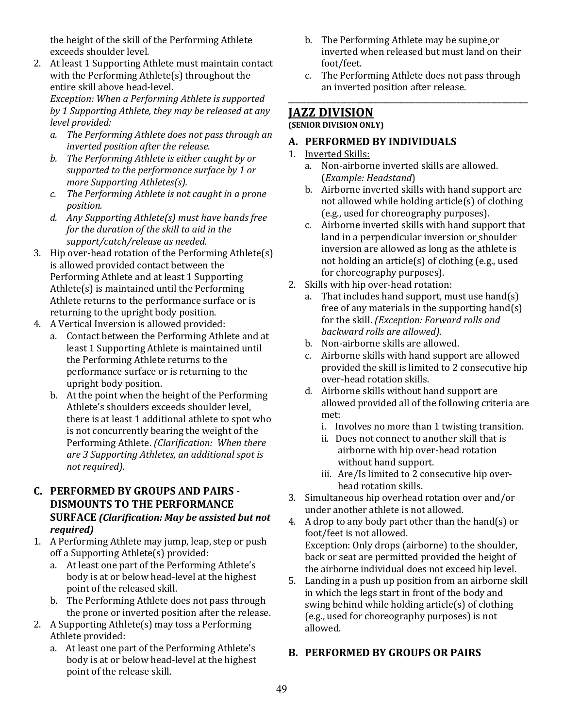the height of the skill of the Performing Athlete exceeds shoulder level.

2. At least 1 Supporting Athlete must maintain contact with the Performing Athlete(s) throughout the entire skill above head-level.
   *Exception: When a Performing Athlete is supported by 1 Supporting Athlete, they may be released at any level provided:*
   a. *The Performing Athlete does not pass through an inverted position after the release.*
   b. *The Performing Athlete is either caught by or supported to the performance surface by 1 or more Supporting Athletes(s).*
   c. *The Performing Athlete is not caught in a prone position.*
   d. *Any Supporting Athlete(s) must have hands free for the duration of the skill to aid in the support/catch/release as needed.*
3. Hip over-head rotation of the Performing Athlete(s) is allowed provided contact between the Performing Athlete and at least 1 Supporting Athlete(s) is maintained until the Performing Athlete returns to the performance surface or is returning to the upright body position.
4. A Vertical Inversion is allowed provided:
   a. Contact between the Performing Athlete and at least 1 Supporting Athlete is maintained until the Performing Athlete returns to the performance surface or is returning to the upright body position.
   b. At the point when the height of the Performing Athlete's shoulders exceeds shoulder level, there is at least 1 additional athlete to spot who is not concurrently bearing the weight of the Performing Athlete. *(Clarification: When there are 3 Supporting Athletes, an additional spot is not required).*

### C. PERFORMED BY GROUPS AND PAIRS - DISMOUNTS TO THE PERFORMANCE SURFACE *(Clarification: May be assisted but not required)*

1. A Performing Athlete may jump, leap, step or push off a Supporting Athlete(s) provided:
   a. At least one part of the Performing Athlete's body is at or below head-level at the highest point of the released skill.
   b. The Performing Athlete does not pass through the prone or inverted position after the release.
2. A Supporting Athlete(s) may toss a Performing Athlete provided:
   a. At least one part of the Performing Athlete's body is at or below head-level at the highest point of the release skill.
   b. The Performing Athlete may be supine or inverted when released but must land on their foot/feet.
   c. The Performing Athlete does not pass through an inverted position after release.

---

## JAZZ DIVISION

**(SENIOR DIVISION ONLY)**

### A. PERFORMED BY INDIVIDUALS

1. Inverted Skills:
   a. Non-airborne inverted skills are allowed. (*Example: Headstand*)
   b. Airborne inverted skills with hand support are not allowed while holding article(s) of clothing (e.g., used for choreography purposes).
   c. Airborne inverted skills with hand support that land in a perpendicular inversion or shoulder inversion are allowed as long as the athlete is not holding an article(s) of clothing (e.g., used for choreography purposes).
2. Skills with hip over-head rotation:
   a. That includes hand support, must use hand(s) free of any materials in the supporting hand(s) for the skill. *(Exception: Forward rolls and backward rolls are allowed).*
   b. Non-airborne skills are allowed.
   c. Airborne skills with hand support are allowed provided the skill is limited to 2 consecutive hip over-head rotation skills.
   d. Airborne skills without hand support are allowed provided all of the following criteria are met:
      i. Involves no more than 1 twisting transition.
      ii. Does not connect to another skill that is airborne with hip over-head rotation without hand support.
      iii. Are/Is limited to 2 consecutive hip over-head rotation skills.
3. Simultaneous hip overhead rotation over and/or under another athlete is not allowed.
4. A drop to any body part other than the hand(s) or foot/feet is not allowed.
   Exception: Only drops (airborne) to the shoulder, back or seat are permitted provided the height of the airborne individual does not exceed hip level.
5. Landing in a push up position from an airborne skill in which the legs start in front of the body and swing behind while holding article(s) of clothing (e.g., used for choreography purposes) is not allowed.

### B. PERFORMED BY GROUPS OR PAIRS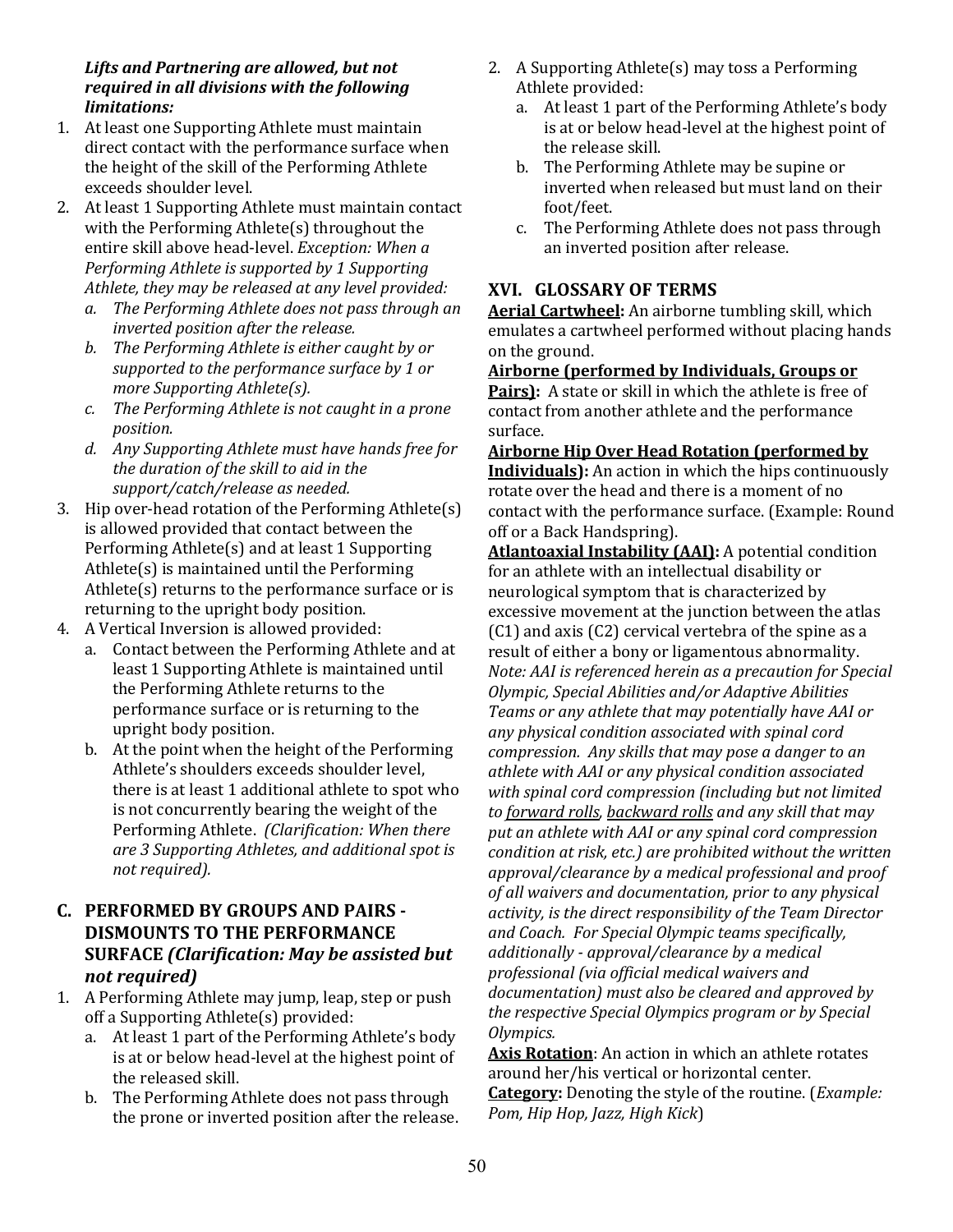***Lifts and Partnering are allowed, but not required in all divisions with the following limitations:***

1. At least one Supporting Athlete must maintain direct contact with the performance surface when the height of the skill of the Performing Athlete exceeds shoulder level.
2. At least 1 Supporting Athlete must maintain contact with the Performing Athlete(s) throughout the entire skill above head-level. *Exception: When a Performing Athlete is supported by 1 Supporting Athlete, they may be released at any level provided:*
   a. *The Performing Athlete does not pass through an inverted position after the release.*
   b. *The Performing Athlete is either caught by or supported to the performance surface by 1 or more Supporting Athlete(s).*
   c. *The Performing Athlete is not caught in a prone position.*
   d. *Any Supporting Athlete must have hands free for the duration of the skill to aid in the support/catch/release as needed.*
3. Hip over-head rotation of the Performing Athlete(s) is allowed provided that contact between the Performing Athlete(s) and at least 1 Supporting Athlete(s) is maintained until the Performing Athlete(s) returns to the performance surface or is returning to the upright body position.
4. A Vertical Inversion is allowed provided:
   a. Contact between the Performing Athlete and at least 1 Supporting Athlete is maintained until the Performing Athlete returns to the performance surface or is returning to the upright body position.
   b. At the point when the height of the Performing Athlete's shoulders exceeds shoulder level, there is at least 1 additional athlete to spot who is not concurrently bearing the weight of the Performing Athlete. *(Clarification: When there are 3 Supporting Athletes, and additional spot is not required).*

### C. PERFORMED BY GROUPS AND PAIRS - DISMOUNTS TO THE PERFORMANCE SURFACE *(Clarification: May be assisted but not required)*

1. A Performing Athlete may jump, leap, step or push off a Supporting Athlete(s) provided:
   a. At least 1 part of the Performing Athlete's body is at or below head-level at the highest point of the released skill.
   b. The Performing Athlete does not pass through the prone or inverted position after the release.
2. A Supporting Athlete(s) may toss a Performing Athlete provided:
   a. At least 1 part of the Performing Athlete's body is at or below head-level at the highest point of the release skill.
   b. The Performing Athlete may be supine or inverted when released but must land on their foot/feet.
   c. The Performing Athlete does not pass through an inverted position after release.

## XVI. GLOSSARY OF TERMS

**Aerial Cartwheel:** An airborne tumbling skill, which emulates a cartwheel performed without placing hands on the ground.

**Airborne (performed by Individuals, Groups or Pairs):** A state or skill in which the athlete is free of contact from another athlete and the performance surface.

**Airborne Hip Over Head Rotation (performed by Individuals):** An action in which the hips continuously rotate over the head and there is a moment of no contact with the performance surface. (Example: Round off or a Back Handspring).

**Atlantoaxial Instability (AAI):** A potential condition for an athlete with an intellectual disability or neurological symptom that is characterized by excessive movement at the junction between the atlas (C1) and axis (C2) cervical vertebra of the spine as a result of either a bony or ligamentous abnormality. *Note: AAI is referenced herein as a precaution for Special Olympic, Special Abilities and/or Adaptive Abilities Teams or any athlete that may potentially have AAI or any physical condition associated with spinal cord compression. Any skills that may pose a danger to an athlete with AAI or any physical condition associated with spinal cord compression (including but not limited to forward rolls, backward rolls and any skill that may put an athlete with AAI or any spinal cord compression condition at risk, etc.) are prohibited without the written approval/clearance by a medical professional and proof of all waivers and documentation, prior to any physical activity, is the direct responsibility of the Team Director and Coach. For Special Olympic teams specifically, additionally - approval/clearance by a medical professional (via official medical waivers and documentation) must also be cleared and approved by the respective Special Olympics program or by Special Olympics.*

**Axis Rotation**: An action in which an athlete rotates around her/his vertical or horizontal center.

**Category:** Denoting the style of the routine. (*Example: Pom, Hip Hop, Jazz, High Kick*)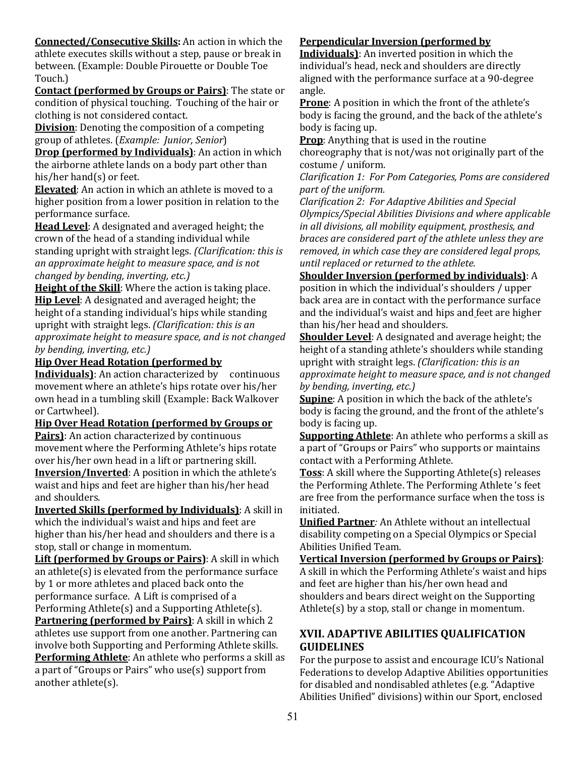**Connected/Consecutive Skills:** An action in which the athlete executes skills without a step, pause or break in between. (Example: Double Pirouette or Double Toe Touch.)

**Contact (performed by Groups or Pairs)**: The state or condition of physical touching. Touching of the hair or clothing is not considered contact.

**Division**: Denoting the composition of a competing group of athletes. (*Example: Junior, Senior*)

**Drop (performed by Individuals)**: An action in which the airborne athlete lands on a body part other than his/her hand(s) or feet.

**Elevated**: An action in which an athlete is moved to a higher position from a lower position in relation to the performance surface.

**Head Level**: A designated and averaged height; the crown of the head of a standing individual while standing upright with straight legs. *(Clarification: this is an approximate height to measure space, and is not changed by bending, inverting, etc.)*

**Height of the Skill**: Where the action is taking place.

**Hip Level**: A designated and averaged height; the height of a standing individual's hips while standing upright with straight legs. *(Clarification: this is an approximate height to measure space, and is not changed by bending, inverting, etc.)*

**Hip Over Head Rotation (performed by Individuals)**: An action characterized by continuous movement where an athlete's hips rotate over his/her own head in a tumbling skill (Example: Back Walkover or Cartwheel).

**Hip Over Head Rotation (performed by Groups or Pairs)**: An action characterized by continuous movement where the Performing Athlete's hips rotate over his/her own head in a lift or partnering skill.

**Inversion/Inverted**: A position in which the athlete's waist and hips and feet are higher than his/her head and shoulders.

**Inverted Skills (performed by Individuals)**: A skill in which the individual's waist and hips and feet are higher than his/her head and shoulders and there is a stop, stall or change in momentum.

**Lift (performed by Groups or Pairs)**: A skill in which an athlete(s) is elevated from the performance surface by 1 or more athletes and placed back onto the performance surface. A Lift is comprised of a Performing Athlete(s) and a Supporting Athlete(s).

**Partnering (performed by Pairs)**: A skill in which 2 athletes use support from one another. Partnering can involve both Supporting and Performing Athlete skills.

**Performing Athlete**: An athlete who performs a skill as a part of "Groups or Pairs" who use(s) support from another athlete(s).

**Perpendicular Inversion (performed by Individuals)**: An inverted position in which the individual's head, neck and shoulders are directly aligned with the performance surface at a 90-degree angle.

**Prone**: A position in which the front of the athlete's body is facing the ground, and the back of the athlete's body is facing up.

**Prop**: Anything that is used in the routine choreography that is not/was not originally part of the costume / uniform.

*Clarification 1: For Pom Categories, Poms are considered part of the uniform.*

*Clarification 2: For Adaptive Abilities and Special Olympics/Special Abilities Divisions and where applicable in all divisions, all mobility equipment, prosthesis, and braces are considered part of the athlete unless they are removed, in which case they are considered legal props, until replaced or returned to the athlete.*

**Shoulder Inversion (performed by individuals)**: A position in which the individual's shoulders / upper back area are in contact with the performance surface and the individual's waist and hips and feet are higher than his/her head and shoulders.

**Shoulder Level**: A designated and average height; the height of a standing athlete's shoulders while standing upright with straight legs. *(Clarification: this is an approximate height to measure space, and is not changed by bending, inverting, etc.)*

**Supine**: A position in which the back of the athlete's body is facing the ground, and the front of the athlete's body is facing up.

**Supporting Athlete**: An athlete who performs a skill as a part of "Groups or Pairs" who supports or maintains contact with a Performing Athlete.

**Toss**: A skill where the Supporting Athlete(s) releases the Performing Athlete. The Performing Athlete 's feet are free from the performance surface when the toss is initiated.

**Unified Partner***:* An Athlete without an intellectual disability competing on a Special Olympics or Special Abilities Unified Team.

**Vertical Inversion (performed by Groups or Pairs)**: A skill in which the Performing Athlete's waist and hips and feet are higher than his/her own head and shoulders and bears direct weight on the Supporting Athlete(s) by a stop, stall or change in momentum.

## XVII. ADAPTIVE ABILITIES QUALIFICATION GUIDELINES

For the purpose to assist and encourage ICU's National Federations to develop Adaptive Abilities opportunities for disabled and nondisabled athletes (e.g. "Adaptive Abilities Unified" divisions) within our Sport, enclosed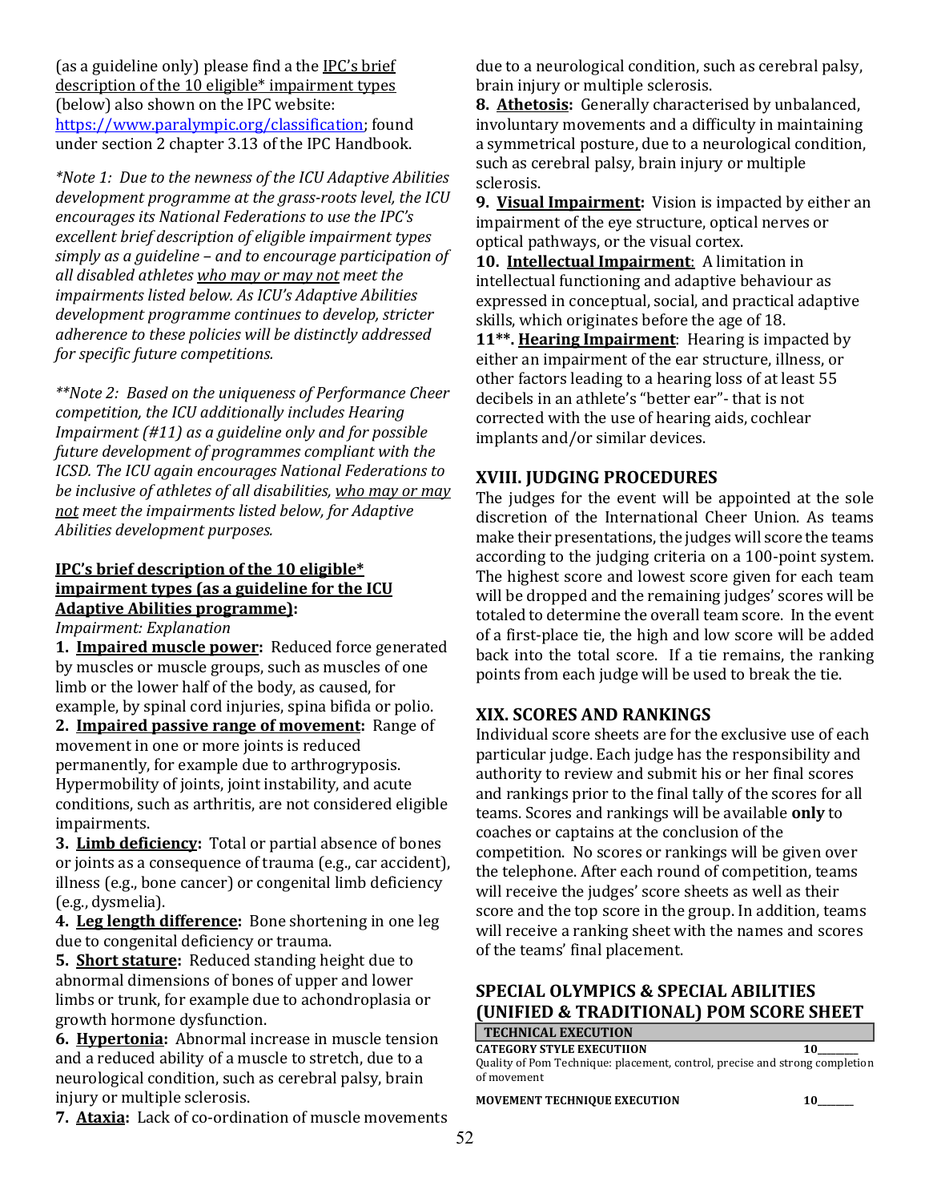(as a guideline only) please find a the IPC's brief description of the 10 eligible* impairment types (below) also shown on the IPC website: https://www.paralympic.org/classification; found under section 2 chapter 3.13 of the IPC Handbook.

*\*Note 1: Due to the newness of the ICU Adaptive Abilities development programme at the grass-roots level, the ICU encourages its National Federations to use the IPC's excellent brief description of eligible impairment types simply as a guideline – and to encourage participation of all disabled athletes <u>who may or may not</u> meet the impairments listed below. As ICU's Adaptive Abilities development programme continues to develop, stricter adherence to these policies will be distinctly addressed for specific future competitions.*

*\*\*Note 2: Based on the uniqueness of Performance Cheer competition, the ICU additionally includes Hearing Impairment (#11) as a guideline only and for possible future development of programmes compliant with the ICSD. The ICU again encourages National Federations to be inclusive of athletes of all disabilities, <u>who may or may not</u> meet the impairments listed below, for Adaptive Abilities development purposes.*

**<u>IPC's brief description of the 10 eligible* impairment types (as a guideline for the ICU Adaptive Abilities programme)</u>:**

*Impairment: Explanation*

1. **<u>Impaired muscle power</u>:** Reduced force generated by muscles or muscle groups, such as muscles of one limb or the lower half of the body, as caused, for example, by spinal cord injuries, spina bifida or polio.
2. **<u>Impaired passive range of movement</u>:** Range of movement in one or more joints is reduced permanently, for example due to arthrogryposis. Hypermobility of joints, joint instability, and acute conditions, such as arthritis, are not considered eligible impairments.
3. **<u>Limb deficiency</u>:** Total or partial absence of bones or joints as a consequence of trauma (e.g., car accident), illness (e.g., bone cancer) or congenital limb deficiency (e.g., dysmelia).
4. **<u>Leg length difference</u>:** Bone shortening in one leg due to congenital deficiency or trauma.
5. **<u>Short stature</u>:** Reduced standing height due to abnormal dimensions of bones of upper and lower limbs or trunk, for example due to achondroplasia or growth hormone dysfunction.
6. **<u>Hypertonia</u>:** Abnormal increase in muscle tension and a reduced ability of a muscle to stretch, due to a neurological condition, such as cerebral palsy, brain injury or multiple sclerosis.
7. **<u>Ataxia</u>:** Lack of co-ordination of muscle movements due to a neurological condition, such as cerebral palsy, brain injury or multiple sclerosis.
8. **<u>Athetosis</u>:** Generally characterised by unbalanced, involuntary movements and a difficulty in maintaining a symmetrical posture, due to a neurological condition, such as cerebral palsy, brain injury or multiple sclerosis.
9. **<u>Visual Impairment</u>:** Vision is impacted by either an impairment of the eye structure, optical nerves or optical pathways, or the visual cortex.
10. **<u>Intellectual Impairment</u>**: A limitation in intellectual functioning and adaptive behaviour as expressed in conceptual, social, and practical adaptive skills, which originates before the age of 18.

**11\*\*. <u>Hearing Impairment</u>**: Hearing is impacted by either an impairment of the ear structure, illness, or other factors leading to a hearing loss of at least 55 decibels in an athlete's "better ear"- that is not corrected with the use of hearing aids, cochlear implants and/or similar devices.

## XVIII. JUDGING PROCEDURES

The judges for the event will be appointed at the sole discretion of the International Cheer Union. As teams make their presentations, the judges will score the teams according to the judging criteria on a 100-point system. The highest score and lowest score given for each team will be dropped and the remaining judges' scores will be totaled to determine the overall team score. In the event of a first-place tie, the high and low score will be added back into the total score. If a tie remains, the ranking points from each judge will be used to break the tie.

## XIX. SCORES AND RANKINGS

Individual score sheets are for the exclusive use of each particular judge. Each judge has the responsibility and authority to review and submit his or her final scores and rankings prior to the final tally of the scores for all teams. Scores and rankings will be available **only** to coaches or captains at the conclusion of the competition. No scores or rankings will be given over the telephone. After each round of competition, teams will receive the judges' score sheets as well as their score and the top score in the group. In addition, teams will receive a ranking sheet with the names and scores of the teams' final placement.

## SPECIAL OLYMPICS & SPECIAL ABILITIES (UNIFIED & TRADITIONAL) POM SCORE SHEET

| TECHNICAL EXECUTION | |
|---|---|
| **CATEGORY STYLE EXECUTIION**<br>Quality of Pom Technique: placement, control, precise and strong completion of movement | 10_______ |
| **MOVEMENT TECHNIQUE EXECUTION** | 10_______ |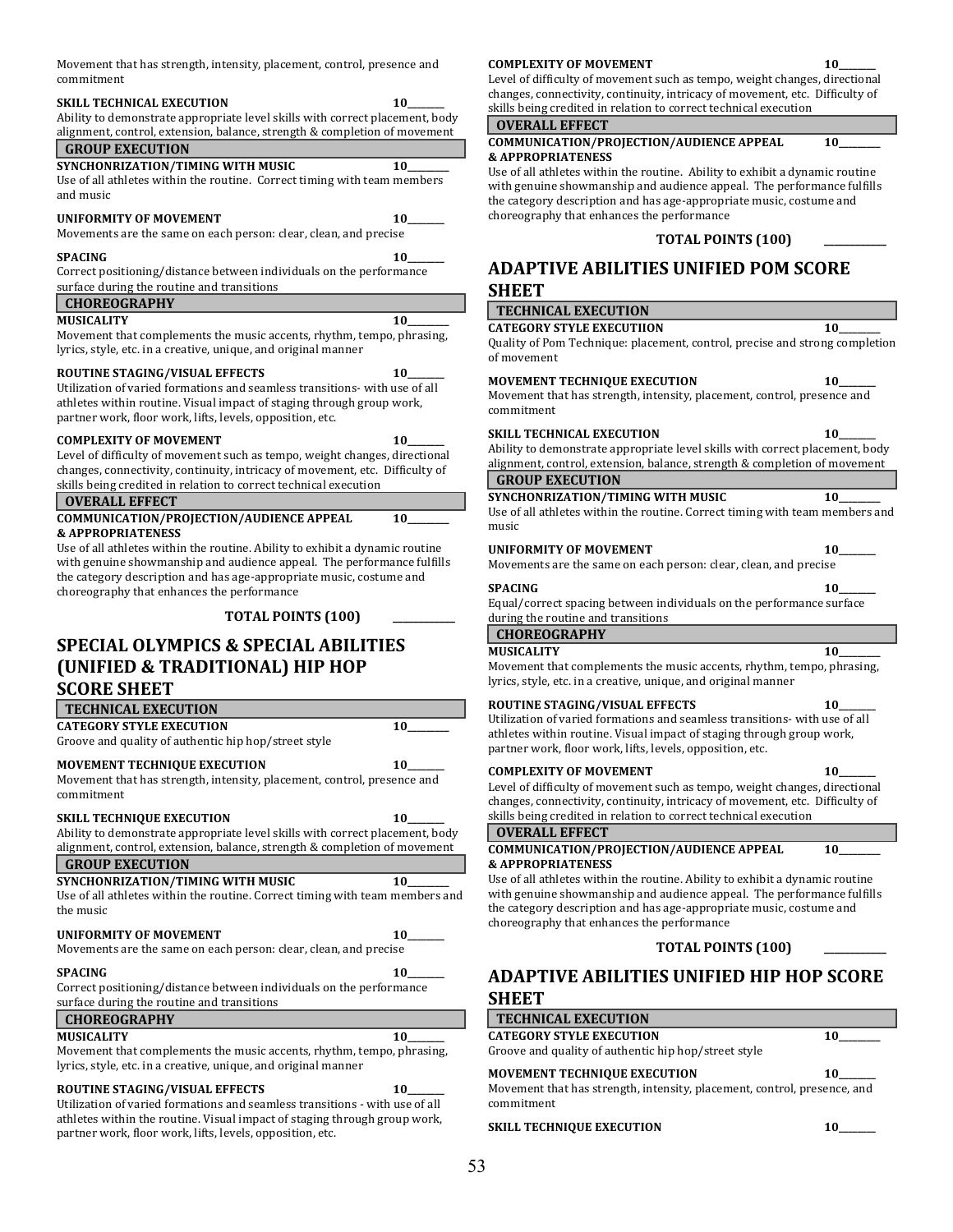Movement that has strength, intensity, placement, control, presence and commitment

**SKILL TECHNICAL EXECUTION** 10_______
Ability to demonstrate appropriate level skills with correct placement, body alignment, control, extension, balance, strength & completion of movement

**GROUP EXECUTION**

**SYNCHONRIZATION/TIMING WITH MUSIC** 10_______
Use of all athletes within the routine. Correct timing with team members and music

**UNIFORMITY OF MOVEMENT** 10_______
Movements are the same on each person: clear, clean, and precise

**SPACING** 10_______
Correct positioning/distance between individuals on the performance surface during the routine and transitions

**CHOREOGRAPHY**

**MUSICALITY** 10_______
Movement that complements the music accents, rhythm, tempo, phrasing, lyrics, style, etc. in a creative, unique, and original manner

**ROUTINE STAGING/VISUAL EFFECTS** 10_______
Utilization of varied formations and seamless transitions- with use of all athletes within routine. Visual impact of staging through group work, partner work, floor work, lifts, levels, opposition, etc.

**COMPLEXITY OF MOVEMENT** 10_______
Level of difficulty of movement such as tempo, weight changes, directional changes, connectivity, continuity, intricacy of movement, etc. Difficulty of skills being credited in relation to correct technical execution

**OVERALL EFFECT**

**COMMUNICATION/PROJECTION/AUDIENCE APPEAL & APPROPRIATENESS** 10_______
Use of all athletes within the routine. Ability to exhibit a dynamic routine with genuine showmanship and audience appeal. The performance fulfills the category description and has age-appropriate music, costume and choreography that enhances the performance

**TOTAL POINTS (100)** _______

## SPECIAL OLYMPICS & SPECIAL ABILITIES (UNIFIED & TRADITIONAL) HIP HOP SCORE SHEET

**TECHNICAL EXECUTION**

**CATEGORY STYLE EXECUTION** 10_______
Groove and quality of authentic hip hop/street style

**MOVEMENT TECHNIQUE EXECUTION** 10_______
Movement that has strength, intensity, placement, control, presence and commitment

**SKILL TECHNIQUE EXECUTION** 10_______
Ability to demonstrate appropriate level skills with correct placement, body alignment, control, extension, balance, strength & completion of movement

**GROUP EXECUTION**

**SYNCHONRIZATION/TIMING WITH MUSIC** 10_______
Use of all athletes within the routine. Correct timing with team members and the music

**UNIFORMITY OF MOVEMENT** 10_______
Movements are the same on each person: clear, clean, and precise

**SPACING** 10_______
Correct positioning/distance between individuals on the performance surface during the routine and transitions

**CHOREOGRAPHY**

**MUSICALITY** 10_______
Movement that complements the music accents, rhythm, tempo, phrasing, lyrics, style, etc. in a creative, unique, and original manner

**ROUTINE STAGING/VISUAL EFFECTS** 10_______
Utilization of varied formations and seamless transitions - with use of all athletes within the routine. Visual impact of staging through group work, partner work, floor work, lifts, levels, opposition, etc.

**COMPLEXITY OF MOVEMENT** 10_______
Level of difficulty of movement such as tempo, weight changes, directional changes, connectivity, continuity, intricacy of movement, etc. Difficulty of skills being credited in relation to correct technical execution

**OVERALL EFFECT**

**COMMUNICATION/PROJECTION/AUDIENCE APPEAL & APPROPRIATENESS** 10_______
Use of all athletes within the routine. Ability to exhibit a dynamic routine with genuine showmanship and audience appeal. The performance fulfills the category description and has age-appropriate music, costume and choreography that enhances the performance

**TOTAL POINTS (100)** _______

## ADAPTIVE ABILITIES UNIFIED POM SCORE SHEET

**TECHNICAL EXECUTION**

**CATEGORY STYLE EXECUTIION** 10_______
Quality of Pom Technique: placement, control, precise and strong completion of movement

**MOVEMENT TECHNIQUE EXECUTION** 10_______
Movement that has strength, intensity, placement, control, presence and commitment

**SKILL TECHNICAL EXECUTION** 10_______
Ability to demonstrate appropriate level skills with correct placement, body alignment, control, extension, balance, strength & completion of movement

**GROUP EXECUTION**

**SYNCHONRIZATION/TIMING WITH MUSIC** 10_______
Use of all athletes within the routine. Correct timing with team members and music

**UNIFORMITY OF MOVEMENT** 10_______
Movements are the same on each person: clear, clean, and precise

**SPACING** 10_______
Equal/correct spacing between individuals on the performance surface during the routine and transitions

**CHOREOGRAPHY**

**MUSICALITY** 10_______
Movement that complements the music accents, rhythm, tempo, phrasing, lyrics, style, etc. in a creative, unique, and original manner

**ROUTINE STAGING/VISUAL EFFECTS** 10_______
Utilization of varied formations and seamless transitions- with use of all athletes within routine. Visual impact of staging through group work, partner work, floor work, lifts, levels, opposition, etc.

**COMPLEXITY OF MOVEMENT** 10_______
Level of difficulty of movement such as tempo, weight changes, directional changes, connectivity, continuity, intricacy of movement, etc. Difficulty of skills being credited in relation to correct technical execution

**OVERALL EFFECT**

**COMMUNICATION/PROJECTION/AUDIENCE APPEAL & APPROPRIATENESS** 10_______
Use of all athletes within the routine. Ability to exhibit a dynamic routine with genuine showmanship and audience appeal. The performance fulfills the category description and has age-appropriate music, costume and choreography that enhances the performance

**TOTAL POINTS (100)** _______

## ADAPTIVE ABILITIES UNIFIED HIP HOP SCORE SHEET

**TECHNICAL EXECUTION**

**CATEGORY STYLE EXECUTION** 10_______
Groove and quality of authentic hip hop/street style

**MOVEMENT TECHNIQUE EXECUTION** 10_______
Movement that has strength, intensity, placement, control, presence, and commitment

**SKILL TECHNIQUE EXECUTION** 10_______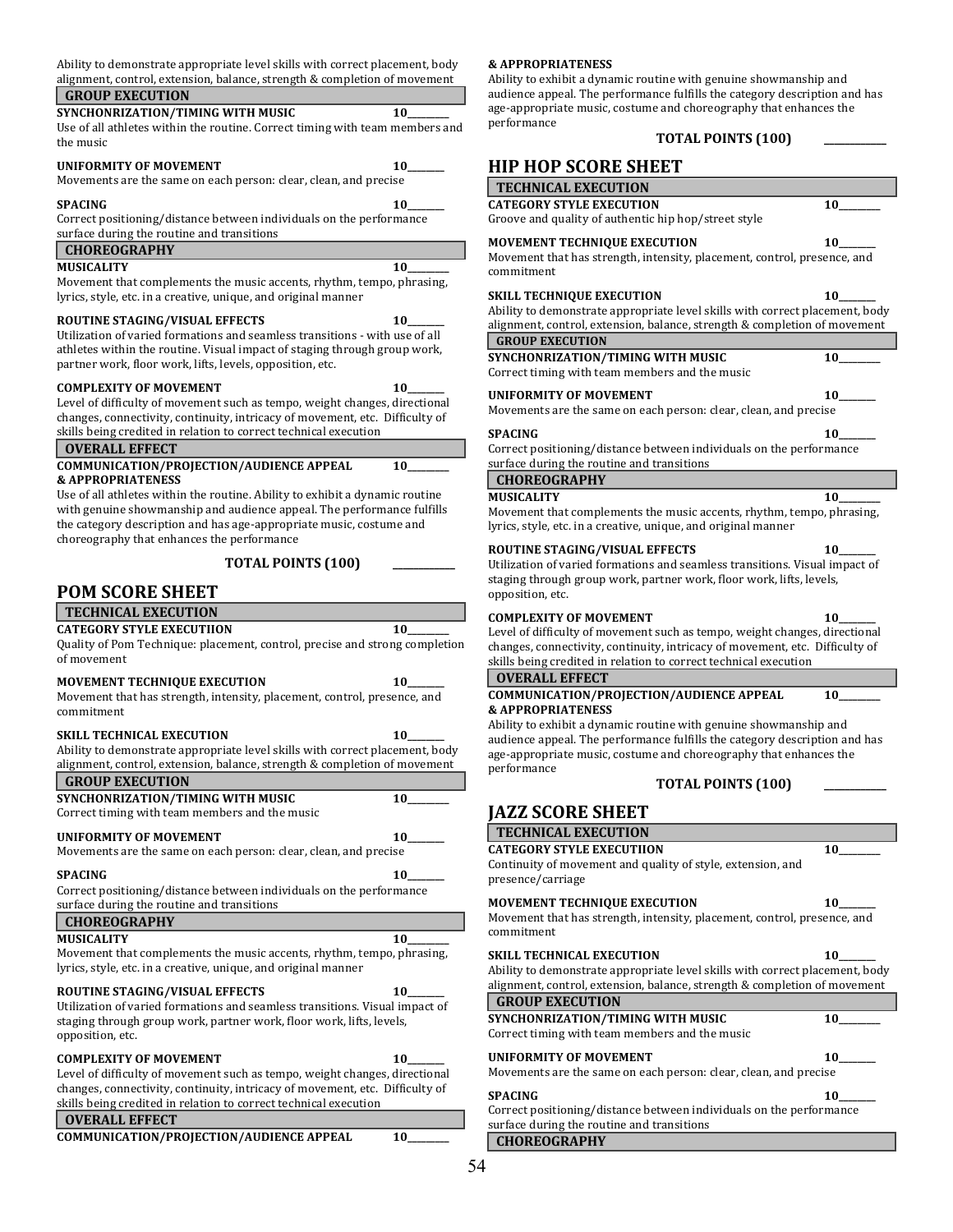Ability to demonstrate appropriate level skills with correct placement, body alignment, control, extension, balance, strength & completion of movement

**GROUP EXECUTION**

**SYNCHONRIZATION/TIMING WITH MUSIC** 10________
Use of all athletes within the routine. Correct timing with team members and the music

**UNIFORMITY OF MOVEMENT** 10_______
Movements are the same on each person: clear, clean, and precise

**SPACING** 10_______
Correct positioning/distance between individuals on the performance surface during the routine and transitions

**CHOREOGRAPHY**

**MUSICALITY** 10________
Movement that complements the music accents, rhythm, tempo, phrasing, lyrics, style, etc. in a creative, unique, and original manner

**ROUTINE STAGING/VISUAL EFFECTS** 10_______
Utilization of varied formations and seamless transitions - with use of all athletes within the routine. Visual impact of staging through group work, partner work, floor work, lifts, levels, opposition, etc.

**COMPLEXITY OF MOVEMENT** 10_______
Level of difficulty of movement such as tempo, weight changes, directional changes, connectivity, continuity, intricacy of movement, etc. Difficulty of skills being credited in relation to correct technical execution

**OVERALL EFFECT**

**COMMUNICATION/PROJECTION/AUDIENCE APPEAL & APPROPRIATENESS** 10________
Use of all athletes within the routine. Ability to exhibit a dynamic routine with genuine showmanship and audience appeal. The performance fulfills the category description and has age-appropriate music, costume and choreography that enhances the performance

**TOTAL POINTS (100)** ____________

## POM SCORE SHEET

**TECHNICAL EXECUTION**

**CATEGORY STYLE EXECUTIION** 10________
Quality of Pom Technique: placement, control, precise and strong completion of movement

**MOVEMENT TECHNIQUE EXECUTION** 10_______
Movement that has strength, intensity, placement, control, presence, and commitment

**SKILL TECHNICAL EXECUTION** 10_______
Ability to demonstrate appropriate level skills with correct placement, body alignment, control, extension, balance, strength & completion of movement

**GROUP EXECUTION**

**SYNCHONRIZATION/TIMING WITH MUSIC** 10________
Correct timing with team members and the music

**UNIFORMITY OF MOVEMENT** 10_______
Movements are the same on each person: clear, clean, and precise

**SPACING** 10_______
Correct positioning/distance between individuals on the performance surface during the routine and transitions

**CHOREOGRAPHY**

**MUSICALITY** 10________
Movement that complements the music accents, rhythm, tempo, phrasing, lyrics, style, etc. in a creative, unique, and original manner

**ROUTINE STAGING/VISUAL EFFECTS** 10_______
Utilization of varied formations and seamless transitions. Visual impact of staging through group work, partner work, floor work, lifts, levels, opposition, etc.

**COMPLEXITY OF MOVEMENT** 10_______
Level of difficulty of movement such as tempo, weight changes, directional changes, connectivity, continuity, intricacy of movement, etc. Difficulty of skills being credited in relation to correct technical execution

**OVERALL EFFECT**

**COMMUNICATION/PROJECTION/AUDIENCE APPEAL & APPROPRIATENESS** 10________
Ability to exhibit a dynamic routine with genuine showmanship and audience appeal. The performance fulfills the category description and has age-appropriate music, costume and choreography that enhances the performance

**TOTAL POINTS (100)** ____________

## HIP HOP SCORE SHEET

**TECHNICAL EXECUTION**

**CATEGORY STYLE EXECUTION** 10________
Groove and quality of authentic hip hop/street style

**MOVEMENT TECHNIQUE EXECUTION** 10_______
Movement that has strength, intensity, placement, control, presence, and commitment

**SKILL TECHNIQUE EXECUTION** 10_______
Ability to demonstrate appropriate level skills with correct placement, body alignment, control, extension, balance, strength & completion of movement

**GROUP EXECUTION**

**SYNCHONRIZATION/TIMING WITH MUSIC** 10________
Correct timing with team members and the music

**UNIFORMITY OF MOVEMENT** 10_______
Movements are the same on each person: clear, clean, and precise

**SPACING** 10_______
Correct positioning/distance between individuals on the performance surface during the routine and transitions

**CHOREOGRAPHY**

**MUSICALITY** 10________
Movement that complements the music accents, rhythm, tempo, phrasing, lyrics, style, etc. in a creative, unique, and original manner

**ROUTINE STAGING/VISUAL EFFECTS** 10_______
Utilization of varied formations and seamless transitions. Visual impact of staging through group work, partner work, floor work, lifts, levels, opposition, etc.

**COMPLEXITY OF MOVEMENT** 10_______
Level of difficulty of movement such as tempo, weight changes, directional changes, connectivity, continuity, intricacy of movement, etc. Difficulty of skills being credited in relation to correct technical execution

**OVERALL EFFECT**

**COMMUNICATION/PROJECTION/AUDIENCE APPEAL & APPROPRIATENESS** 10________
Ability to exhibit a dynamic routine with genuine showmanship and audience appeal. The performance fulfills the category description and has age-appropriate music, costume and choreography that enhances the performance

**TOTAL POINTS (100)** ____________

## JAZZ SCORE SHEET

**TECHNICAL EXECUTION**

**CATEGORY STYLE EXECUTIION** 10________
Continuity of movement and quality of style, extension, and presence/carriage

**MOVEMENT TECHNIQUE EXECUTION** 10_______
Movement that has strength, intensity, placement, control, presence, and commitment

**SKILL TECHNICAL EXECUTION** 10_______
Ability to demonstrate appropriate level skills with correct placement, body alignment, control, extension, balance, strength & completion of movement

**GROUP EXECUTION**

**SYNCHONRIZATION/TIMING WITH MUSIC** 10________
Correct timing with team members and the music

**UNIFORMITY OF MOVEMENT** 10_______
Movements are the same on each person: clear, clean, and precise

**SPACING** 10_______
Correct positioning/distance between individuals on the performance surface during the routine and transitions

**CHOREOGRAPHY**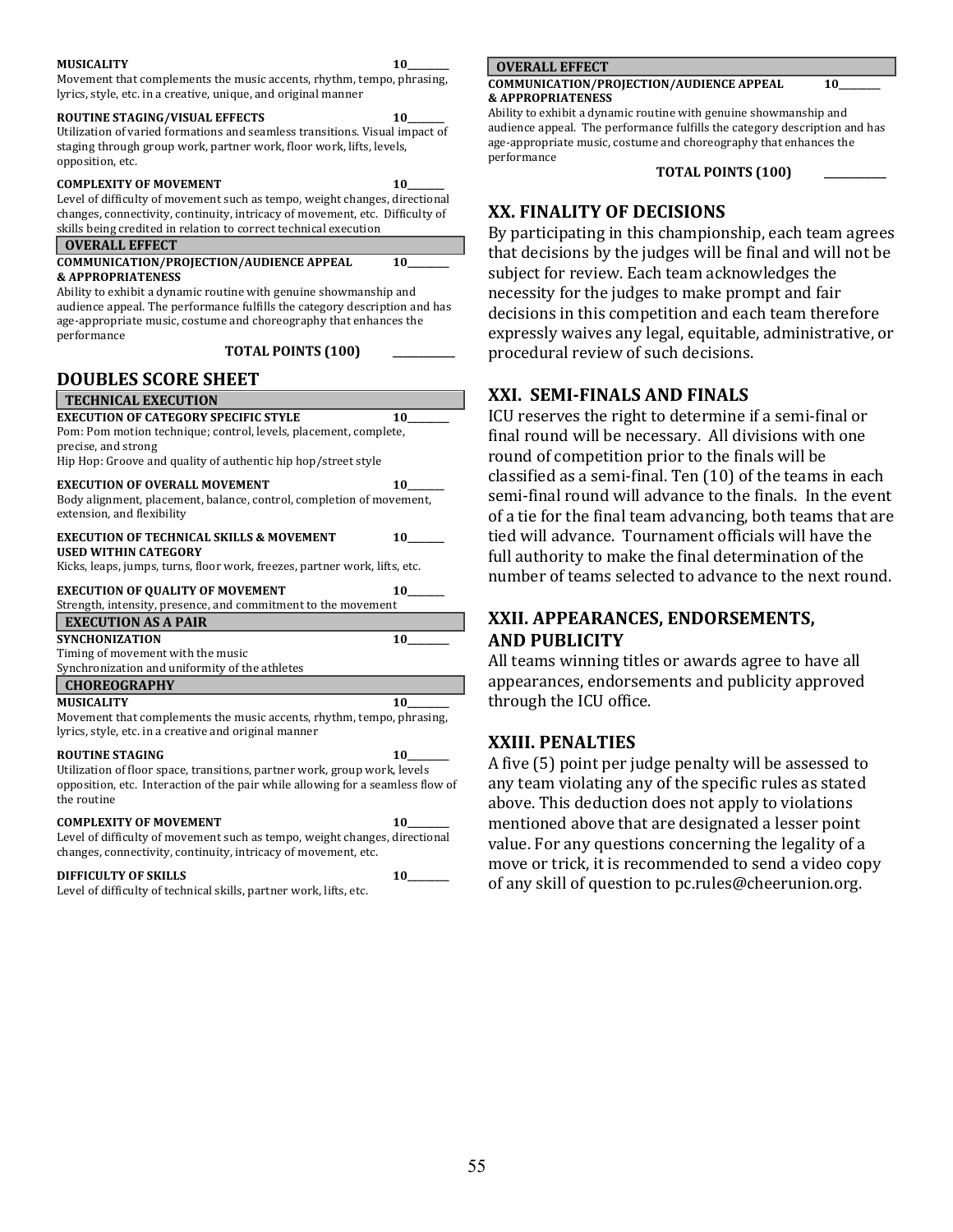**MUSICALITY** 10________

Movement that complements the music accents, rhythm, tempo, phrasing, lyrics, style, etc. in a creative, unique, and original manner

**ROUTINE STAGING/VISUAL EFFECTS** 10________

Utilization of varied formations and seamless transitions. Visual impact of staging through group work, partner work, floor work, lifts, levels, opposition, etc.

**COMPLEXITY OF MOVEMENT** 10________

Level of difficulty of movement such as tempo, weight changes, directional changes, connectivity, continuity, intricacy of movement, etc. Difficulty of skills being credited in relation to correct technical execution

**OVERALL EFFECT**

**COMMUNICATION/PROJECTION/AUDIENCE APPEAL & APPROPRIATENESS** 10________

Ability to exhibit a dynamic routine with genuine showmanship and audience appeal. The performance fulfills the category description and has age-appropriate music, costume and choreography that enhances the performance

**TOTAL POINTS (100)** ____________

## DOUBLES SCORE SHEET

**TECHNICAL EXECUTION**

**EXECUTION OF CATEGORY SPECIFIC STYLE** 10________

Pom: Pom motion technique; control, levels, placement, complete, precise, and strong

Hip Hop: Groove and quality of authentic hip hop/street style

**EXECUTION OF OVERALL MOVEMENT** 10________

Body alignment, placement, balance, control, completion of movement, extension, and flexibility

**EXECUTION OF TECHNICAL SKILLS & MOVEMENT USED WITHIN CATEGORY** 10________

Kicks, leaps, jumps, turns, floor work, freezes, partner work, lifts, etc.

**EXECUTION OF QUALITY OF MOVEMENT** 10________

Strength, intensity, presence, and commitment to the movement

**EXECUTION AS A PAIR**

**SYNCHONIZATION** 10________

Timing of movement with the music

Synchronization and uniformity of the athletes

**CHOREOGRAPHY**

**MUSICALITY** 10________

Movement that complements the music accents, rhythm, tempo, phrasing, lyrics, style, etc. in a creative and original manner

**ROUTINE STAGING** 10________

Utilization of floor space, transitions, partner work, group work, levels opposition, etc. Interaction of the pair while allowing for a seamless flow of the routine

**COMPLEXITY OF MOVEMENT** 10________

Level of difficulty of movement such as tempo, weight changes, directional changes, connectivity, continuity, intricacy of movement, etc.

**DIFFICULTY OF SKILLS** 10________

Level of difficulty of technical skills, partner work, lifts, etc.

**OVERALL EFFECT**

**COMMUNICATION/PROJECTION/AUDIENCE APPEAL & APPROPRIATENESS** 10________

Ability to exhibit a dynamic routine with genuine showmanship and audience appeal. The performance fulfills the category description and has age-appropriate music, costume and choreography that enhances the performance

**TOTAL POINTS (100)** ____________

## XX. FINALITY OF DECISIONS

By participating in this championship, each team agrees that decisions by the judges will be final and will not be subject for review. Each team acknowledges the necessity for the judges to make prompt and fair decisions in this competition and each team therefore expressly waives any legal, equitable, administrative, or procedural review of such decisions.

## XXI. SEMI-FINALS AND FINALS

ICU reserves the right to determine if a semi-final or final round will be necessary. All divisions with one round of competition prior to the finals will be classified as a semi-final. Ten (10) of the teams in each semi-final round will advance to the finals. In the event of a tie for the final team advancing, both teams that are tied will advance. Tournament officials will have the full authority to make the final determination of the number of teams selected to advance to the next round.

## XXII. APPEARANCES, ENDORSEMENTS, AND PUBLICITY

All teams winning titles or awards agree to have all appearances, endorsements and publicity approved through the ICU office.

## XXIII. PENALTIES

A five (5) point per judge penalty will be assessed to any team violating any of the specific rules as stated above. This deduction does not apply to violations mentioned above that are designated a lesser point value. For any questions concerning the legality of a move or trick, it is recommended to send a video copy of any skill of question to pc.rules@cheerunion.org.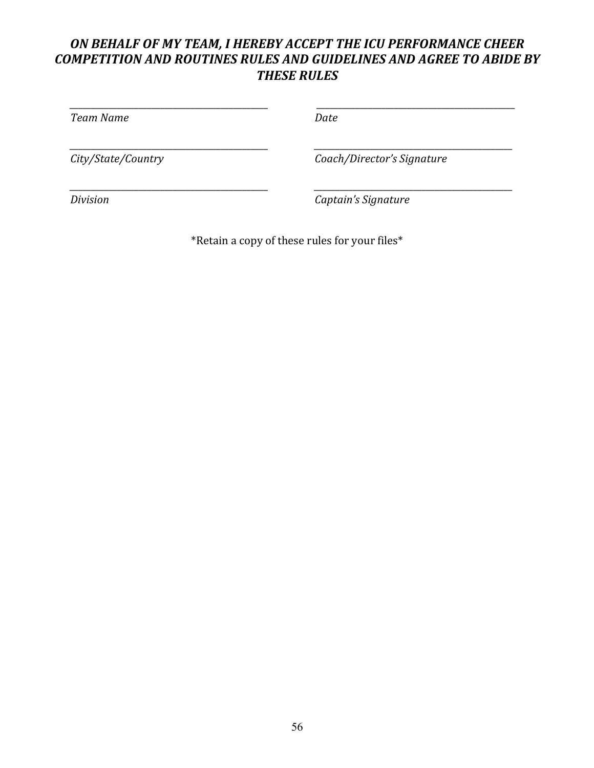***ON BEHALF OF MY TEAM, I HEREBY ACCEPT THE ICU PERFORMANCE CHEER COMPETITION AND ROUTINES RULES AND GUIDELINES AND AGREE TO ABIDE BY THESE RULES***

| | |
|---|---|
| ______________________________ | ______________________________ |
| *Team Name* | *Date* |
| ______________________________ | ______________________________ |
| *City/State/Country* | *Coach/Director's Signature* |
| ______________________________ | ______________________________ |
| *Division* | *Captain's Signature* |

*Retain a copy of these rules for your files*